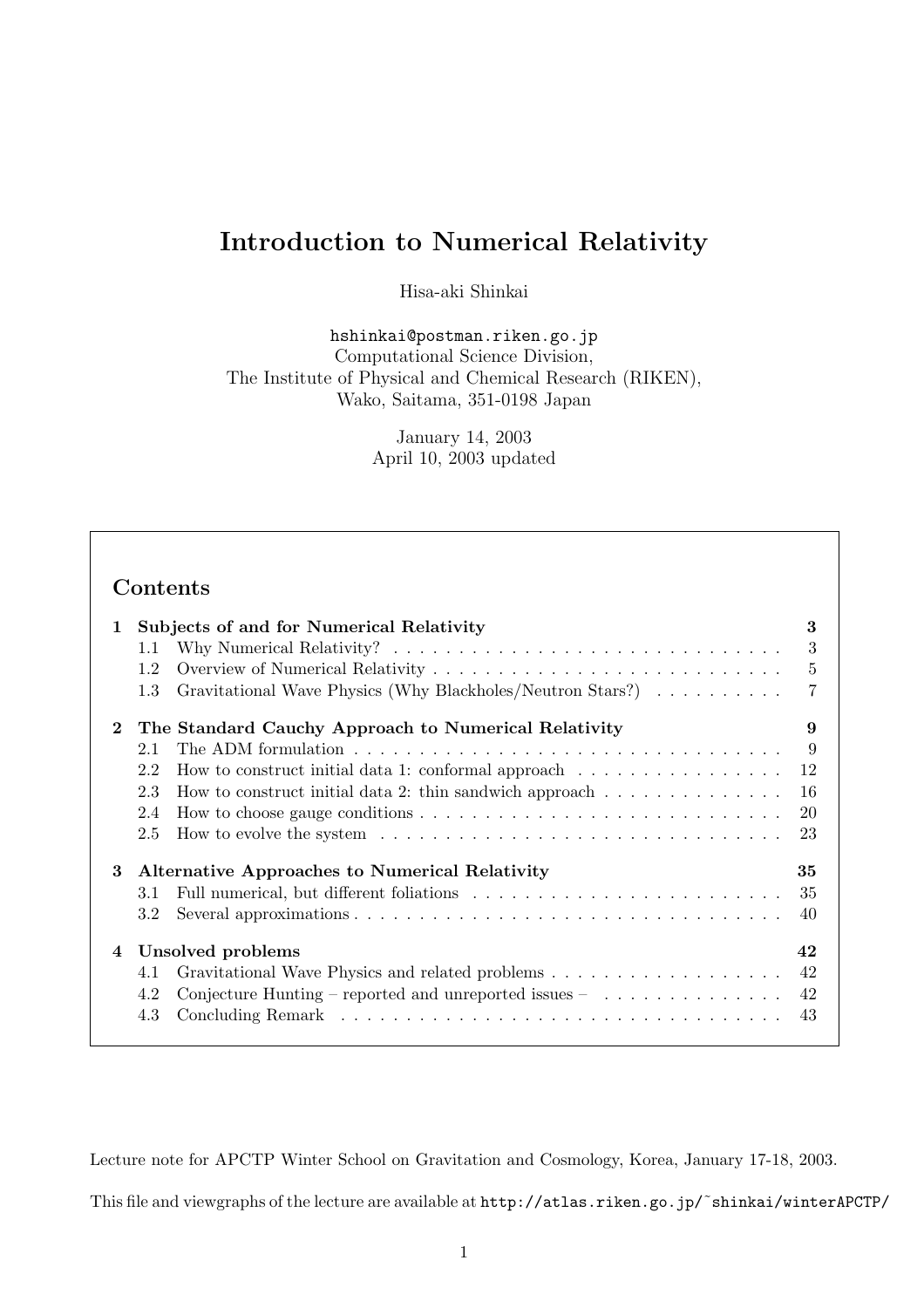# Introduction to Numerical Relativity

Hisa-aki Shinkai

`hshinkai@postman.riken.go.jp`
Computational Science Division,
The Institute of Physical and Chemical Research (RIKEN),
Wako, Saitama, 351-0198 Japan

January 14, 2003
April 10, 2003 updated

## Contents

**1 Subjects of and for Numerical Relativity** — **3**
- 1.1 Why Numerical Relativity? — 3
- 1.2 Overview of Numerical Relativity — 5
- 1.3 Gravitational Wave Physics (Why Blackholes/Neutron Stars?) — 7

**2 The Standard Cauchy Approach to Numerical Relativity** — **9**
- 2.1 The ADM formulation — 9
- 2.2 How to construct initial data 1: conformal approach — 12
- 2.3 How to construct initial data 2: thin sandwich approach — 16
- 2.4 How to choose gauge conditions — 20
- 2.5 How to evolve the system — 23

**3 Alternative Approaches to Numerical Relativity** — **35**
- 3.1 Full numerical, but different foliations — 35
- 3.2 Several approximations — 40

**4 Unsolved problems** — **42**
- 4.1 Gravitational Wave Physics and related problems — 42
- 4.2 Conjecture Hunting – reported and unreported issues – — 42
- 4.3 Concluding Remark — 43

Lecture note for APCTP Winter School on Gravitation and Cosmology, Korea, January 17-18, 2003.

This file and viewgraphs of the lecture are available at `http://atlas.riken.go.jp/~shinkai/winterAPCTP/`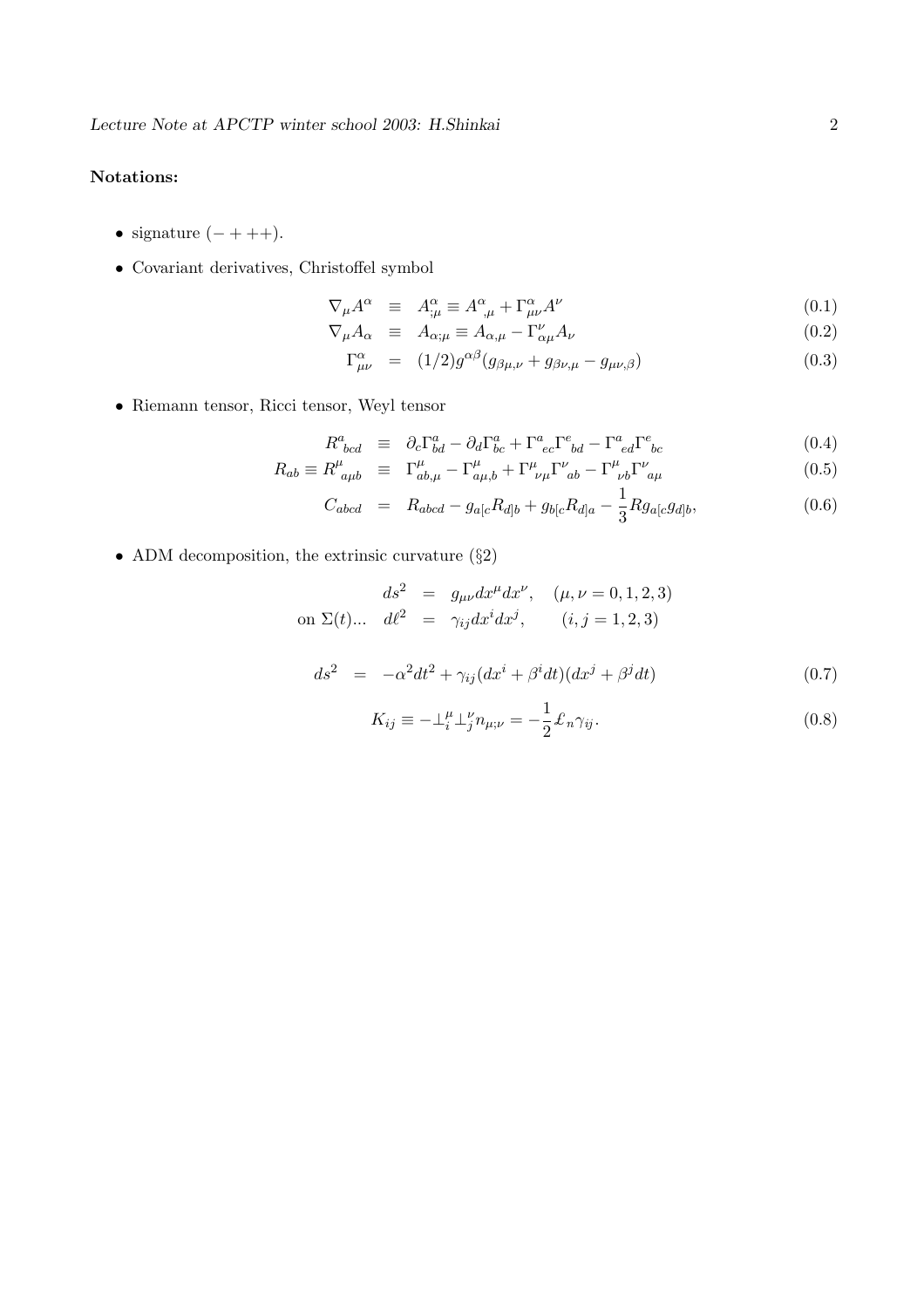**Notations:**

- signature $(-+++)$.
- Covariant derivatives, Christoffel symbol

$$\nabla_\mu A^\alpha \equiv A^\alpha_{;\mu} \equiv A^\alpha{}_{,\mu} + \Gamma^\alpha_{\mu\nu} A^\nu \tag{0.1}$$

$$\nabla_\mu A_\alpha \equiv A_{\alpha;\mu} \equiv A_{\alpha,\mu} - \Gamma^\nu_{\alpha\mu} A_\nu \tag{0.2}$$

$$\Gamma^\alpha_{\mu\nu} = (1/2) g^{\alpha\beta} (g_{\beta\mu,\nu} + g_{\beta\nu,\mu} - g_{\mu\nu,\beta}) \tag{0.3}$$

- Riemann tensor, Ricci tensor, Weyl tensor

$$R^a{}_{bcd} \equiv \partial_c \Gamma^a_{bd} - \partial_d \Gamma^a_{bc} + \Gamma^a{}_{ec} \Gamma^e{}_{bd} - \Gamma^a{}_{ed} \Gamma^e{}_{bc} \tag{0.4}$$

$$R_{ab} \equiv R^\mu{}_{a\mu b} \equiv \Gamma^\mu_{ab,\mu} - \Gamma^\mu_{a\mu,b} + \Gamma^\mu{}_{\nu\mu} \Gamma^\nu{}_{ab} - \Gamma^\mu{}_{\nu b} \Gamma^\nu{}_{a\mu} \tag{0.5}$$

$$C_{abcd} = R_{abcd} - g_{a[c} R_{d]b} + g_{b[c} R_{d]a} - \frac{1}{3} R g_{a[c} g_{d]b}, \tag{0.6}$$

- ADM decomposition, the extrinsic curvature (§2)

$$ds^2 = g_{\mu\nu} dx^\mu dx^\nu, \quad (\mu, \nu = 0, 1, 2, 3)$$

$$\text{on } \Sigma(t) \ldots \quad d\ell^2 = \gamma_{ij} dx^i dx^j, \quad (i, j = 1, 2, 3)$$

$$ds^2 = -\alpha^2 dt^2 + \gamma_{ij}(dx^i + \beta^i dt)(dx^j + \beta^j dt) \tag{0.7}$$

$$K_{ij} \equiv -\perp^\mu_i \perp^\nu_j n_{\mu;\nu} = -\frac{1}{2} \pounds_n \gamma_{ij}. \tag{0.8}$$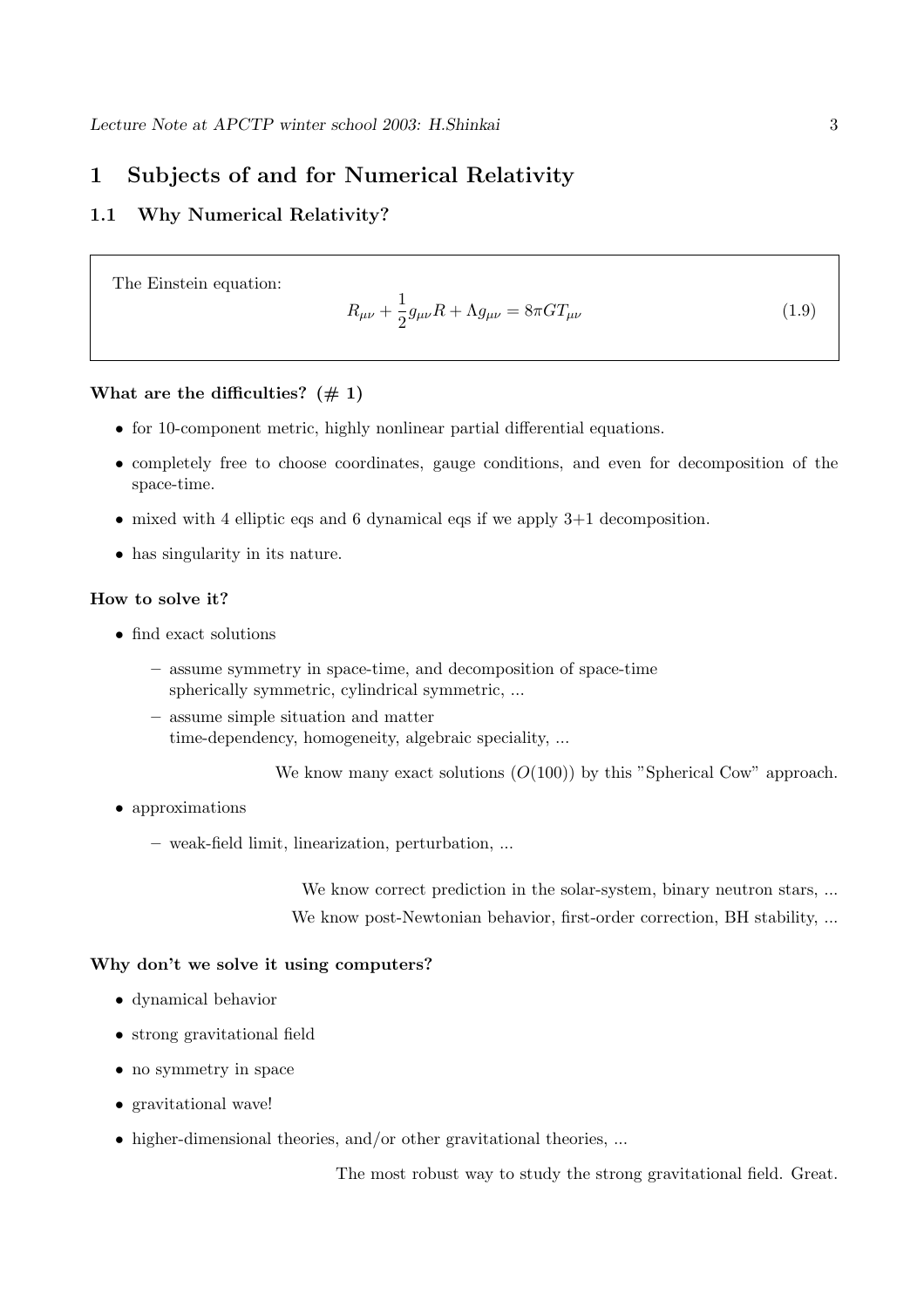# 1 Subjects of and for Numerical Relativity

## 1.1 Why Numerical Relativity?

The Einstein equation:

$$R_{\mu\nu} + \frac{1}{2} g_{\mu\nu} R + \Lambda g_{\mu\nu} = 8\pi G T_{\mu\nu} \tag{1.9}$$

**What are the difficulties? (# 1)**

- for 10-component metric, highly nonlinear partial differential equations.
- completely free to choose coordinates, gauge conditions, and even for decomposition of the space-time.
- mixed with 4 elliptic eqs and 6 dynamical eqs if we apply 3+1 decomposition.
- has singularity in its nature.

**How to solve it?**

- find exact solutions
  - assume symmetry in space-time, and decomposition of space-time
    spherically symmetric, cylindrical symmetric, ...
  - assume simple situation and matter
    time-dependency, homogeneity, algebraic speciality, ...

  We know many exact solutions ($O(100)$) by this "Spherical Cow" approach.

- approximations
  - weak-field limit, linearization, perturbation, ...

  We know correct prediction in the solar-system, binary neutron stars, ...
  We know post-Newtonian behavior, first-order correction, BH stability, ...

**Why don't we solve it using computers?**

- dynamical behavior
- strong gravitational field
- no symmetry in space
- gravitational wave!
- higher-dimensional theories, and/or other gravitational theories, ...

The most robust way to study the strong gravitational field. Great.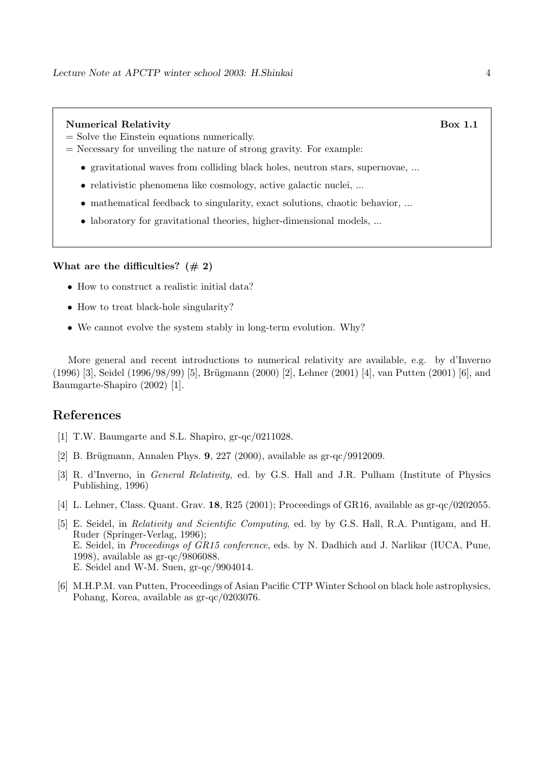**Numerical Relativity** **Box 1.1**

= Solve the Einstein equations numerically.
= Necessary for unveiling the nature of strong gravity. For example:

- gravitational waves from colliding black holes, neutron stars, supernovae, ...
- relativistic phenomena like cosmology, active galactic nuclei, ...
- mathematical feedback to singularity, exact solutions, chaotic behavior, ...
- laboratory for gravitational theories, higher-dimensional models, ...

**What are the difficulties? (# 2)**

- How to construct a realistic initial data?
- How to treat black-hole singularity?
- We cannot evolve the system stably in long-term evolution. Why?

More general and recent introductions to numerical relativity are available, e.g. by d'Inverno (1996) [3], Seidel (1996/98/99) [5], Brügmann (2000) [2], Lehner (2001) [4], van Putten (2001) [6], and Baumgarte-Shapiro (2002) [1].

## References

[1] T.W. Baumgarte and S.L. Shapiro, gr-qc/0211028.

[2] B. Brügmann, Annalen Phys. **9**, 227 (2000), available as gr-qc/9912009.

[3] R. d'Inverno, in *General Relativity*, ed. by G.S. Hall and J.R. Pulham (Institute of Physics Publishing, 1996)

[4] L. Lehner, Class. Quant. Grav. **18**, R25 (2001); Proceedings of GR16, available as gr-qc/0202055.

[5] E. Seidel, in *Relativity and Scientific Computing*, ed. by by G.S. Hall, R.A. Puntigam, and H. Ruder (Springer-Verlag, 1996);
E. Seidel, in *Proceedings of GR15 conference*, eds. by N. Dadhich and J. Narlikar (IUCA, Pune, 1998), available as gr-qc/9806088.
E. Seidel and W-M. Suen, gr-qc/9904014.

[6] M.H.P.M. van Putten, Proceedings of Asian Pacific CTP Winter School on black hole astrophysics, Pohang, Korea, available as gr-qc/0203076.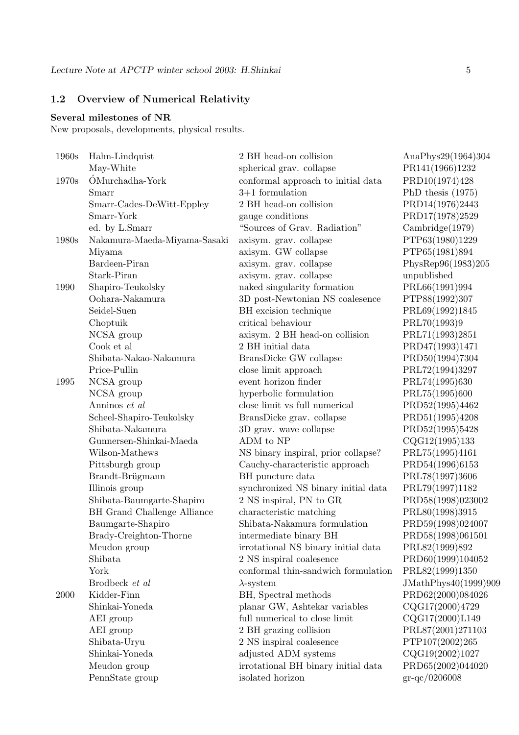### 1.2 Overview of Numerical Relativity

**Several milestones of NR**

New proposals, developments, physical results.

| | | | |
|---|---|---|---|
| 1960s | Hahn-Lindquist | 2 BH head-on collision | AnaPhys29(1964)304 |
| | May-White | spherical grav. collapse | PR141(1966)1232 |
| 1970s | ÓMurchadha-York | conformal approach to initial data | PRD10(1974)428 |
| | Smarr | 3+1 formulation | PhD thesis (1975) |
| | Smarr-Cades-DeWitt-Eppley | 2 BH head-on collision | PRD14(1976)2443 |
| | Smarr-York | gauge conditions | PRD17(1978)2529 |
| | ed. by L.Smarr | "Sources of Grav. Radiation" | Cambridge(1979) |
| 1980s | Nakamura-Maeda-Miyama-Sasaki | axisym. grav. collapse | PTP63(1980)1229 |
| | Miyama | axisym. GW collapse | PTP65(1981)894 |
| | Bardeen-Piran | axisym. grav. collapse | PhysRep96(1983)205 |
| | Stark-Piran | axisym. grav. collapse | unpublished |
| 1990 | Shapiro-Teukolsky | naked singularity formation | PRL66(1991)994 |
| | Oohara-Nakamura | 3D post-Newtonian NS coalesence | PTP88(1992)307 |
| | Seidel-Suen | BH excision technique | PRL69(1992)1845 |
| | Choptuik | critical behaviour | PRL70(1993)9 |
| | NCSA group | axisym. 2 BH head-on collision | PRL71(1993)2851 |
| | Cook et al | 2 BH initial data | PRD47(1993)1471 |
| | Shibata-Nakao-Nakamura | BransDicke GW collapse | PRD50(1994)7304 |
| | Price-Pullin | close limit approach | PRL72(1994)3297 |
| 1995 | NCSA group | event horizon finder | PRL74(1995)630 |
| | NCSA group | hyperbolic formulation | PRL75(1995)600 |
| | Anninos *et al* | close limit vs full numerical | PRD52(1995)4462 |
| | Scheel-Shapiro-Teukolsky | BransDicke grav. collapse | PRD51(1995)4208 |
| | Shibata-Nakamura | 3D grav. wave collapse | PRD52(1995)5428 |
| | Gunnersen-Shinkai-Maeda | ADM to NP | CQG12(1995)133 |
| | Wilson-Mathews | NS binary inspiral, prior collapse? | PRL75(1995)4161 |
| | Pittsburgh group | Cauchy-characteristic approach | PRD54(1996)6153 |
| | Brandt-Brügmann | BH puncture data | PRL78(1997)3606 |
| | Illinois group | synchronized NS binary initial data | PRL79(1997)1182 |
| | Shibata-Baumgarte-Shapiro | 2 NS inspiral, PN to GR | PRD58(1998)023002 |
| | BH Grand Challenge Alliance | characteristic matching | PRL80(1998)3915 |
| | Baumgarte-Shapiro | Shibata-Nakamura formulation | PRD59(1998)024007 |
| | Brady-Creighton-Thorne | intermediate binary BH | PRD58(1998)061501 |
| | Meudon group | irrotational NS binary initial data | PRL82(1999)892 |
| | Shibata | 2 NS inspiral coalesence | PRD60(1999)104052 |
| | York | conformal thin-sandwich formulation | PRL82(1999)1350 |
| | Brodbeck *et al* | $\lambda$-system | JMathPhys40(1999)909 |
| 2000 | Kidder-Finn | BH, Spectral methods | PRD62(2000)084026 |
| | Shinkai-Yoneda | planar GW, Ashtekar variables | CQG17(2000)4729 |
| | AEI group | full numerical to close limit | CQG17(2000)L149 |
| | AEI group | 2 BH grazing collision | PRL87(2001)271103 |
| | Shibata-Uryu | 2 NS inspiral coalesence | PTP107(2002)265 |
| | Shinkai-Yoneda | adjusted ADM systems | CQG19(2002)1027 |
| | Meudon group | irrotational BH binary initial data | PRD65(2002)044020 |
| | PennState group | isolated horizon | gr-qc/0206008 |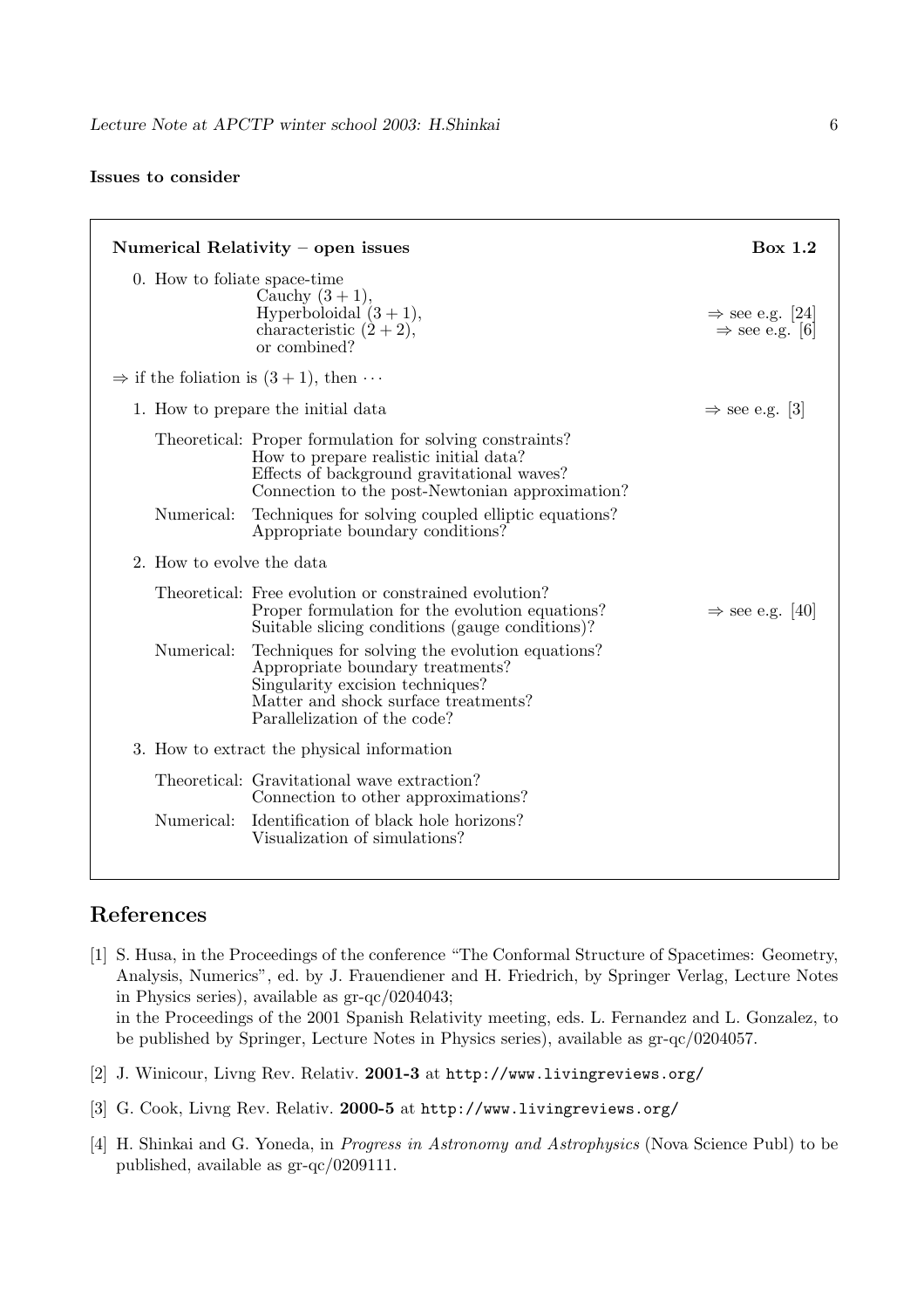**Issues to consider**

**Numerical Relativity – open issues** **Box 1.2**

0. How to foliate space-time
   - Cauchy $(3+1)$,
   - Hyperboloidal $(3+1)$, $\Rightarrow$ see e.g. [24]
   - characteristic $(2+2)$, $\Rightarrow$ see e.g. [6]
   - or combined?

$\Rightarrow$ if the foliation is $(3+1)$, then $\cdots$

1. How to prepare the initial data $\Rightarrow$ see e.g. [3]

   Theoretical: Proper formulation for solving constraints?
   How to prepare realistic initial data?
   Effects of background gravitational waves?
   Connection to the post-Newtonian approximation?

   Numerical: Techniques for solving coupled elliptic equations?
   Appropriate boundary conditions?

2. How to evolve the data

   Theoretical: Free evolution or constrained evolution?
   Proper formulation for the evolution equations? $\Rightarrow$ see e.g. [40]
   Suitable slicing conditions (gauge conditions)?

   Numerical: Techniques for solving the evolution equations?
   Appropriate boundary treatments?
   Singularity excision techniques?
   Matter and shock surface treatments?
   Parallelization of the code?

3. How to extract the physical information

   Theoretical: Gravitational wave extraction?
   Connection to other approximations?

   Numerical: Identification of black hole horizons?
   Visualization of simulations?

# References

[1] S. Husa, in the Proceedings of the conference "The Conformal Structure of Spacetimes: Geometry, Analysis, Numerics", ed. by J. Frauendiener and H. Friedrich, by Springer Verlag, Lecture Notes in Physics series), available as gr-qc/0204043;
in the Proceedings of the 2001 Spanish Relativity meeting, eds. L. Fernandez and L. Gonzalez, to be published by Springer, Lecture Notes in Physics series), available as gr-qc/0204057.

[2] J. Winicour, Livng Rev. Relativ. **2001-3** at `http://www.livingreviews.org/`

[3] G. Cook, Livng Rev. Relativ. **2000-5** at `http://www.livingreviews.org/`

[4] H. Shinkai and G. Yoneda, in *Progress in Astronomy and Astrophysics* (Nova Science Publ) to be published, available as gr-qc/0209111.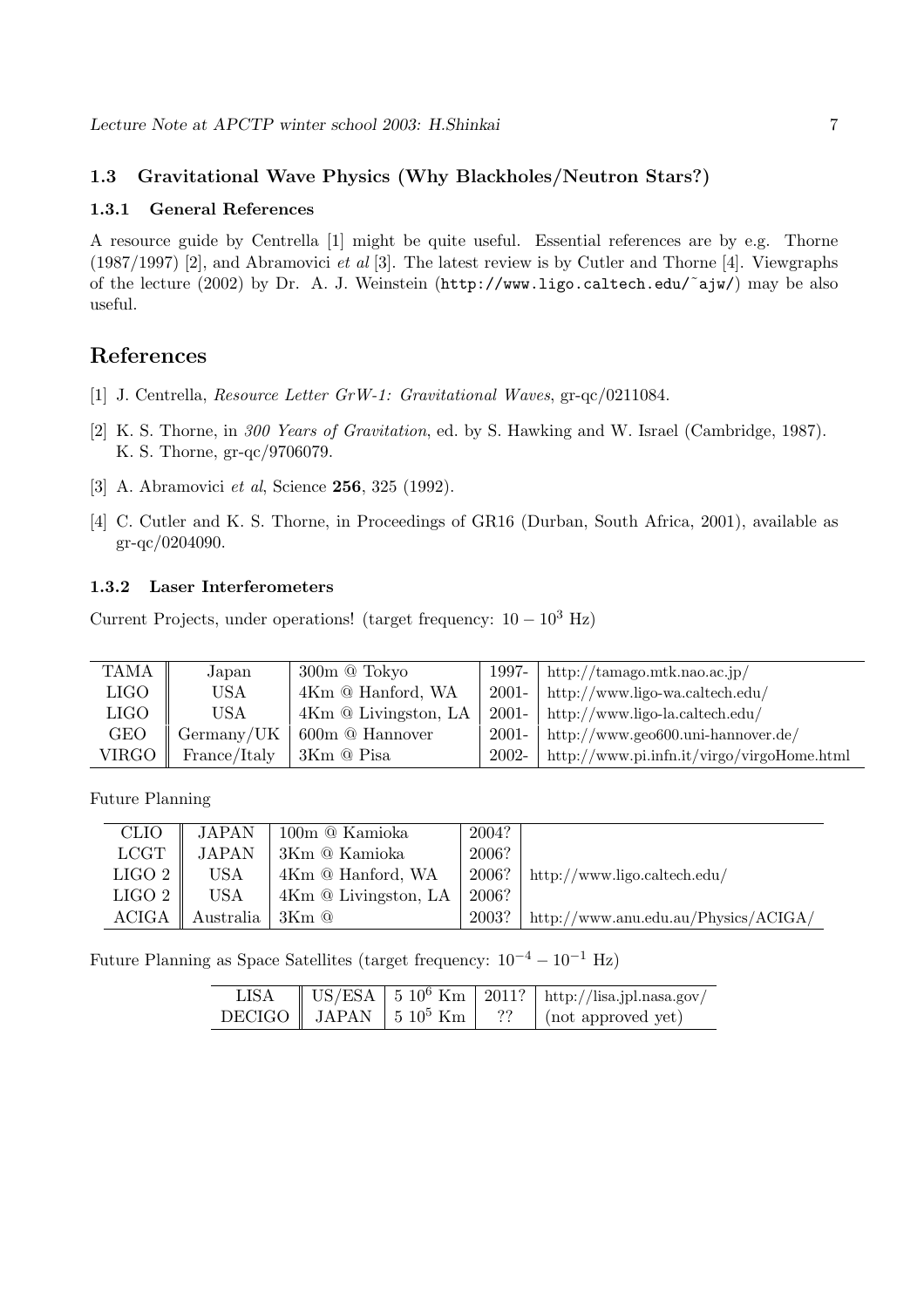### 1.3 Gravitational Wave Physics (Why Blackholes/Neutron Stars?)

#### 1.3.1 General References

A resource guide by Centrella [1] might be quite useful. Essential references are by e.g. Thorne (1987/1997) [2], and Abramovici *et al* [3]. The latest review is by Cutler and Thorne [4]. Viewgraphs of the lecture (2002) by Dr. A. J. Weinstein (`http://www.ligo.caltech.edu/~ajw/`) may be also useful.

## References

[1] J. Centrella, *Resource Letter GrW-1: Gravitational Waves*, gr-qc/0211084.

[2] K. S. Thorne, in *300 Years of Gravitation*, ed. by S. Hawking and W. Israel (Cambridge, 1987). K. S. Thorne, gr-qc/9706079.

[3] A. Abramovici *et al*, Science **256**, 325 (1992).

[4] C. Cutler and K. S. Thorne, in Proceedings of GR16 (Durban, South Africa, 2001), available as gr-qc/0204090.

#### 1.3.2 Laser Interferometers

Current Projects, under operations! (target frequency: $10 - 10^3$ Hz)

| | | | | |
|---|---|---|---|---|
| TAMA | Japan | 300m @ Tokyo | 1997- | http://tamago.mtk.nao.ac.jp/ |
| LIGO | USA | 4Km @ Hanford, WA | 2001- | http://www.ligo-wa.caltech.edu/ |
| LIGO | USA | 4Km @ Livingston, LA | 2001- | http://www.ligo-la.caltech.edu/ |
| GEO | Germany/UK | 600m @ Hannover | 2001- | http://www.geo600.uni-hannover.de/ |
| VIRGO | France/Italy | 3Km @ Pisa | 2002- | http://www.pi.infn.it/virgo/virgoHome.html |

Future Planning

| | | | | |
|---|---|---|---|---|
| CLIO | JAPAN | 100m @ Kamioka | 2004? | |
| LCGT | JAPAN | 3Km @ Kamioka | 2006? | |
| LIGO 2 | USA | 4Km @ Hanford, WA | 2006? | http://www.ligo.caltech.edu/ |
| LIGO 2 | USA | 4Km @ Livingston, LA | 2006? | |
| ACIGA | Australia | 3Km @ | 2003? | http://www.anu.edu.au/Physics/ACIGA/ |

Future Planning as Space Satellites (target frequency: $10^{-4} - 10^{-1}$ Hz)

| | | | | |
|---|---|---|---|---|
| LISA | US/ESA | $5\ 10^6$ Km | 2011? | http://lisa.jpl.nasa.gov/ |
| DECIGO | JAPAN | $5\ 10^5$ Km | ?? | (not approved yet) |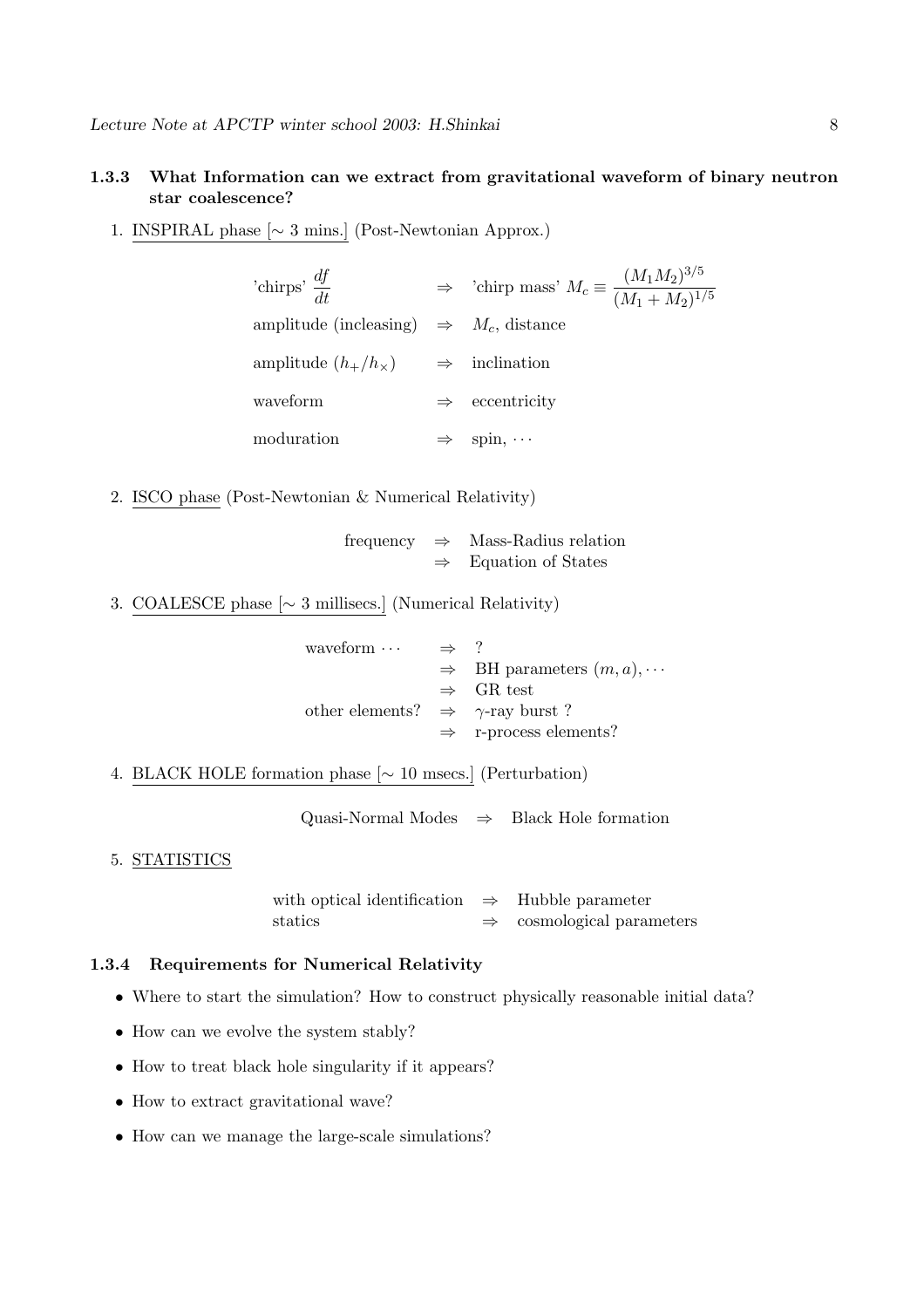### 1.3.3 What Information can we extract from gravitational waveform of binary neutron star coalescence?

1. INSPIRAL phase [$\sim$ 3 mins.] (Post-Newtonian Approx.)

| | | |
|---|---|---|
| 'chirps' $\dfrac{df}{dt}$ | $\Rightarrow$ | 'chirp mass' $M_c \equiv \dfrac{(M_1 M_2)^{3/5}}{(M_1+M_2)^{1/5}}$ |
| amplitude (incleasing) | $\Rightarrow$ | $M_c$, distance |
| amplitude ($h_+/h_\times$) | $\Rightarrow$ | inclination |
| waveform | $\Rightarrow$ | eccentricity |
| moduration | $\Rightarrow$ | spin, $\cdots$ |

2. ISCO phase (Post-Newtonian & Numerical Relativity)

| | | |
|---|---|---|
| frequency | $\Rightarrow$ | Mass-Radius relation |
| | $\Rightarrow$ | Equation of States |

3. COALESCE phase [$\sim$ 3 millisecs.] (Numerical Relativity)

| | | |
|---|---|---|
| waveform $\cdots$ | $\Rightarrow$ | ? |
| | $\Rightarrow$ | BH parameters $(m, a), \cdots$ |
| | $\Rightarrow$ | GR test |
| other elements? | $\Rightarrow$ | $\gamma$-ray burst ? |
| | $\Rightarrow$ | r-process elements? |

4. BLACK HOLE formation phase [$\sim$ 10 msecs.] (Perturbation)

Quasi-Normal Modes $\Rightarrow$ Black Hole formation

5. STATISTICS

| | | |
|---|---|---|
| with optical identification | $\Rightarrow$ | Hubble parameter |
| statics | $\Rightarrow$ | cosmological parameters |

### 1.3.4 Requirements for Numerical Relativity

- Where to start the simulation? How to construct physically reasonable initial data?
- How can we evolve the system stably?
- How to treat black hole singularity if it appears?
- How to extract gravitational wave?
- How can we manage the large-scale simulations?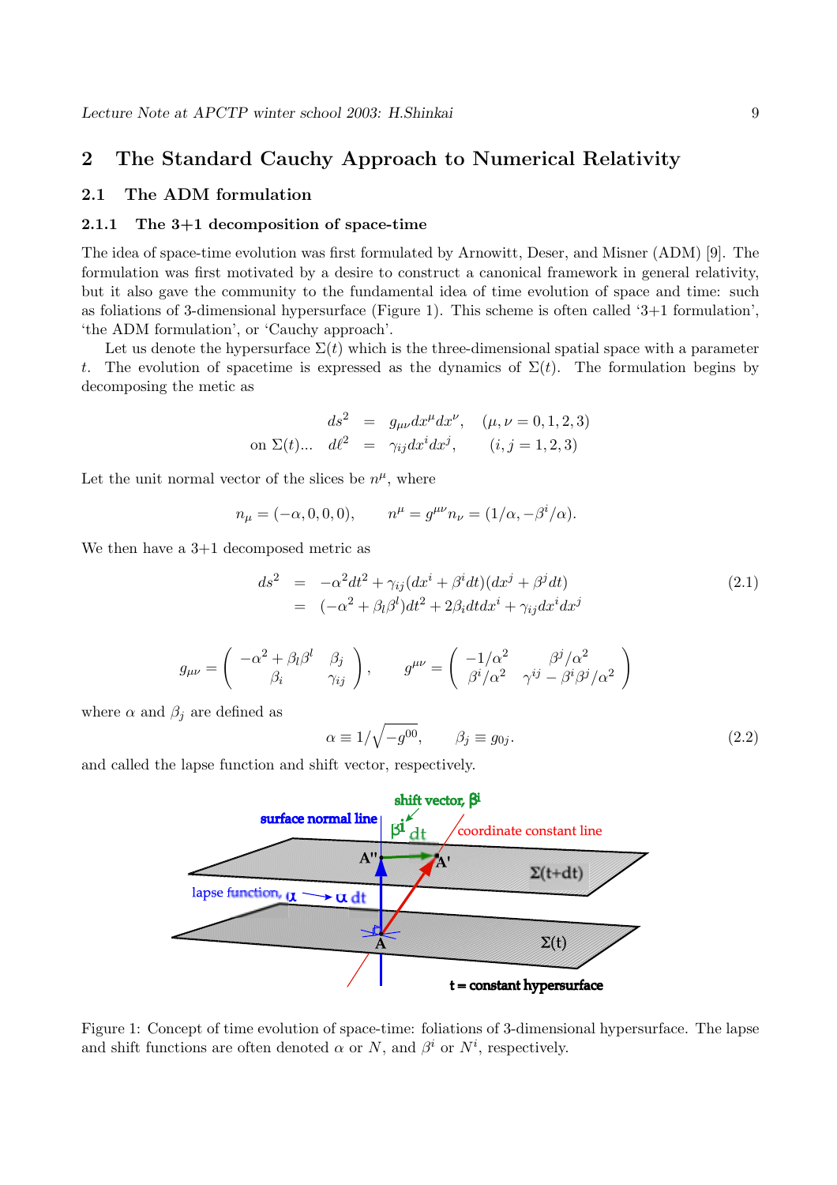## 2 The Standard Cauchy Approach to Numerical Relativity

### 2.1 The ADM formulation

#### 2.1.1 The 3+1 decomposition of space-time

The idea of space-time evolution was first formulated by Arnowitt, Deser, and Misner (ADM) [9]. The formulation was first motivated by a desire to construct a canonical framework in general relativity, but it also gave the community to the fundamental idea of time evolution of space and time: such as foliations of 3-dimensional hypersurface (Figure 1). This scheme is often called '3+1 formulation', 'the ADM formulation', or 'Cauchy approach'.

Let us denote the hypersurface $\Sigma(t)$ which is the three-dimensional spatial space with a parameter $t$. The evolution of spacetime is expressed as the dynamics of $\Sigma(t)$. The formulation begins by decomposing the metic as

$$
\begin{aligned}
ds^2 &= g_{\mu\nu}dx^\mu dx^\nu, \quad (\mu,\nu = 0,1,2,3) \\
\text{on } \Sigma(t)\ldots \quad d\ell^2 &= \gamma_{ij}dx^i dx^j, \quad (i,j = 1,2,3)
\end{aligned}
$$

Let the unit normal vector of the slices be $n^\mu$, where

$$
n_\mu = (-\alpha, 0, 0, 0), \qquad n^\mu = g^{\mu\nu}n_\nu = (1/\alpha, -\beta^i/\alpha).
$$

We then have a 3+1 decomposed metric as

$$
\begin{aligned}
ds^2 &= -\alpha^2 dt^2 + \gamma_{ij}(dx^i + \beta^i dt)(dx^j + \beta^j dt) \\
&= (-\alpha^2 + \beta_l\beta^l)dt^2 + 2\beta_i dt dx^i + \gamma_{ij}dx^i dx^j
\end{aligned}
\tag{2.1}
$$

$$
g_{\mu\nu} = \begin{pmatrix} -\alpha^2 + \beta_l\beta^l & \beta_j \\ \beta_i & \gamma_{ij} \end{pmatrix}, \qquad g^{\mu\nu} = \begin{pmatrix} -1/\alpha^2 & \beta^j/\alpha^2 \\ \beta^i/\alpha^2 & \gamma^{ij} - \beta^i\beta^j/\alpha^2 \end{pmatrix}
$$

where $\alpha$ and $\beta_j$ are defined as

$$
\alpha \equiv 1/\sqrt{-g^{00}}, \qquad \beta_j \equiv g_{0j}. \tag{2.2}
$$

and called the lapse function and shift vector, respectively.

Figure 1: Concept of time evolution of space-time: foliations of 3-dimensional hypersurface. The lapse and shift functions are often denoted $\alpha$ or $N$, and $\beta^i$ or $N^i$, respectively.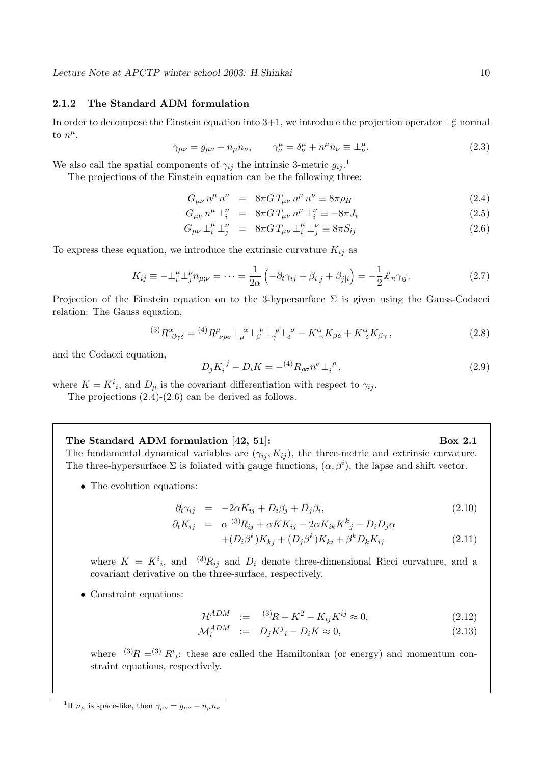### 2.1.2 The Standard ADM formulation

In order to decompose the Einstein equation into 3+1, we introduce the projection operator $\perp^\mu_\nu$ normal to $n^\mu$,

$$\gamma_{\mu\nu} = g_{\mu\nu} + n_\mu n_\nu, \qquad \gamma^\mu_\nu = \delta^\mu_\nu + n^\mu n_\nu \equiv \perp^\mu_\nu. \tag{2.3}$$

We also call the spatial components of $\gamma_{ij}$ the intrinsic 3-metric $g_{ij}$.[1]

The projections of the Einstein equation can be the following three:

$$G_{\mu\nu}\, n^\mu\, n^\nu \;=\; 8\pi G\, T_{\mu\nu}\, n^\mu\, n^\nu \equiv 8\pi\rho_H \tag{2.4}$$

$$G_{\mu\nu}\, n^\mu \perp^\nu_i \;=\; 8\pi G\, T_{\mu\nu}\, n^\mu \perp^\nu_i \equiv -8\pi J_i \tag{2.5}$$

$$G_{\mu\nu} \perp^\mu_i \perp^\nu_j \;=\; 8\pi G\, T_{\mu\nu} \perp^\mu_i \perp^\nu_j \equiv 8\pi S_{ij} \tag{2.6}$$

To express these equation, we introduce the extrinsic curvature $K_{ij}$ as

$$K_{ij} \equiv -\perp^\mu_i \perp^\nu_j n_{\mu;\nu} = \cdots = \frac{1}{2\alpha}\left(-\partial_t \gamma_{ij} + \beta_{i|j} + \beta_{j|i}\right) = -\frac{1}{2}\pounds_n \gamma_{ij}. \tag{2.7}$$

Projection of the Einstein equation on to the 3-hypersurface $\Sigma$ is given using the Gauss-Codacci relation: The Gauss equation,

$$^{(3)}R^\alpha{}_{\beta\gamma\delta} = {}^{(4)}R^\mu{}_{\nu\rho\sigma} \perp_\mu{}^\alpha \perp_\beta{}^\nu \perp_\gamma{}^\rho \perp_\delta{}^\sigma - K^\alpha{}_\gamma K_{\beta\delta} + K^\alpha{}_\delta K_{\beta\gamma}\,, \tag{2.8}$$

and the Codacci equation,

$$D_j K_i{}^j - D_i K = -{}^{(4)}R_{\rho\sigma} n^\sigma \perp_i{}^\rho\,, \tag{2.9}$$

where $K = K^i{}_i$, and $D_\mu$ is the covariant differentiation with respect to $\gamma_{ij}$.

The projections (2.4)-(2.6) can be derived as follows.

---

**The Standard ADM formulation [42, 51]:** **Box 2.1**

The fundamental dynamical variables are $(\gamma_{ij}, K_{ij})$, the three-metric and extrinsic curvature. The three-hypersurface $\Sigma$ is foliated with gauge functions, $(\alpha, \beta^i)$, the lapse and shift vector.

- The evolution equations:

$$\partial_t \gamma_{ij} \;=\; -2\alpha K_{ij} + D_i\beta_j + D_j\beta_i, \tag{2.10}$$

$$\begin{aligned}\partial_t K_{ij} \;=\;& \alpha\; {}^{(3)}R_{ij} + \alpha K K_{ij} - 2\alpha K_{ik}K^k{}_j - D_i D_j \alpha \\ & +(D_i\beta^k)K_{kj} + (D_j\beta^k)K_{ki} + \beta^k D_k K_{ij}\end{aligned} \tag{2.11}$$

  where $K = K^i{}_i$, and ${}^{(3)}R_{ij}$ and $D_i$ denote three-dimensional Ricci curvature, and a covariant derivative on the three-surface, respectively.

- Constraint equations:

$$\mathcal{H}^{ADM} \;:=\; {}^{(3)}R + K^2 - K_{ij}K^{ij} \approx 0, \tag{2.12}$$

$$\mathcal{M}^{ADM}_i \;:=\; D_j K^j{}_i - D_i K \approx 0, \tag{2.13}$$

  where ${}^{(3)}R = {}^{(3)}R^i{}_i$: these are called the Hamiltonian (or energy) and momentum constraint equations, respectively.

---

[1] If $n_\mu$ is space-like, then $\gamma_{\mu\nu} = g_{\mu\nu} - n_\mu n_\nu$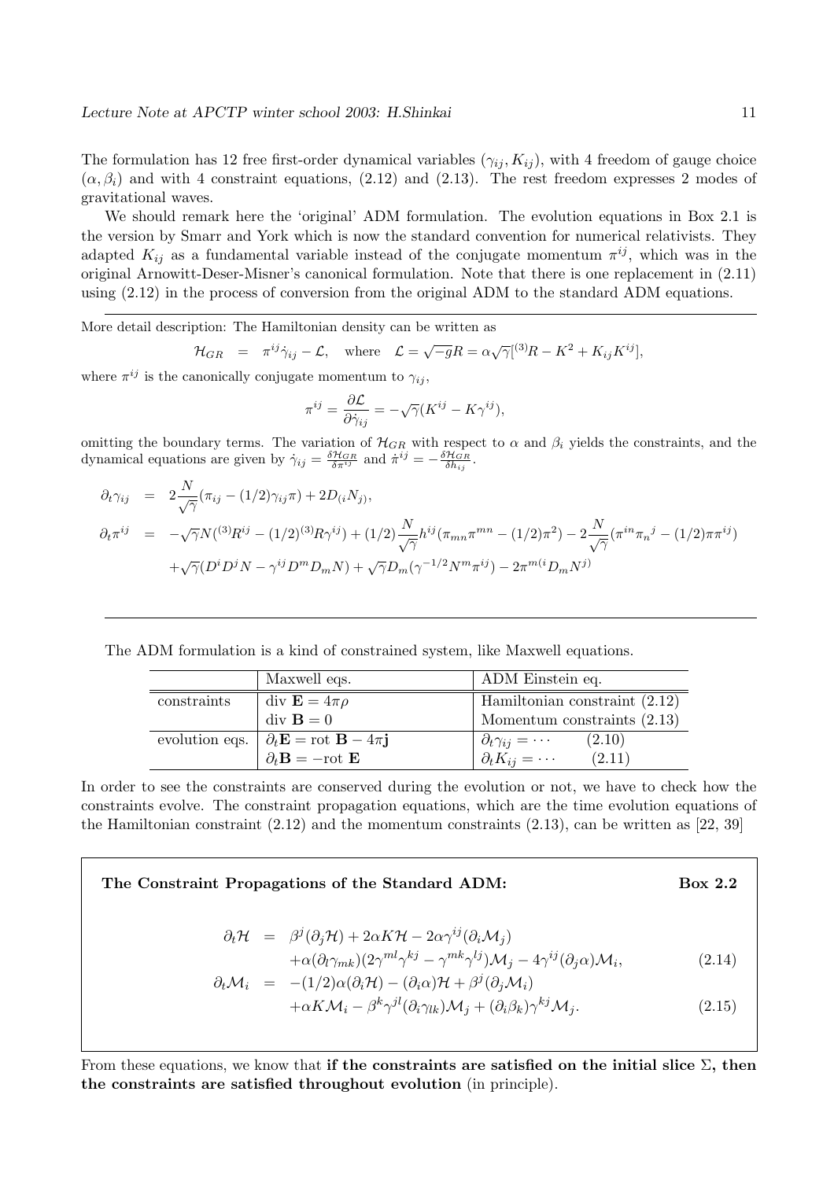The formulation has 12 free first-order dynamical variables $(\gamma_{ij}, K_{ij})$, with 4 freedom of gauge choice $(\alpha, \beta_i)$ and with 4 constraint equations, (2.12) and (2.13). The rest freedom expresses 2 modes of gravitational waves.

We should remark here the 'original' ADM formulation. The evolution equations in Box 2.1 is the version by Smarr and York which is now the standard convention for numerical relativists. They adapted $K_{ij}$ as a fundamental variable instead of the conjugate momentum $\pi^{ij}$, which was in the original Arnowitt-Deser-Misner's canonical formulation. Note that there is one replacement in (2.11) using (2.12) in the process of conversion from the original ADM to the standard ADM equations.

---

More detail description: The Hamiltonian density can be written as

$$\mathcal{H}_{GR} \;=\; \pi^{ij}\dot{\gamma}_{ij} - \mathcal{L}, \quad \text{where} \quad \mathcal{L} = \sqrt{-g}R = \alpha\sqrt{\gamma}[{}^{(3)}R - K^2 + K_{ij}K^{ij}],$$

where $\pi^{ij}$ is the canonically conjugate momentum to $\gamma_{ij}$,

$$\pi^{ij} = \frac{\partial \mathcal{L}}{\partial \dot{\gamma}_{ij}} = -\sqrt{\gamma}(K^{ij} - K\gamma^{ij}),$$

omitting the boundary terms. The variation of $\mathcal{H}_{GR}$ with respect to $\alpha$ and $\beta_i$ yields the constraints, and the dynamical equations are given by $\dot{\gamma}_{ij} = \frac{\delta \mathcal{H}_{GR}}{\delta \pi^{ij}}$ and $\dot{\pi}^{ij} = -\frac{\delta \mathcal{H}_{GR}}{\delta h_{ij}}$.

$$\begin{aligned}
\partial_t \gamma_{ij} &= 2\frac{N}{\sqrt{\gamma}}(\pi_{ij} - (1/2)\gamma_{ij}\pi) + 2D_{(i}N_{j)}, \\
\partial_t \pi^{ij} &= -\sqrt{\gamma}N({}^{(3)}R^{ij} - (1/2){}^{(3)}R\gamma^{ij}) + (1/2)\frac{N}{\sqrt{\gamma}}h^{ij}(\pi_{mn}\pi^{mn} - (1/2)\pi^2) - 2\frac{N}{\sqrt{\gamma}}(\pi^{in}\pi_n{}^j - (1/2)\pi\pi^{ij}) \\
&\quad + \sqrt{\gamma}(D^iD^jN - \gamma^{ij}D^mD_mN) + \sqrt{\gamma}D_m(\gamma^{-1/2}N^m\pi^{ij}) - 2\pi^{m(i}D_mN^{j)}
\end{aligned}$$

---

The ADM formulation is a kind of constrained system, like Maxwell equations.

| | Maxwell eqs. | ADM Einstein eq. |
|---|---|---|
| constraints | div $\mathbf{E} = 4\pi\rho$ | Hamiltonian constraint (2.12) |
| | div $\mathbf{B} = 0$ | Momentum constraints (2.13) |
| evolution eqs. | $\partial_t \mathbf{E} = \text{rot } \mathbf{B} - 4\pi\mathbf{j}$ | $\partial_t \gamma_{ij} = \cdots$ (2.10) |
| | $\partial_t \mathbf{B} = -\text{rot } \mathbf{E}$ | $\partial_t K_{ij} = \cdots$ (2.11) |

In order to see the constraints are conserved during the evolution or not, we have to check how the constraints evolve. The constraint propagation equations, which are the time evolution equations of the Hamiltonian constraint (2.12) and the momentum constraints (2.13), can be written as [22, 39]

**The Constraint Propagations of the Standard ADM: Box 2.2**

$$\begin{aligned}
\partial_t \mathcal{H} &= \beta^j(\partial_j \mathcal{H}) + 2\alpha K\mathcal{H} - 2\alpha\gamma^{ij}(\partial_i \mathcal{M}_j) \\
&\quad + \alpha(\partial_l \gamma_{mk})(2\gamma^{ml}\gamma^{kj} - \gamma^{mk}\gamma^{lj})\mathcal{M}_j - 4\gamma^{ij}(\partial_j\alpha)\mathcal{M}_i, \qquad (2.14)\\
\partial_t \mathcal{M}_i &= -(1/2)\alpha(\partial_i \mathcal{H}) - (\partial_i\alpha)\mathcal{H} + \beta^j(\partial_j \mathcal{M}_i) \\
&\quad + \alpha K\mathcal{M}_i - \beta^k\gamma^{jl}(\partial_i\gamma_{lk})\mathcal{M}_j + (\partial_i\beta_k)\gamma^{kj}\mathcal{M}_j. \qquad (2.15)
\end{aligned}$$

From these equations, we know that **if the constraints are satisfied on the initial slice $\Sigma$, then the constraints are satisfied throughout evolution** (in principle).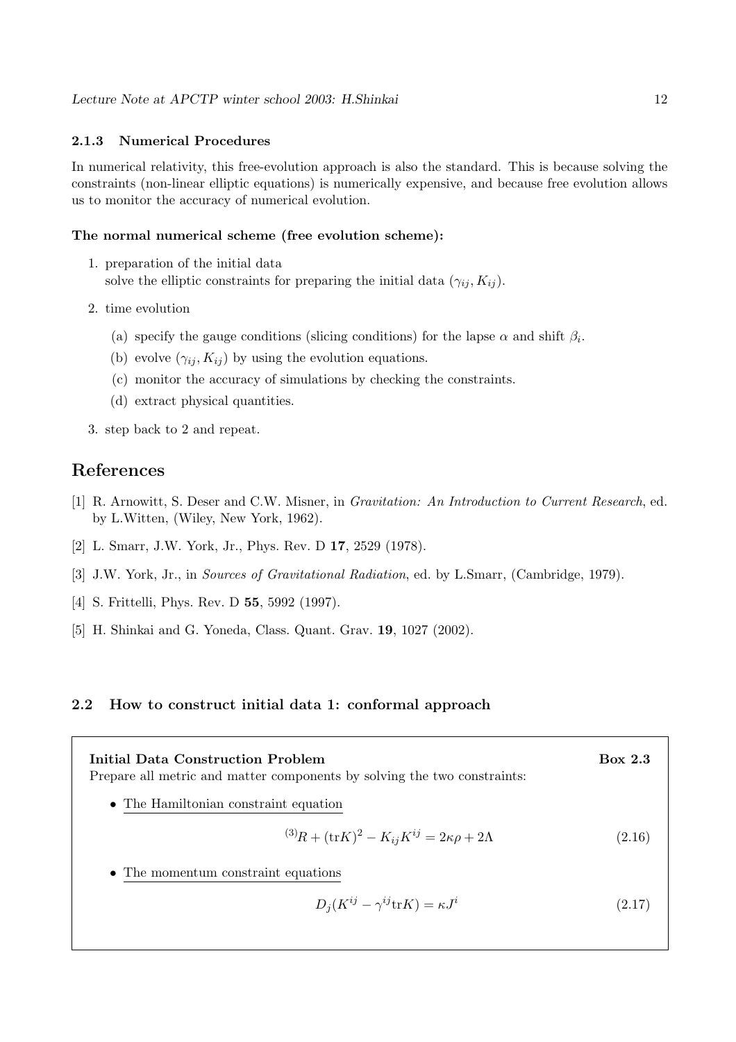### 2.1.3 Numerical Procedures

In numerical relativity, this free-evolution approach is also the standard. This is because solving the constraints (non-linear elliptic equations) is numerically expensive, and because free evolution allows us to monitor the accuracy of numerical evolution.

**The normal numerical scheme (free evolution scheme):**

1. preparation of the initial data  
   solve the elliptic constraints for preparing the initial data $(\gamma_{ij}, K_{ij})$.
2. time evolution
   - (a) specify the gauge conditions (slicing conditions) for the lapse $\alpha$ and shift $\beta_i$.
   - (b) evolve $(\gamma_{ij}, K_{ij})$ by using the evolution equations.
   - (c) monitor the accuracy of simulations by checking the constraints.
   - (d) extract physical quantities.
3. step back to 2 and repeat.

## References

[1] R. Arnowitt, S. Deser and C.W. Misner, in *Gravitation: An Introduction to Current Research*, ed. by L.Witten, (Wiley, New York, 1962).

[2] L. Smarr, J.W. York, Jr., Phys. Rev. D **17**, 2529 (1978).

[3] J.W. York, Jr., in *Sources of Gravitational Radiation*, ed. by L.Smarr, (Cambridge, 1979).

[4] S. Frittelli, Phys. Rev. D **55**, 5992 (1997).

[5] H. Shinkai and G. Yoneda, Class. Quant. Grav. **19**, 1027 (2002).

### 2.2 How to construct initial data 1: conformal approach

**Initial Data Construction Problem** **Box 2.3**

Prepare all metric and matter components by solving the two constraints:

- The Hamiltonian constraint equation

$$ {}^{(3)}R + (\mathrm{tr}K)^2 - K_{ij}K^{ij} = 2\kappa\rho + 2\Lambda \tag{2.16} $$

- The momentum constraint equations

$$ D_j(K^{ij} - \gamma^{ij}\mathrm{tr}K) = \kappa J^i \tag{2.17} $$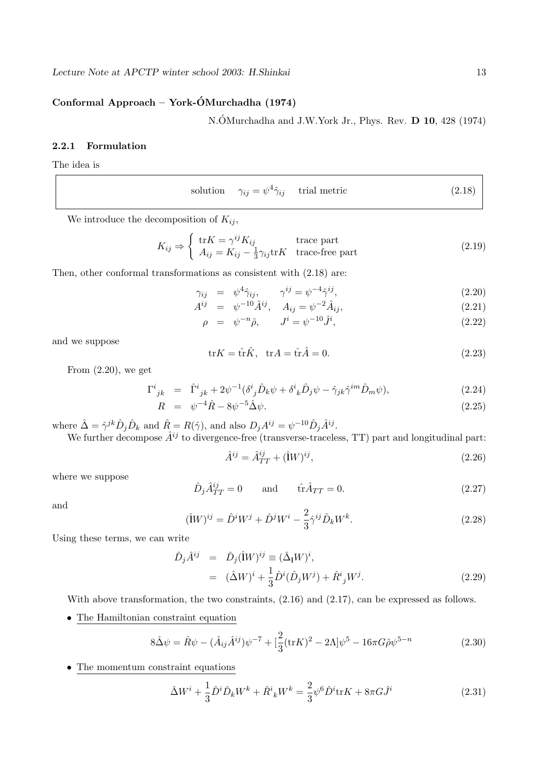**Conformal Approach – York-ÓMurchadha (1974)**

N.ÓMurchadha and J.W.York Jr., Phys. Rev. **D 10**, 428 (1974)

### 2.2.1 Formulation

The idea is

$$
\text{solution} \quad \gamma_{ij} = \psi^4 \hat{\gamma}_{ij} \quad \text{trial metric} \tag{2.18}
$$

We introduce the decomposition of $K_{ij}$,

$$
K_{ij} \Rightarrow \begin{cases} \mathrm{tr}K = \gamma^{ij} K_{ij} & \text{trace part} \\ A_{ij} = K_{ij} - \frac{1}{3}\gamma_{ij}\mathrm{tr}K & \text{trace-free part} \end{cases} \tag{2.19}
$$

Then, other conformal transformations as consistent with (2.18) are:

$$
\begin{aligned}
\gamma_{ij} &= \psi^4 \hat{\gamma}_{ij}, \qquad \gamma^{ij} = \psi^{-4}\hat{\gamma}^{ij}, & (2.20) \\
A^{ij} &= \psi^{-10}\hat{A}^{ij}, \quad A_{ij} = \psi^{-2}\hat{A}_{ij}, & (2.21) \\
\rho &= \psi^{-n}\hat{\rho}, \qquad J^i = \psi^{-10}\hat{J}^i, & (2.22)
\end{aligned}
$$

and we suppose

$$
\mathrm{tr}K = \hat{\mathrm{tr}}\hat{K}, \quad \mathrm{tr}A = \hat{\mathrm{tr}}\hat{A} = 0. \tag{2.23}
$$

From (2.20), we get

$$
\begin{aligned}
\Gamma^i{}_{jk} &= \hat{\Gamma}^i{}_{jk} + 2\psi^{-1}(\delta^i{}_j \hat{D}_k \psi + \delta^i{}_k \hat{D}_j \psi - \hat{\gamma}_{jk}\hat{\gamma}^{im}\hat{D}_m \psi), & (2.24) \\
R &= \psi^{-4}\hat{R} - 8\psi^{-5}\hat{\Delta}\psi. & (2.25)
\end{aligned}
$$

where $\hat{\Delta} = \hat{\gamma}^{jk}\hat{D}_j\hat{D}_k$ and $\hat{R} = R(\hat{\gamma})$, and also $D_j A^{ij} = \psi^{-10}\hat{D}_j\hat{A}^{ij}$.

We further decompose $\hat{A}^{ij}$ to divergence-free (transverse-traceless, TT) part and longitudinal part:

$$
\hat{A}^{ij} = \hat{A}^{ij}_{TT} + (\hat{\mathrm{l}}W)^{ij}, \tag{2.26}
$$

where we suppose

$$
\hat{D}_j \hat{A}^{ij}_{TT} = 0 \qquad \text{and} \qquad \hat{\mathrm{tr}}\hat{A}_{TT} = 0. \tag{2.27}
$$

and

$$
(\hat{\mathrm{l}}W)^{ij} = \hat{D}^i W^j + \hat{D}^j W^i - \frac{2}{3}\hat{\gamma}^{ij}\hat{D}_k W^k. \tag{2.28}
$$

Using these terms, we can write

$$
\begin{aligned}
\hat{D}_j \hat{A}^{ij} &= \hat{D}_j (\hat{\mathrm{l}}W)^{ij} \equiv (\hat{\Delta}_{\mathrm{l}} W)^i, \\
&= (\hat{\Delta}W)^i + \frac{1}{3}\hat{D}^i(\hat{D}_j W^j) + \hat{R}^i{}_j W^j. & (2.29)
\end{aligned}
$$

With above transformation, the two constraints, (2.16) and (2.17), can be expressed as follows.

- The Hamiltonian constraint equation

$$
8\hat{\Delta}\psi = \hat{R}\psi - (\hat{A}_{ij}\hat{A}^{ij})\psi^{-7} + [\frac{2}{3}(\mathrm{tr}K)^2 - 2\Lambda]\psi^5 - 16\pi G\hat{\rho}\psi^{5-n} \tag{2.30}
$$

- The momentum constraint equations

$$
\hat{\Delta}W^i + \frac{1}{3}\hat{D}^i\hat{D}_k W^k + \hat{R}^i{}_k W^k = \frac{2}{3}\psi^6 \hat{D}^i \mathrm{tr}K + 8\pi G\hat{J}^i \tag{2.31}
$$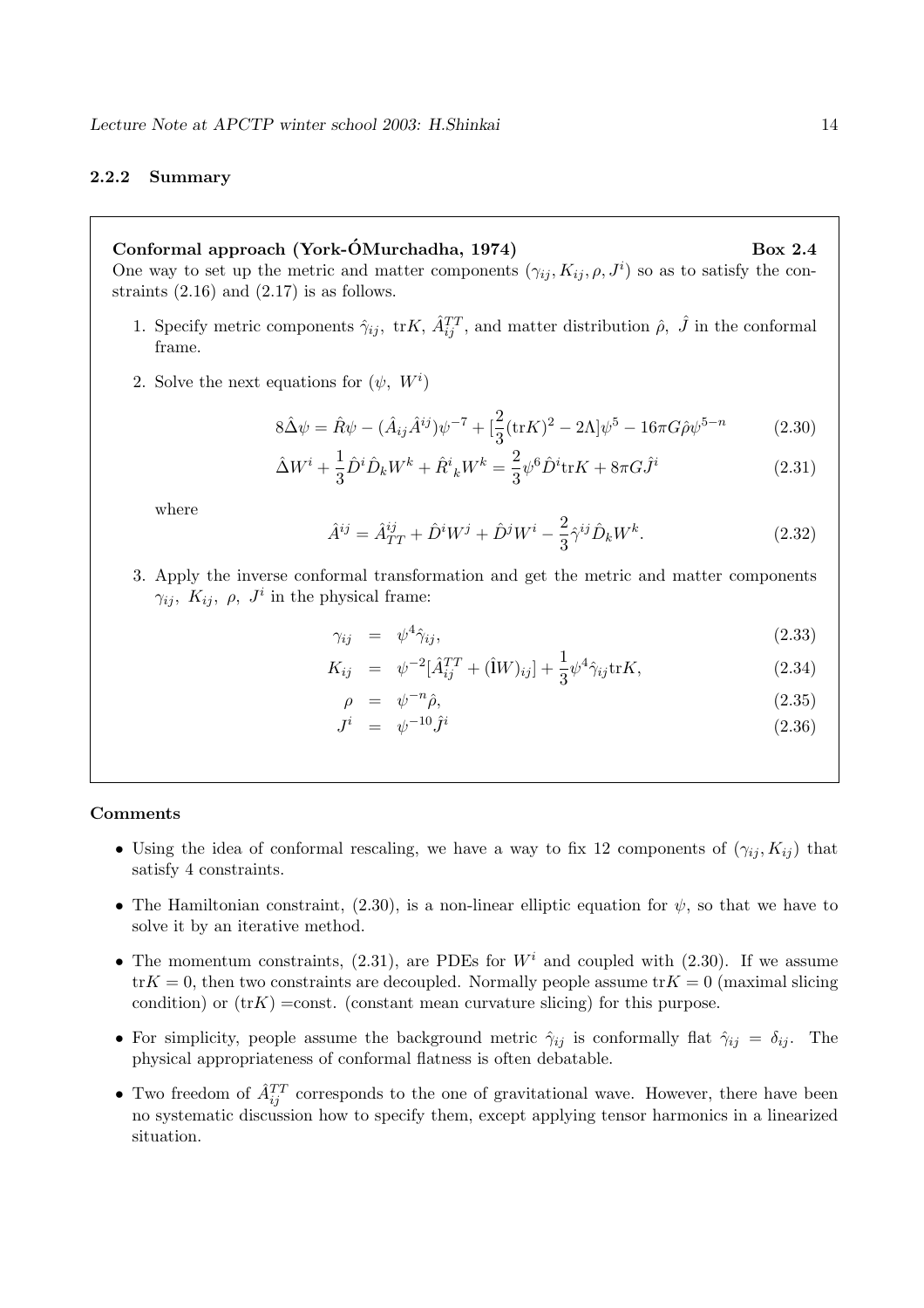### 2.2.2 Summary

**Conformal approach (York-ÓMurchadha, 1974)** **Box 2.4**

One way to set up the metric and matter components $(\gamma_{ij}, K_{ij}, \rho, J^i)$ so as to satisfy the constraints (2.16) and (2.17) is as follows.

1. Specify metric components $\hat{\gamma}_{ij}$, $\mathrm{tr}K$, $\hat{A}^{TT}_{ij}$, and matter distribution $\hat{\rho}$, $\hat{J}$ in the conformal frame.

2. Solve the next equations for $(\psi, W^i)$

$$8\hat{\Delta}\psi = \hat{R}\psi - (\hat{A}_{ij}\hat{A}^{ij})\psi^{-7} + [\frac{2}{3}(\mathrm{tr}K)^2 - 2\Lambda]\psi^5 - 16\pi G\hat{\rho}\psi^{5-n} \tag{2.30}$$

$$\hat{\Delta}W^i + \frac{1}{3}\hat{D}^i\hat{D}_k W^k + \hat{R}^i{}_k W^k = \frac{2}{3}\psi^6\hat{D}^i\mathrm{tr}K + 8\pi G\hat{J}^i \tag{2.31}$$

   where

$$\hat{A}^{ij} = \hat{A}^{ij}_{TT} + \hat{D}^i W^j + \hat{D}^j W^i - \frac{2}{3}\hat{\gamma}^{ij}\hat{D}_k W^k. \tag{2.32}$$

3. Apply the inverse conformal transformation and get the metric and matter components $\gamma_{ij}$, $K_{ij}$, $\rho$, $J^i$ in the physical frame:

$$\gamma_{ij} = \psi^4\hat{\gamma}_{ij}, \tag{2.33}$$

$$K_{ij} = \psi^{-2}[\hat{A}^{TT}_{ij} + (\hat{\mathrm{l}}W)_{ij}] + \frac{1}{3}\psi^4\hat{\gamma}_{ij}\mathrm{tr}K, \tag{2.34}$$

$$\rho = \psi^{-n}\hat{\rho}, \tag{2.35}$$

$$J^i = \psi^{-10}\hat{J}^i \tag{2.36}$$

**Comments**

- Using the idea of conformal rescaling, we have a way to fix 12 components of $(\gamma_{ij}, K_{ij})$ that satisfy 4 constraints.
- The Hamiltonian constraint, (2.30), is a non-linear elliptic equation for $\psi$, so that we have to solve it by an iterative method.
- The momentum constraints, (2.31), are PDEs for $W^i$ and coupled with (2.30). If we assume $\mathrm{tr}K = 0$, then two constraints are decoupled. Normally people assume $\mathrm{tr}K = 0$ (maximal slicing condition) or $(\mathrm{tr}K)$ =const. (constant mean curvature slicing) for this purpose.
- For simplicity, people assume the background metric $\hat{\gamma}_{ij}$ is conformally flat $\hat{\gamma}_{ij} = \delta_{ij}$. The physical appropriateness of conformal flatness is often debatable.
- Two freedom of $\hat{A}^{TT}_{ij}$ corresponds to the one of gravitational wave. However, there have been no systematic discussion how to specify them, except applying tensor harmonics in a linearized situation.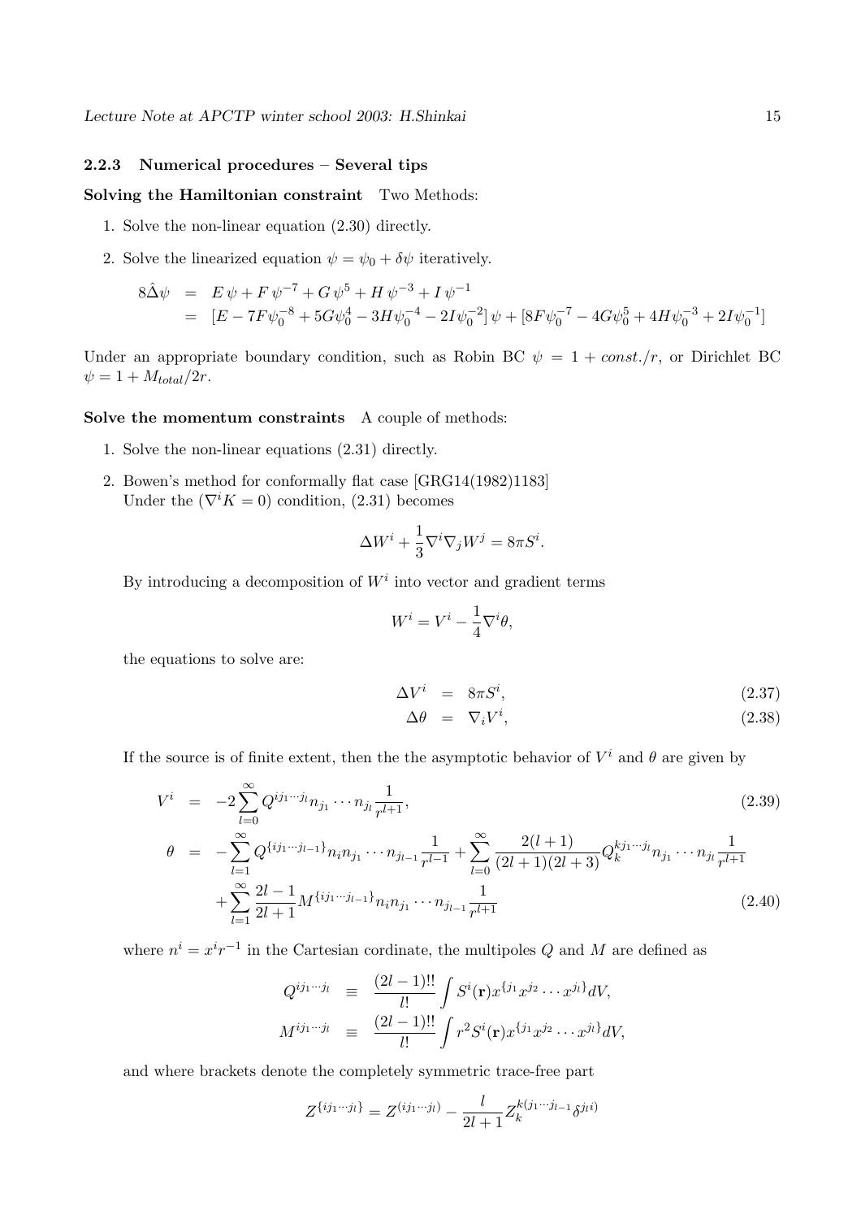### 2.2.3 Numerical procedures – Several tips

**Solving the Hamiltonian constraint** Two Methods:

1. Solve the non-linear equation (2.30) directly.
2. Solve the linearized equation $\psi = \psi_0 + \delta\psi$ iteratively.

$$
\begin{aligned}
8\hat{\Delta}\psi &= E\,\psi + F\,\psi^{-7} + G\,\psi^{5} + H\,\psi^{-3} + I\,\psi^{-1} \\
&= [E - 7F\psi_0^{-8} + 5G\psi_0^{4} - 3H\psi_0^{-4} - 2I\psi_0^{-2}]\,\psi + [8F\psi_0^{-7} - 4G\psi_0^{5} + 4H\psi_0^{-3} + 2I\psi_0^{-1}]
\end{aligned}
$$

Under an appropriate boundary condition, such as Robin BC $\psi = 1 + const./r$, or Dirichlet BC $\psi = 1 + M_{total}/2r$.

**Solve the momentum constraints** A couple of methods:

1. Solve the non-linear equations (2.31) directly.
2. Bowen's method for conformally flat case [GRG14(1982)1183]
   Under the ($\nabla^i K = 0$) condition, (2.31) becomes

   $$\Delta W^i + \frac{1}{3}\nabla^i\nabla_j W^j = 8\pi S^i.$$

   By introducing a decomposition of $W^i$ into vector and gradient terms

   $$W^i = V^i - \frac{1}{4}\nabla^i\theta,$$

   the equations to solve are:

   $$\Delta V^i = 8\pi S^i, \tag{2.37}$$
   $$\Delta\theta = \nabla_i V^i, \tag{2.38}$$

   If the source is of finite extent, then the the asymptotic behavior of $V^i$ and $\theta$ are given by

   $$V^i = -2\sum_{l=0}^{\infty} Q^{ij_1\cdots j_l} n_{j_1}\cdots n_{j_l}\frac{1}{r^{l+1}}, \tag{2.39}$$

   $$\theta = -\sum_{l=1}^{\infty} Q^{\{ij_1\cdots j_{l-1}\}} n_i n_{j_1}\cdots n_{j_{l-1}}\frac{1}{r^{l-1}} + \sum_{l=0}^{\infty}\frac{2(l+1)}{(2l+1)(2l+3)}Q_k^{kj_1\cdots j_l} n_{j_1}\cdots n_{j_l}\frac{1}{r^{l+1}} + \sum_{l=1}^{\infty}\frac{2l-1}{2l+1}M^{\{ij_1\cdots j_{l-1}\}} n_i n_{j_1}\cdots n_{j_{l-1}}\frac{1}{r^{l+1}} \tag{2.40}$$

   where $n^i = x^i r^{-1}$ in the Cartesian cordinate, the multipoles $Q$ and $M$ are defined as

   $$Q^{ij_1\cdots j_l} \equiv \frac{(2l-1)!!}{l!}\int S^i(\mathbf{r})x^{\{j_1}x^{j_2}\cdots x^{j_l\}}dV,$$
   $$M^{ij_1\cdots j_l} \equiv \frac{(2l-1)!!}{l!}\int r^2 S^i(\mathbf{r})x^{\{j_1}x^{j_2}\cdots x^{j_l\}}dV,$$

   and where brackets denote the completely symmetric trace-free part

   $$Z^{\{ij_1\cdots j_l\}} = Z^{(ij_1\cdots j_l)} - \frac{l}{2l+1}Z_k^{k(j_1\cdots j_{l-1}}\delta^{j_l i)}$$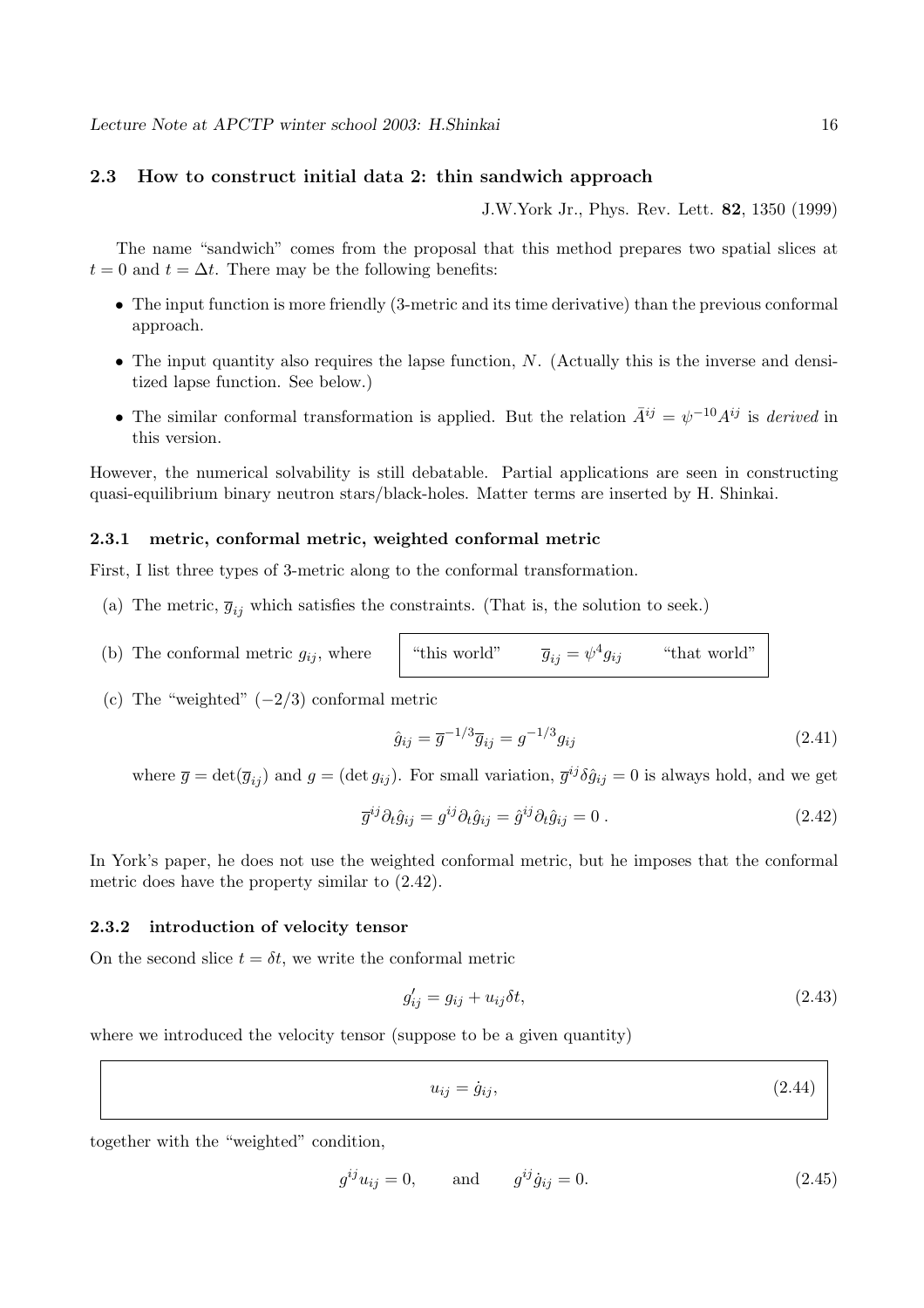### 2.3 How to construct initial data 2: thin sandwich approach

J.W.York Jr., Phys. Rev. Lett. **82**, 1350 (1999)

The name "sandwich" comes from the proposal that this method prepares two spatial slices at $t = 0$ and $t = \Delta t$. There may be the following benefits:

- The input function is more friendly (3-metric and its time derivative) than the previous conformal approach.
- The input quantity also requires the lapse function, $N$. (Actually this is the inverse and densitized lapse function. See below.)
- The similar conformal transformation is applied. But the relation $\bar{A}^{ij} = \psi^{-10} A^{ij}$ is *derived* in this version.

However, the numerical solvability is still debatable. Partial applications are seen in constructing quasi-equilibrium binary neutron stars/black-holes. Matter terms are inserted by H. Shinkai.

#### 2.3.1 metric, conformal metric, weighted conformal metric

First, I list three types of 3-metric along to the conformal transformation.

(a) The metric, $\overline{g}_{ij}$ which satisfies the constraints. (That is, the solution to seek.)

(b) The conformal metric $g_{ij}$, where "this world" $\quad \overline{g}_{ij} = \psi^4 g_{ij} \quad$ "that world"

(c) The "weighted" $(-2/3)$ conformal metric

$$\hat{g}_{ij} = \overline{g}^{-1/3} \overline{g}_{ij} = g^{-1/3} g_{ij} \tag{2.41}$$

where $\overline{g} = \det(\overline{g}_{ij})$ and $g = (\det g_{ij})$. For small variation, $\overline{g}^{ij} \delta \hat{g}_{ij} = 0$ is always hold, and we get

$$\overline{g}^{ij} \partial_t \hat{g}_{ij} = g^{ij} \partial_t \hat{g}_{ij} = \hat{g}^{ij} \partial_t \hat{g}_{ij} = 0 \,. \tag{2.42}$$

In York's paper, he does not use the weighted conformal metric, but he imposes that the conformal metric does have the property similar to (2.42).

#### 2.3.2 introduction of velocity tensor

On the second slice $t = \delta t$, we write the conformal metric

$$g'_{ij} = g_{ij} + u_{ij} \delta t, \tag{2.43}$$

where we introduced the velocity tensor (suppose to be a given quantity)

$$u_{ij} = \dot{g}_{ij}, \tag{2.44}$$

together with the "weighted" condition,

$$g^{ij} u_{ij} = 0, \qquad \text{and} \qquad g^{ij} \dot{g}_{ij} = 0. \tag{2.45}$$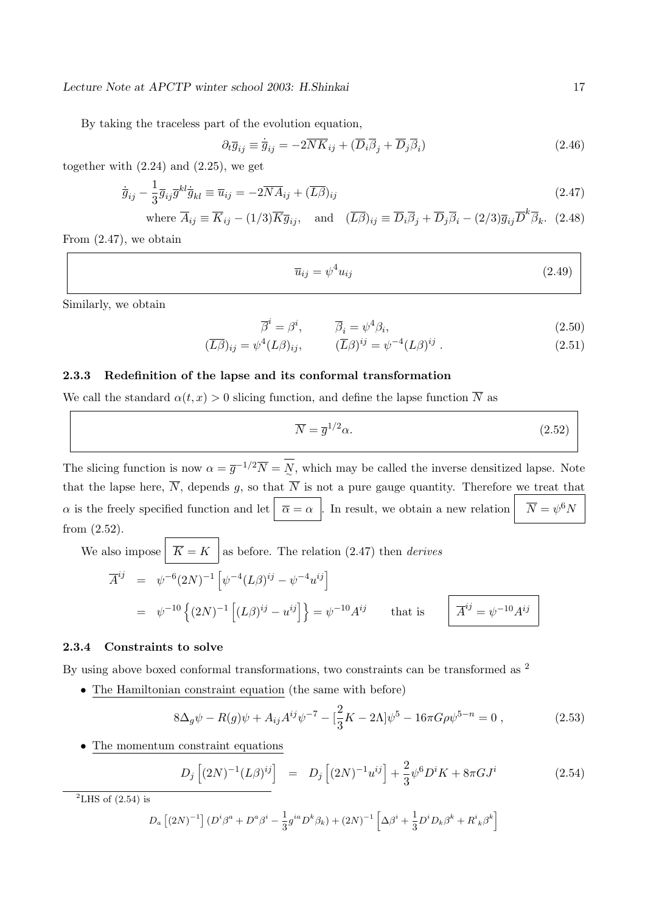By taking the traceless part of the evolution equation,

$$\partial_t \overline{g}_{ij} \equiv \dot{\overline{g}}_{ij} = -2\overline{NK}_{ij} + (\overline{D}_i \overline{\beta}_j + \overline{D}_j \overline{\beta}_i) \tag{2.46}$$

together with (2.24) and (2.25), we get

$$\dot{\overline{g}}_{ij} - \frac{1}{3}\overline{g}_{ij}\overline{g}^{kl}\dot{\overline{g}}_{kl} \equiv \overline{u}_{ij} = -2\overline{NA}_{ij} + (\overline{L\beta})_{ij} \tag{2.47}$$

$$\text{where } \overline{A}_{ij} \equiv \overline{K}_{ij} - (1/3)\overline{K}\overline{g}_{ij}, \quad \text{and} \quad (\overline{L\beta})_{ij} \equiv \overline{D}_i\overline{\beta}_j + \overline{D}_j\overline{\beta}_i - (2/3)\overline{g}_{ij}\overline{D}^k\overline{\beta}_k. \tag{2.48}$$

From (2.47), we obtain

$$\boxed{\overline{u}_{ij} = \psi^4 u_{ij}} \tag{2.49}$$

Similarly, we obtain

$$\overline{\beta}^i = \beta^i, \qquad \overline{\beta}_i = \psi^4 \beta_i, \tag{2.50}$$

$$(\overline{L\beta})_{ij} = \psi^4 (L\beta)_{ij}, \qquad (\overline{L}\beta)^{ij} = \psi^{-4}(L\beta)^{ij}\ . \tag{2.51}$$

### 2.3.3 Redefinition of the lapse and its conformal transformation

We call the standard $\alpha(t,x) > 0$ slicing function, and define the lapse function $\overline{N}$ as

$$\boxed{\overline{N} = \overline{g}^{1/2}\alpha.} \tag{2.52}$$

The slicing function is now $\alpha = \overline{g}^{-1/2}\overline{N} = \underset{\sim}{\overline{N}}$, which may be called the inverse densitized lapse. Note that the lapse here, $\overline{N}$, depends $g$, so that $\overline{N}$ is not a pure gauge quantity. Therefore we treat that $\alpha$ is the freely specified function and let $\boxed{\overline{\alpha} = \alpha}$. In result, we obtain a new relation $\boxed{\overline{N} = \psi^6 N}$ from (2.52).

We also impose $\boxed{\overline{K} = K}$ as before. The relation (2.47) then *derives*

$$\begin{aligned}
\overline{A}^{ij} &= \psi^{-6}(2N)^{-1}\left[\psi^{-4}(L\beta)^{ij} - \psi^{-4}u^{ij}\right] \\
&= \psi^{-10}\left\{(2N)^{-1}\left[(L\beta)^{ij} - u^{ij}\right]\right\} = \psi^{-10}A^{ij} \qquad \text{that is} \qquad \boxed{\overline{A}^{ij} = \psi^{-10}A^{ij}}
\end{aligned}$$

### 2.3.4 Constraints to solve

By using above boxed conformal transformations, two constraints can be transformed as [2]

- <u>The Hamiltonian constraint equation</u> (the same with before)

$$8\Delta_g \psi - R(g)\psi + A_{ij}A^{ij}\psi^{-7} - [\frac{2}{3}K - 2\Lambda]\psi^5 - 16\pi G\rho\psi^{5-n} = 0\ , \tag{2.53}$$

- <u>The momentum constraint equations</u>

$$D_j\left[(2N)^{-1}(L\beta)^{ij}\right] = D_j\left[(2N)^{-1}u^{ij}\right] + \frac{2}{3}\psi^6 D^i K + 8\pi G J^i \tag{2.54}$$

---

[2] LHS of (2.54) is

$$D_a\left[(2N)^{-1}\right](D^i\beta^a + D^a\beta^i - \frac{1}{3}g^{ia}D^k\beta_k) + (2N)^{-1}\left[\Delta\beta^i + \frac{1}{3}D^iD_k\beta^k + R^i{}_k\beta^k\right]$$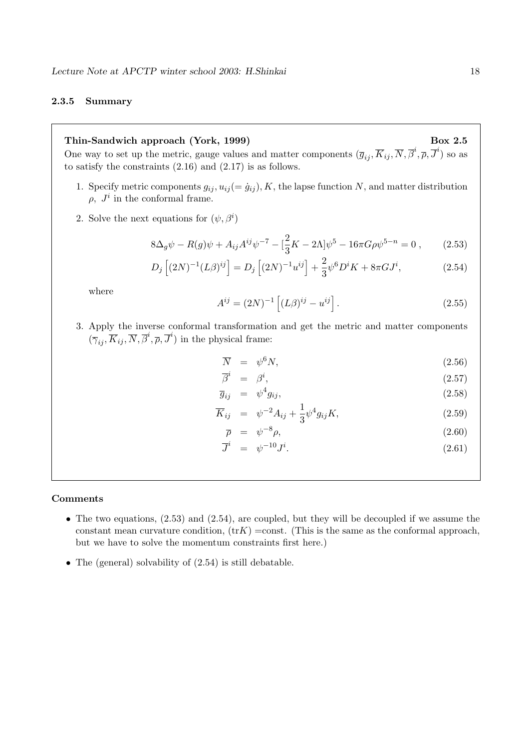### 2.3.5 Summary

**Thin-Sandwich approach (York, 1999)** **Box 2.5**

One way to set up the metric, gauge values and matter components $(\overline{g}_{ij}, \overline{K}_{ij}, \overline{N}, \overline{\beta}^i, \overline{\rho}, \overline{J}^i)$ so as to satisfy the constraints (2.16) and (2.17) is as follows.

1. Specify metric components $g_{ij}, u_{ij}(= \dot{g}_{ij}), K$, the lapse function $N$, and matter distribution $\rho,\ J^i$ in the conformal frame.

2. Solve the next equations for $(\psi, \beta^i)$

$$8\Delta_g \psi - R(g)\psi + A_{ij}A^{ij}\psi^{-7} - [\frac{2}{3}K - 2\Lambda]\psi^5 - 16\pi G\rho\psi^{5-n} = 0\,, \tag{2.53}$$

$$D_j\left[(2N)^{-1}(L\beta)^{ij}\right] = D_j\left[(2N)^{-1}u^{ij}\right] + \frac{2}{3}\psi^6 D^i K + 8\pi G J^i, \tag{2.54}$$

where

$$A^{ij} = (2N)^{-1}\left[(L\beta)^{ij} - u^{ij}\right]. \tag{2.55}$$

3. Apply the inverse conformal transformation and get the metric and matter components $(\overline{\gamma}_{ij}, \overline{K}_{ij}, \overline{N}, \overline{\beta}^i, \overline{\rho}, \overline{J}^i)$ in the physical frame:

$$\overline{N} = \psi^6 N, \tag{2.56}$$

$$\overline{\beta}^i = \beta^i, \tag{2.57}$$

$$\overline{g}_{ij} = \psi^4 g_{ij}, \tag{2.58}$$

$$\overline{K}_{ij} = \psi^{-2}A_{ij} + \frac{1}{3}\psi^4 g_{ij}K, \tag{2.59}$$

$$\overline{\rho} = \psi^{-8}\rho, \tag{2.60}$$

$$\overline{J}^i = \psi^{-10}J^i. \tag{2.61}$$

**Comments**

- The two equations, (2.53) and (2.54), are coupled, but they will be decoupled if we assume the constant mean curvature condition, $(\mathrm{tr}K)$ =const. (This is the same as the conformal approach, but we have to solve the momentum constraints first here.)
- The (general) solvability of (2.54) is still debatable.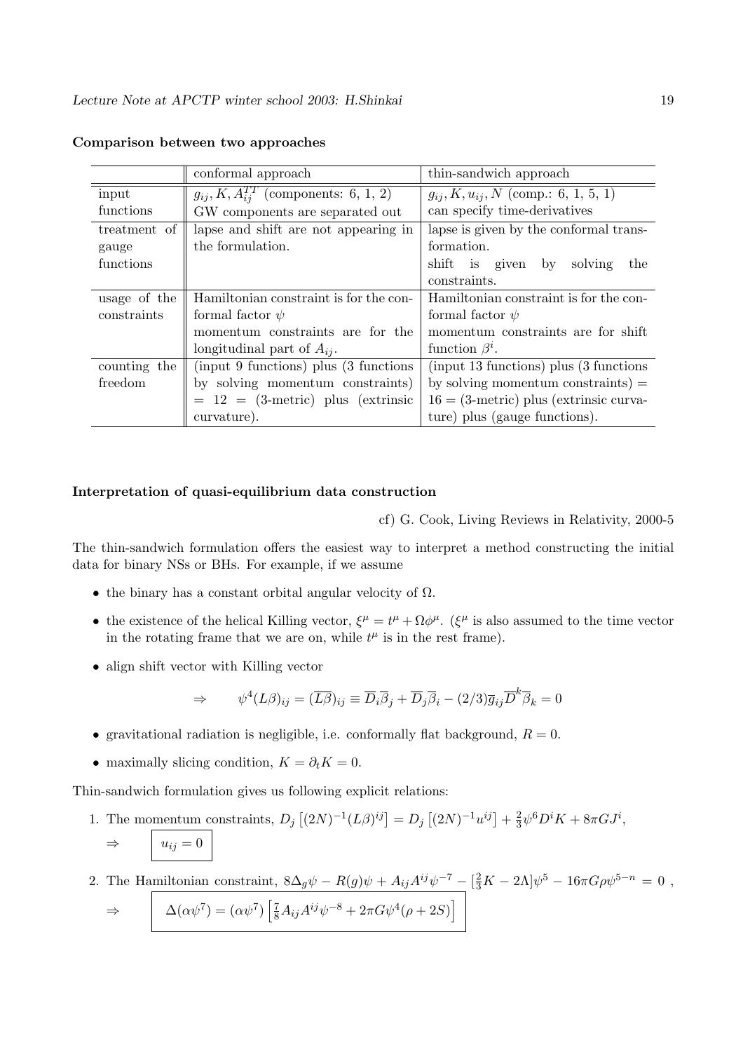**Comparison between two approaches**

| | conformal approach | thin-sandwich approach |
|---|---|---|
| input functions | $g_{ij}, K, A_{ij}^{TT}$ (components: 6, 1, 2) GW components are separated out | $g_{ij}, K, u_{ij}, N$ (comp.: 6, 1, 5, 1) can specify time-derivatives |
| treatment of gauge functions | lapse and shift are not appearing in the formulation. | lapse is given by the conformal transformation. shift is given by solving the constraints. |
| usage of the constraints | Hamiltonian constraint is for the conformal factor $\psi$ momentum constraints are for the longitudinal part of $A_{ij}$. | Hamiltonian constraint is for the conformal factor $\psi$ momentum constraints are for shift function $\beta^i$. |
| counting the freedom | (input 9 functions) plus (3 functions by solving momentum constraints) = 12 = (3-metric) plus (extrinsic curvature). | (input 13 functions) plus (3 functions by solving momentum constraints) = 16 = (3-metric) plus (extrinsic curvature) plus (gauge functions). |

**Interpretation of quasi-equilibrium data construction**

cf) G. Cook, Living Reviews in Relativity, 2000-5

The thin-sandwich formulation offers the easiest way to interpret a method constructing the initial data for binary NSs or BHs. For example, if we assume

- the binary has a constant orbital angular velocity of $\Omega$.
- the existence of the helical Killing vector, $\xi^\mu = t^\mu + \Omega\phi^\mu$. ($\xi^\mu$ is also assumed to the time vector in the rotating frame that we are on, while $t^\mu$ is in the rest frame).
- align shift vector with Killing vector

$$\Rightarrow \qquad \psi^4 (L\beta)_{ij} = (\overline{L\beta})_{ij} \equiv \overline{D}_i \overline{\beta}_j + \overline{D}_j \overline{\beta}_i - (2/3)\overline{g}_{ij}\overline{D}^k \overline{\beta}_k = 0$$

- gravitational radiation is negligible, i.e. conformally flat background, $R = 0$.
- maximally slicing condition, $K = \partial_t K = 0$.

Thin-sandwich formulation gives us following explicit relations:

1. The momentum constraints, $D_j\left[(2N)^{-1}(L\beta)^{ij}\right] = D_j\left[(2N)^{-1}u^{ij}\right] + \frac{2}{3}\psi^6 D^i K + 8\pi G J^i$,

$$\Rightarrow \qquad \boxed{u_{ij} = 0}$$

2. The Hamiltonian constraint, $8\Delta_g \psi - R(g)\psi + A_{ij}A^{ij}\psi^{-7} - [\frac{2}{3}K - 2\Lambda]\psi^5 - 16\pi G\rho\psi^{5-n} = 0$ ,

$$\Rightarrow \qquad \boxed{\Delta(\alpha\psi^7) = (\alpha\psi^7)\left[\frac{7}{8}A_{ij}A^{ij}\psi^{-8} + 2\pi G\psi^4(\rho + 2S)\right]}$$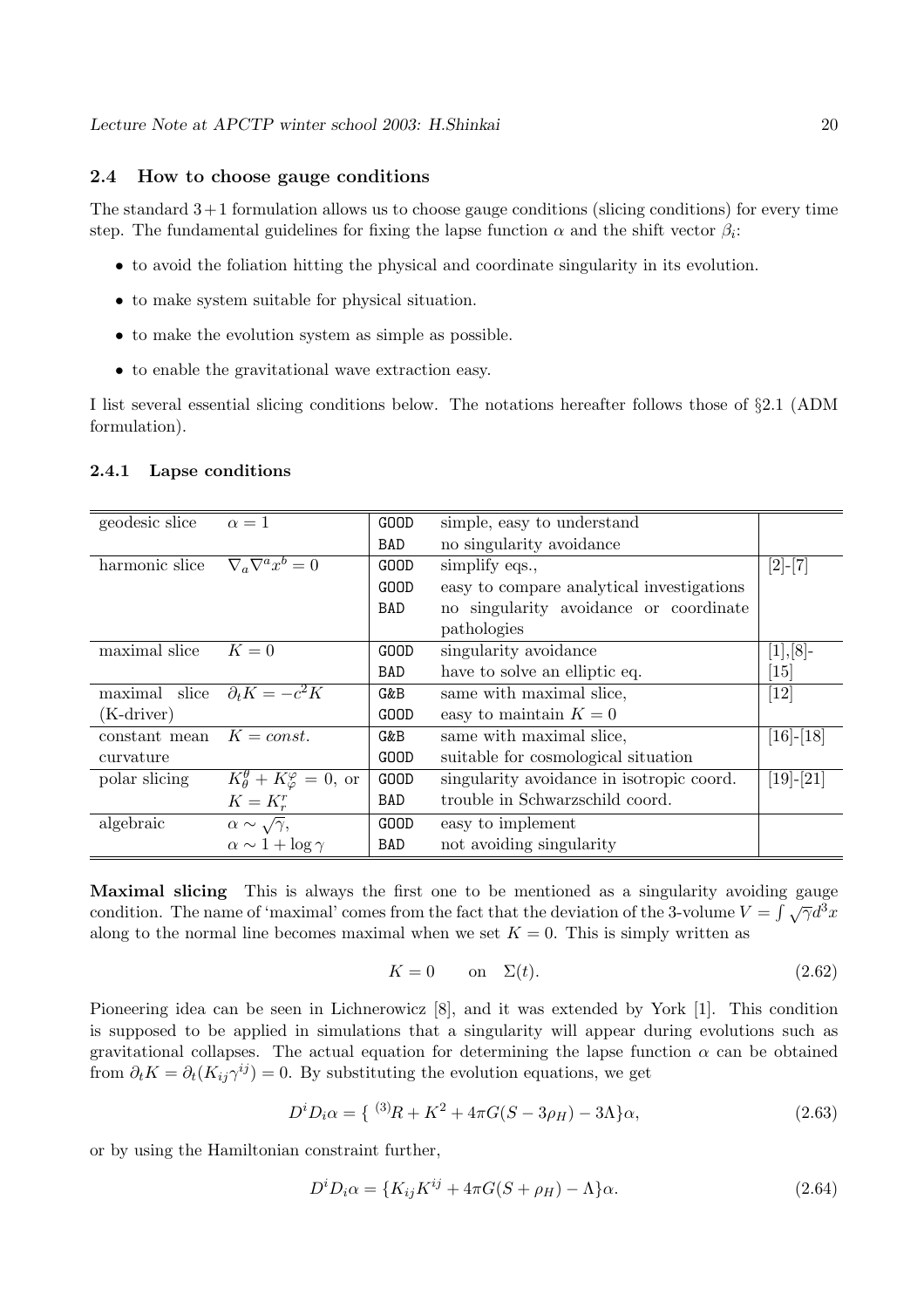### 2.4 How to choose gauge conditions

The standard $3+1$ formulation allows us to choose gauge conditions (slicing conditions) for every time step. The fundamental guidelines for fixing the lapse function $\alpha$ and the shift vector $\beta_i$:

- to avoid the foliation hitting the physical and coordinate singularity in its evolution.
- to make system suitable for physical situation.
- to make the evolution system as simple as possible.
- to enable the gravitational wave extraction easy.

I list several essential slicing conditions below. The notations hereafter follows those of §2.1 (ADM formulation).

#### 2.4.1 Lapse conditions

| | | | | |
|---|---|---|---|---|
| geodesic slice | $\alpha = 1$ | GOOD | simple, easy to understand | |
| | | BAD | no singularity avoidance | |
| harmonic slice | $\nabla_a \nabla^a x^b = 0$ | GOOD | simplify eqs., | [2]-[7] |
| | | GOOD | easy to compare analytical investigations | |
| | | BAD | no singularity avoidance or coordinate pathologies | |
| maximal slice | $K = 0$ | GOOD | singularity avoidance | [1],[8]-[15] |
| | | BAD | have to solve an elliptic eq. | |
| maximal slice (K-driver) | $\partial_t K = -c^2 K$ | G&B | same with maximal slice, | [12] |
| | | GOOD | easy to maintain $K=0$ | |
| constant mean curvature | $K = const.$ | G&B | same with maximal slice, | [16]-[18] |
| | | GOOD | suitable for cosmological situation | |
| polar slicing | $K^\theta_\theta + K^\varphi_\varphi = 0$, or $K = K^r_r$ | GOOD | singularity avoidance in isotropic coord. | [19]-[21] |
| | | BAD | trouble in Schwarzschild coord. | |
| algebraic | $\alpha \sim \sqrt{\gamma}$, | GOOD | easy to implement | |
| | $\alpha \sim 1 + \log \gamma$ | BAD | not avoiding singularity | |

**Maximal slicing** This is always the first one to be mentioned as a singularity avoiding gauge condition. The name of 'maximal' comes from the fact that the deviation of the 3-volume $V = \int \sqrt{\gamma} d^3x$ along to the normal line becomes maximal when we set $K = 0$. This is simply written as

$$K = 0 \qquad \text{on} \quad \Sigma(t). \tag{2.62}$$

Pioneering idea can be seen in Lichnerowicz [8], and it was extended by York [1]. This condition is supposed to be applied in simulations that a singularity will appear during evolutions such as gravitational collapses. The actual equation for determining the lapse function $\alpha$ can be obtained from $\partial_t K = \partial_t (K_{ij} \gamma^{ij}) = 0$. By substituting the evolution equations, we get

$$D^i D_i \alpha = \{ \, {}^{(3)}R + K^2 + 4\pi G(S - 3\rho_H) - 3\Lambda \} \alpha, \tag{2.63}$$

or by using the Hamiltonian constraint further,

$$D^i D_i \alpha = \{ K_{ij} K^{ij} + 4\pi G(S + \rho_H) - \Lambda \} \alpha. \tag{2.64}$$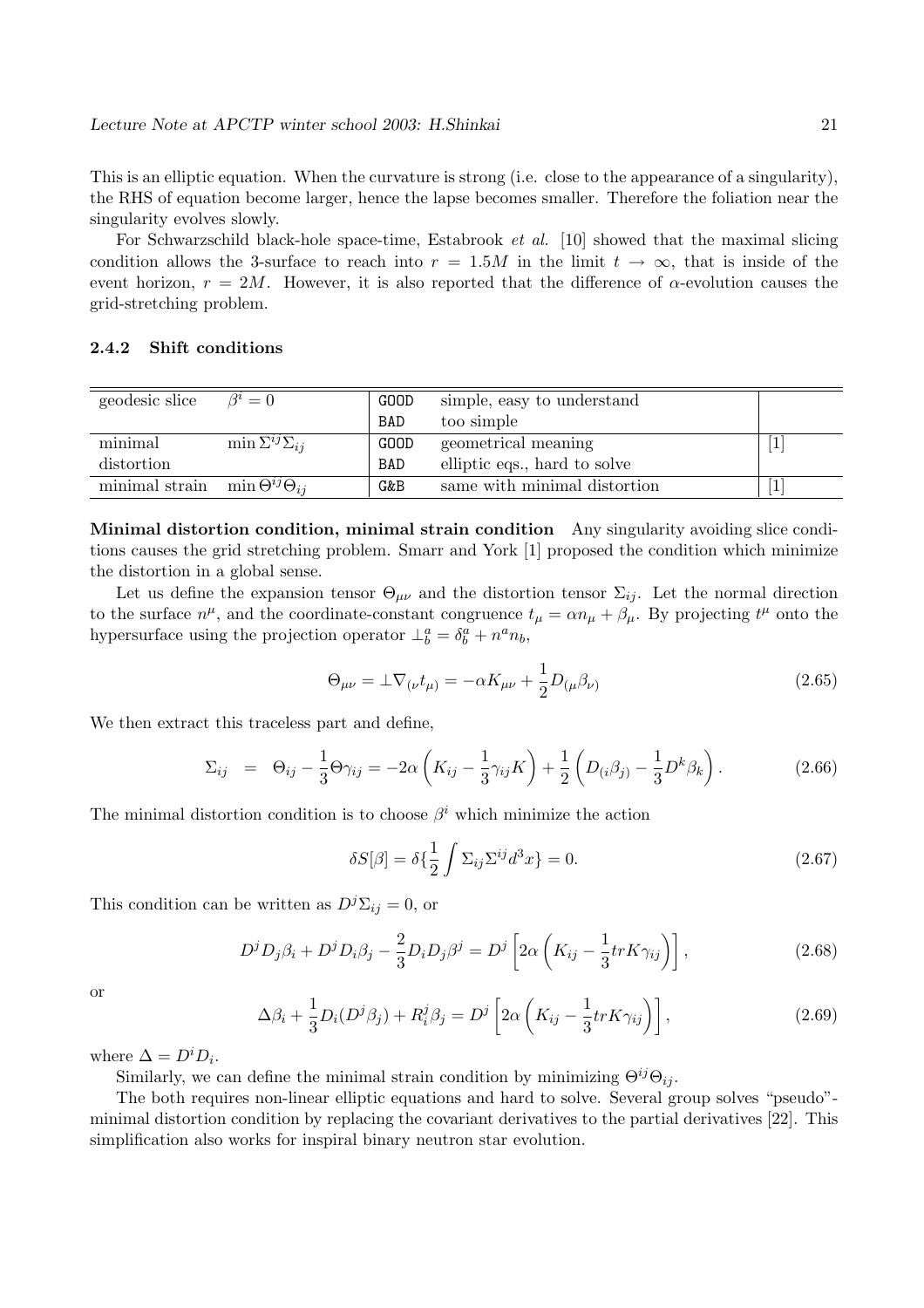This is an elliptic equation. When the curvature is strong (i.e. close to the appearance of a singularity), the RHS of equation become larger, hence the lapse becomes smaller. Therefore the foliation near the singularity evolves slowly.

For Schwarzschild black-hole space-time, Estabrook *et al.* [10] showed that the maximal slicing condition allows the 3-surface to reach into $r = 1.5M$ in the limit $t \to \infty$, that is inside of the event horizon, $r = 2M$. However, it is also reported that the difference of $\alpha$-evolution causes the grid-stretching problem.

### 2.4.2 Shift conditions

| | | | | |
|---|---|---|---|---|
| geodesic slice | $\beta^i = 0$ | GOOD | simple, easy to understand | |
| | | BAD | too simple | |
| minimal distortion | $\min \Sigma^{ij}\Sigma_{ij}$ | GOOD | geometrical meaning | [1] |
| | | BAD | elliptic eqs., hard to solve | |
| minimal strain | $\min \Theta^{ij}\Theta_{ij}$ | G&B | same with minimal distortion | [1] |

**Minimal distortion condition, minimal strain condition** Any singularity avoiding slice conditions causes the grid stretching problem. Smarr and York [1] proposed the condition which minimize the distortion in a global sense.

Let us define the expansion tensor $\Theta_{\mu\nu}$ and the distortion tensor $\Sigma_{ij}$. Let the normal direction to the surface $n^\mu$, and the coordinate-constant congruence $t_\mu = \alpha n_\mu + \beta_\mu$. By projecting $t^\mu$ onto the hypersurface using the projection operator $\perp^a_b = \delta^a_b + n^a n_b$,

$$\Theta_{\mu\nu} = \perp \nabla_{(\nu} t_{\mu)} = -\alpha K_{\mu\nu} + \frac{1}{2} D_{(\mu}\beta_{\nu)} \tag{2.65}$$

We then extract this traceless part and define,

$$\Sigma_{ij} = \Theta_{ij} - \frac{1}{3}\Theta\gamma_{ij} = -2\alpha\left(K_{ij} - \frac{1}{3}\gamma_{ij}K\right) + \frac{1}{2}\left(D_{(i}\beta_{j)} - \frac{1}{3}D^k\beta_k\right). \tag{2.66}$$

The minimal distortion condition is to choose $\beta^i$ which minimize the action

$$\delta S[\beta] = \delta\{\frac{1}{2}\int \Sigma_{ij}\Sigma^{ij} d^3x\} = 0. \tag{2.67}$$

This condition can be written as $D^j\Sigma_{ij} = 0$, or

$$D^j D_j \beta_i + D^j D_i \beta_j - \frac{2}{3} D_i D_j \beta^j = D^j\left[2\alpha\left(K_{ij} - \frac{1}{3} trK\gamma_{ij}\right)\right], \tag{2.68}$$

or

$$\Delta\beta_i + \frac{1}{3}D_i(D^j\beta_j) + R^j_i\beta_j = D^j\left[2\alpha\left(K_{ij} - \frac{1}{3} trK\gamma_{ij}\right)\right], \tag{2.69}$$

where $\Delta = D^i D_i$.

Similarly, we can define the minimal strain condition by minimizing $\Theta^{ij}\Theta_{ij}$.

The both requires non-linear elliptic equations and hard to solve. Several group solves "pseudo"-minimal distortion condition by replacing the covariant derivatives to the partial derivatives [22]. This simplification also works for inspiral binary neutron star evolution.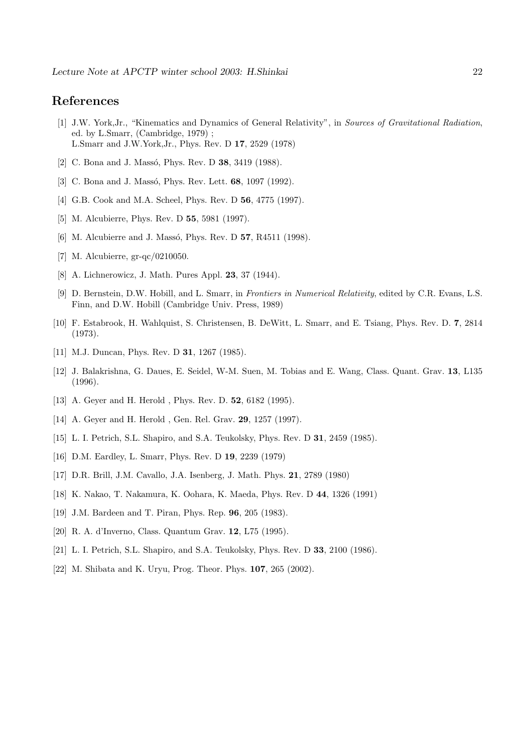## References

[1] J.W. York,Jr., "Kinematics and Dynamics of General Relativity", in *Sources of Gravitational Radiation*, ed. by L.Smarr, (Cambridge, 1979) ;
L.Smarr and J.W.York,Jr., Phys. Rev. D **17**, 2529 (1978)

[2] C. Bona and J. Massó, Phys. Rev. D **38**, 3419 (1988).

[3] C. Bona and J. Massó, Phys. Rev. Lett. **68**, 1097 (1992).

[4] G.B. Cook and M.A. Scheel, Phys. Rev. D **56**, 4775 (1997).

[5] M. Alcubierre, Phys. Rev. D **55**, 5981 (1997).

[6] M. Alcubierre and J. Massó, Phys. Rev. D **57**, R4511 (1998).

[7] M. Alcubierre, gr-qc/0210050.

[8] A. Lichnerowicz, J. Math. Pures Appl. **23**, 37 (1944).

[9] D. Bernstein, D.W. Hobill, and L. Smarr, in *Frontiers in Numerical Relativity*, edited by C.R. Evans, L.S. Finn, and D.W. Hobill (Cambridge Univ. Press, 1989)

[10] F. Estabrook, H. Wahlquist, S. Christensen, B. DeWitt, L. Smarr, and E. Tsiang, Phys. Rev. D. **7**, 2814 (1973).

[11] M.J. Duncan, Phys. Rev. D **31**, 1267 (1985).

[12] J. Balakrishna, G. Daues, E. Seidel, W-M. Suen, M. Tobias and E. Wang, Class. Quant. Grav. **13**, L135 (1996).

[13] A. Geyer and H. Herold , Phys. Rev. D. **52**, 6182 (1995).

[14] A. Geyer and H. Herold , Gen. Rel. Grav. **29**, 1257 (1997).

[15] L. I. Petrich, S.L. Shapiro, and S.A. Teukolsky, Phys. Rev. D **31**, 2459 (1985).

[16] D.M. Eardley, L. Smarr, Phys. Rev. D **19**, 2239 (1979)

[17] D.R. Brill, J.M. Cavallo, J.A. Isenberg, J. Math. Phys. **21**, 2789 (1980)

[18] K. Nakao, T. Nakamura, K. Oohara, K. Maeda, Phys. Rev. D **44**, 1326 (1991)

[19] J.M. Bardeen and T. Piran, Phys. Rep. **96**, 205 (1983).

[20] R. A. d'Inverno, Class. Quantum Grav. **12**, L75 (1995).

[21] L. I. Petrich, S.L. Shapiro, and S.A. Teukolsky, Phys. Rev. D **33**, 2100 (1986).

[22] M. Shibata and K. Uryu, Prog. Theor. Phys. **107**, 265 (2002).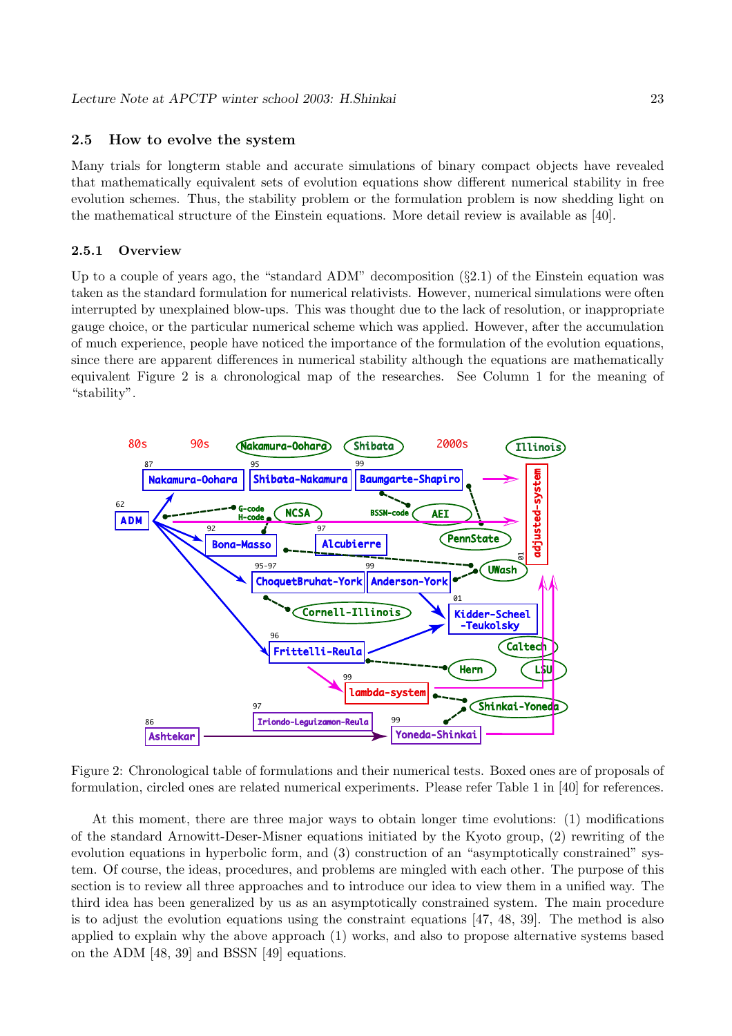### 2.5 How to evolve the system

Many trials for longterm stable and accurate simulations of binary compact objects have revealed that mathematically equivalent sets of evolution equations show different numerical stability in free evolution schemes. Thus, the stability problem or the formulation problem is now shedding light on the mathematical structure of the Einstein equations. More detail review is available as [40].

#### 2.5.1 Overview

Up to a couple of years ago, the "standard ADM" decomposition (§2.1) of the Einstein equation was taken as the standard formulation for numerical relativists. However, numerical simulations were often interrupted by unexplained blow-ups. This was thought due to the lack of resolution, or inappropriate gauge choice, or the particular numerical scheme which was applied. However, after the accumulation of much experience, people have noticed the importance of the formulation of the evolution equations, since there are apparent differences in numerical stability although the equations are mathematically equivalent Figure 2 is a chronological map of the researches. See Column 1 for the meaning of "stability".

Figure 2: Chronological table of formulations and their numerical tests. Boxed ones are of proposals of formulation, circled ones are related numerical experiments. Please refer Table 1 in [40] for references.

At this moment, there are three major ways to obtain longer time evolutions: (1) modifications of the standard Arnowitt-Deser-Misner equations initiated by the Kyoto group, (2) rewriting of the evolution equations in hyperbolic form, and (3) construction of an "asymptotically constrained" system. Of course, the ideas, procedures, and problems are mingled with each other. The purpose of this section is to review all three approaches and to introduce our idea to view them in a unified way. The third idea has been generalized by us as an asymptotically constrained system. The main procedure is to adjust the evolution equations using the constraint equations [47, 48, 39]. The method is also applied to explain why the above approach (1) works, and also to propose alternative systems based on the ADM [48, 39] and BSSN [49] equations.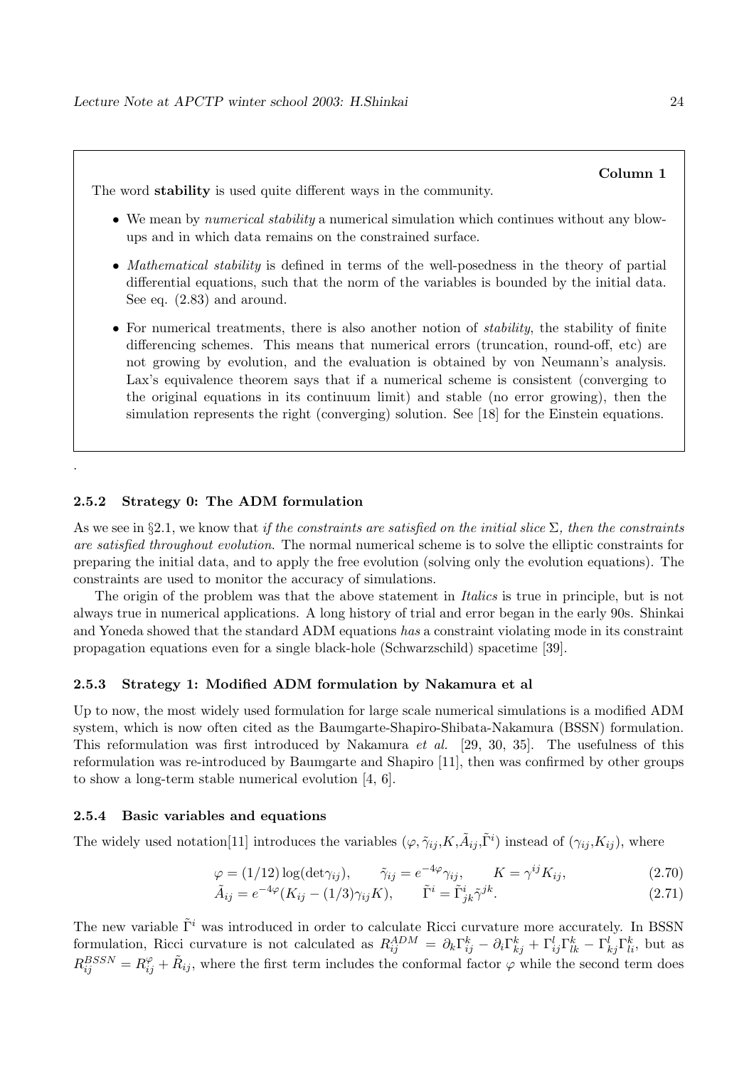**Column 1**

The word **stability** is used quite different ways in the community.

- We mean by *numerical stability* a numerical simulation which continues without any blow-ups and in which data remains on the constrained surface.
- *Mathematical stability* is defined in terms of the well-posedness in the theory of partial differential equations, such that the norm of the variables is bounded by the initial data. See eq. (2.83) and around.
- For numerical treatments, there is also another notion of *stability*, the stability of finite differencing schemes. This means that numerical errors (truncation, round-off, etc) are not growing by evolution, and the evaluation is obtained by von Neumann's analysis. Lax's equivalence theorem says that if a numerical scheme is consistent (converging to the original equations in its continuum limit) and stable (no error growing), then the simulation represents the right (converging) solution. See [18] for the Einstein equations.

.

#### 2.5.2 Strategy 0: The ADM formulation

As we see in §2.1, we know that *if the constraints are satisfied on the initial slice $\Sigma$, then the constraints are satisfied throughout evolution*. The normal numerical scheme is to solve the elliptic constraints for preparing the initial data, and to apply the free evolution (solving only the evolution equations). The constraints are used to monitor the accuracy of simulations.

The origin of the problem was that the above statement in *Italics* is true in principle, but is not always true in numerical applications. A long history of trial and error began in the early 90s. Shinkai and Yoneda showed that the standard ADM equations *has* a constraint violating mode in its constraint propagation equations even for a single black-hole (Schwarzschild) spacetime [39].

#### 2.5.3 Strategy 1: Modified ADM formulation by Nakamura et al

Up to now, the most widely used formulation for large scale numerical simulations is a modified ADM system, which is now often cited as the Baumgarte-Shapiro-Shibata-Nakamura (BSSN) formulation. This reformulation was first introduced by Nakamura *et al.* [29, 30, 35]. The usefulness of this reformulation was re-introduced by Baumgarte and Shapiro [11], then was confirmed by other groups to show a long-term stable numerical evolution [4, 6].

#### 2.5.4 Basic variables and equations

The widely used notation[11] introduces the variables $(\varphi, \tilde{\gamma}_{ij}, K, \tilde{A}_{ij}, \tilde{\Gamma}^i)$ instead of $(\gamma_{ij}, K_{ij})$, where

$$\varphi = (1/12)\log(\det\gamma_{ij}), \qquad \tilde{\gamma}_{ij} = e^{-4\varphi}\gamma_{ij}, \qquad K = \gamma^{ij}K_{ij}, \tag{2.70}$$

$$\tilde{A}_{ij} = e^{-4\varphi}(K_{ij} - (1/3)\gamma_{ij}K), \qquad \tilde{\Gamma}^i = \tilde{\Gamma}^i_{jk}\tilde{\gamma}^{jk}. \tag{2.71}$$

The new variable $\tilde{\Gamma}^i$ was introduced in order to calculate Ricci curvature more accurately. In BSSN formulation, Ricci curvature is not calculated as $R^{ADM}_{ij} = \partial_k\Gamma^k_{ij} - \partial_i\Gamma^k_{kj} + \Gamma^l_{ij}\Gamma^k_{lk} - \Gamma^l_{kj}\Gamma^k_{li}$, but as $R^{BSSN}_{ij} = R^{\varphi}_{ij} + \tilde{R}_{ij}$, where the first term includes the conformal factor $\varphi$ while the second term does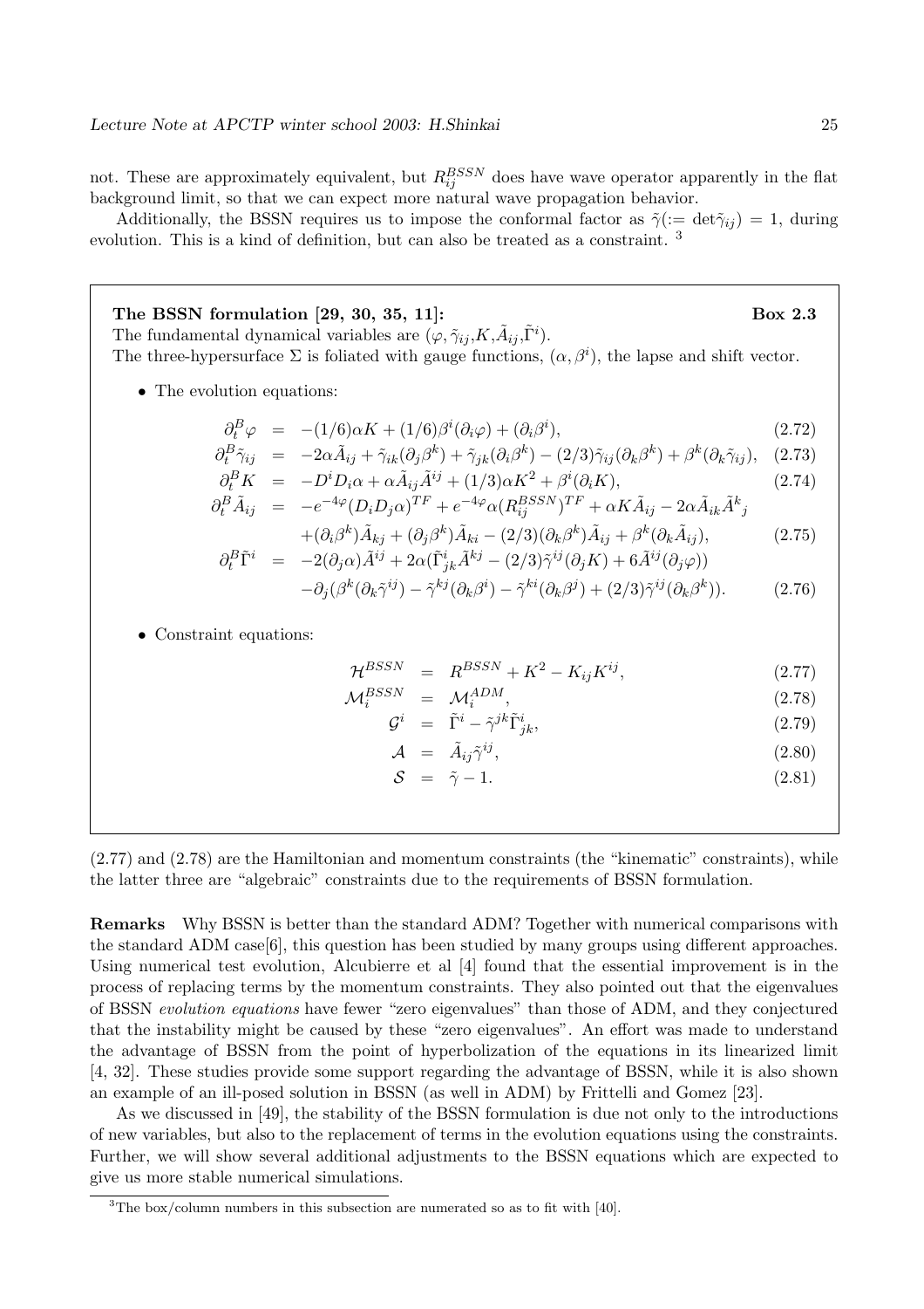not. These are approximately equivalent, but $R_{ij}^{BSSN}$ does have wave operator apparently in the flat background limit, so that we can expect more natural wave propagation behavior.

Additionally, the BSSN requires us to impose the conformal factor as $\tilde{\gamma}(:= \det\tilde{\gamma}_{ij}) = 1$, during evolution. This is a kind of definition, but can also be treated as a constraint. [3]

---

**The BSSN formulation [29, 30, 35, 11]:** **Box 2.3**

The fundamental dynamical variables are $(\varphi, \tilde{\gamma}_{ij}, K, \tilde{A}_{ij}, \tilde{\Gamma}^i)$.

The three-hypersurface $\Sigma$ is foliated with gauge functions, $(\alpha, \beta^i)$, the lapse and shift vector.

- The evolution equations:

$$
\begin{aligned}
\partial_t^B \varphi &= -(1/6)\alpha K + (1/6)\beta^i(\partial_i \varphi) + (\partial_i \beta^i), &(2.72)\\
\partial_t^B \tilde{\gamma}_{ij} &= -2\alpha \tilde{A}_{ij} + \tilde{\gamma}_{ik}(\partial_j \beta^k) + \tilde{\gamma}_{jk}(\partial_i \beta^k) - (2/3)\tilde{\gamma}_{ij}(\partial_k \beta^k) + \beta^k(\partial_k \tilde{\gamma}_{ij}), &(2.73)\\
\partial_t^B K &= -D^i D_i \alpha + \alpha \tilde{A}_{ij}\tilde{A}^{ij} + (1/3)\alpha K^2 + \beta^i(\partial_i K), &(2.74)\\
\partial_t^B \tilde{A}_{ij} &= -e^{-4\varphi}(D_i D_j \alpha)^{TF} + e^{-4\varphi}\alpha(R_{ij}^{BSSN})^{TF} + \alpha K \tilde{A}_{ij} - 2\alpha \tilde{A}_{ik}\tilde{A}^k{}_j \\
&\quad + (\partial_i \beta^k)\tilde{A}_{kj} + (\partial_j \beta^k)\tilde{A}_{ki} - (2/3)(\partial_k \beta^k)\tilde{A}_{ij} + \beta^k(\partial_k \tilde{A}_{ij}), &(2.75)\\
\partial_t^B \tilde{\Gamma}^i &= -2(\partial_j \alpha)\tilde{A}^{ij} + 2\alpha(\tilde{\Gamma}^i_{jk}\tilde{A}^{kj} - (2/3)\tilde{\gamma}^{ij}(\partial_j K) + 6\tilde{A}^{ij}(\partial_j \varphi)) \\
&\quad - \partial_j(\beta^k(\partial_k \tilde{\gamma}^{ij}) - \tilde{\gamma}^{kj}(\partial_k \beta^i) - \tilde{\gamma}^{ki}(\partial_k \beta^j) + (2/3)\tilde{\gamma}^{ij}(\partial_k \beta^k)). &(2.76)
\end{aligned}
$$

- Constraint equations:

$$
\begin{aligned}
\mathcal{H}^{BSSN} &= R^{BSSN} + K^2 - K_{ij}K^{ij}, &(2.77)\\
\mathcal{M}_i^{BSSN} &= \mathcal{M}_i^{ADM}, &(2.78)\\
\mathcal{G}^i &= \tilde{\Gamma}^i - \tilde{\gamma}^{jk}\tilde{\Gamma}^i_{jk}, &(2.79)\\
\mathcal{A} &= \tilde{A}_{ij}\tilde{\gamma}^{ij}, &(2.80)\\
\mathcal{S} &= \tilde{\gamma} - 1. &(2.81)
\end{aligned}
$$

---

(2.77) and (2.78) are the Hamiltonian and momentum constraints (the "kinematic" constraints), while the latter three are "algebraic" constraints due to the requirements of BSSN formulation.

**Remarks** Why BSSN is better than the standard ADM? Together with numerical comparisons with the standard ADM case[6], this question has been studied by many groups using different approaches. Using numerical test evolution, Alcubierre et al [4] found that the essential improvement is in the process of replacing terms by the momentum constraints. They also pointed out that the eigenvalues of BSSN *evolution equations* have fewer "zero eigenvalues" than those of ADM, and they conjectured that the instability might be caused by these "zero eigenvalues". An effort was made to understand the advantage of BSSN from the point of hyperbolization of the equations in its linearized limit [4, 32]. These studies provide some support regarding the advantage of BSSN, while it is also shown an example of an ill-posed solution in BSSN (as well in ADM) by Frittelli and Gomez [23].

As we discussed in [49], the stability of the BSSN formulation is due not only to the introductions of new variables, but also to the replacement of terms in the evolution equations using the constraints. Further, we will show several additional adjustments to the BSSN equations which are expected to give us more stable numerical simulations.

[3] The box/column numbers in this subsection are numerated so as to fit with [40].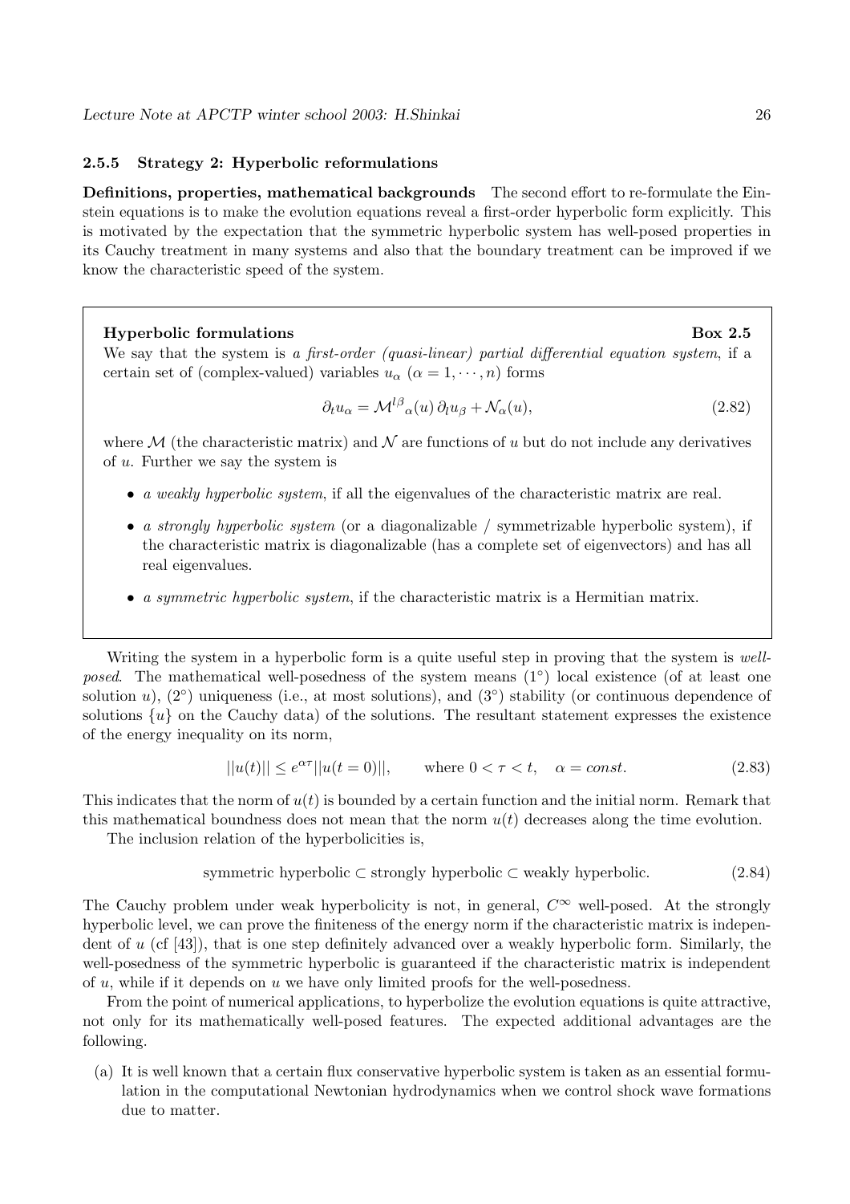### 2.5.5 Strategy 2: Hyperbolic reformulations

**Definitions, properties, mathematical backgrounds** The second effort to re-formulate the Einstein equations is to make the evolution equations reveal a first-order hyperbolic form explicitly. This is motivated by the expectation that the symmetric hyperbolic system has well-posed properties in its Cauchy treatment in many systems and also that the boundary treatment can be improved if we know the characteristic speed of the system.

---

**Hyperbolic formulations** **Box 2.5**

We say that the system is *a first-order (quasi-linear) partial differential equation system*, if a certain set of (complex-valued) variables $u_\alpha$ ($\alpha = 1, \cdots, n$) forms

$$\partial_t u_\alpha = \mathcal{M}^{l\beta}{}_\alpha(u)\, \partial_l u_\beta + \mathcal{N}_\alpha(u), \tag{2.82}$$

where $\mathcal{M}$ (the characteristic matrix) and $\mathcal{N}$ are functions of $u$ but do not include any derivatives of $u$. Further we say the system is

- *a weakly hyperbolic system*, if all the eigenvalues of the characteristic matrix are real.
- *a strongly hyperbolic system* (or a diagonalizable / symmetrizable hyperbolic system), if the characteristic matrix is diagonalizable (has a complete set of eigenvectors) and has all real eigenvalues.
- *a symmetric hyperbolic system*, if the characteristic matrix is a Hermitian matrix.

---

Writing the system in a hyperbolic form is a quite useful step in proving that the system is *well-posed*. The mathematical well-posedness of the system means ($1^\circ$) local existence (of at least one solution $u$), ($2^\circ$) uniqueness (i.e., at most solutions), and ($3^\circ$) stability (or continuous dependence of solutions $\{u\}$ on the Cauchy data) of the solutions. The resultant statement expresses the existence of the energy inequality on its norm,

$$||u(t)|| \le e^{\alpha\tau} ||u(t=0)||, \qquad \text{where } 0 < \tau < t, \quad \alpha = const. \tag{2.83}$$

This indicates that the norm of $u(t)$ is bounded by a certain function and the initial norm. Remark that this mathematical boundness does not mean that the norm $u(t)$ decreases along the time evolution.

The inclusion relation of the hyperbolicities is,

$$\text{symmetric hyperbolic} \subset \text{strongly hyperbolic} \subset \text{weakly hyperbolic}. \tag{2.84}$$

The Cauchy problem under weak hyperbolicity is not, in general, $C^\infty$ well-posed. At the strongly hyperbolic level, we can prove the finiteness of the energy norm if the characteristic matrix is independent of $u$ (cf [43]), that is one step definitely advanced over a weakly hyperbolic form. Similarly, the well-posedness of the symmetric hyperbolic is guaranteed if the characteristic matrix is independent of $u$, while if it depends on $u$ we have only limited proofs for the well-posedness.

From the point of numerical applications, to hyperbolize the evolution equations is quite attractive, not only for its mathematically well-posed features. The expected additional advantages are the following.

(a) It is well known that a certain flux conservative hyperbolic system is taken as an essential formulation in the computational Newtonian hydrodynamics when we control shock wave formations due to matter.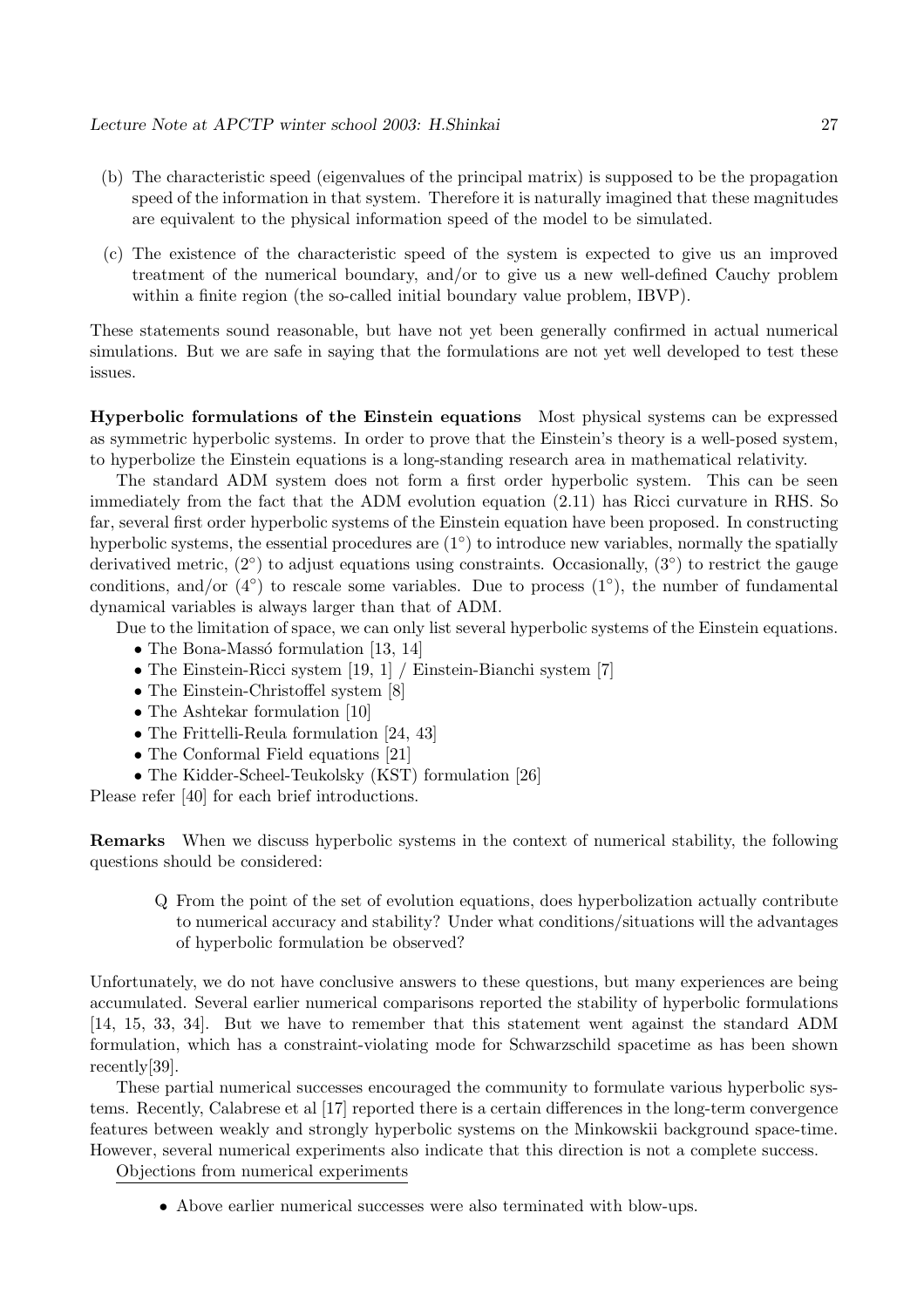(b) The characteristic speed (eigenvalues of the principal matrix) is supposed to be the propagation speed of the information in that system. Therefore it is naturally imagined that these magnitudes are equivalent to the physical information speed of the model to be simulated.

(c) The existence of the characteristic speed of the system is expected to give us an improved treatment of the numerical boundary, and/or to give us a new well-defined Cauchy problem within a finite region (the so-called initial boundary value problem, IBVP).

These statements sound reasonable, but have not yet been generally confirmed in actual numerical simulations. But we are safe in saying that the formulations are not yet well developed to test these issues.

**Hyperbolic formulations of the Einstein equations** Most physical systems can be expressed as symmetric hyperbolic systems. In order to prove that the Einstein's theory is a well-posed system, to hyperbolize the Einstein equations is a long-standing research area in mathematical relativity.

The standard ADM system does not form a first order hyperbolic system. This can be seen immediately from the fact that the ADM evolution equation (2.11) has Ricci curvature in RHS. So far, several first order hyperbolic systems of the Einstein equation have been proposed. In constructing hyperbolic systems, the essential procedures are ($1^\circ$) to introduce new variables, normally the spatially derivatived metric, ($2^\circ$) to adjust equations using constraints. Occasionally, ($3^\circ$) to restrict the gauge conditions, and/or ($4^\circ$) to rescale some variables. Due to process ($1^\circ$), the number of fundamental dynamical variables is always larger than that of ADM.

Due to the limitation of space, we can only list several hyperbolic systems of the Einstein equations.

- The Bona-Massó formulation [13, 14]
- The Einstein-Ricci system [19, 1] / Einstein-Bianchi system [7]
- The Einstein-Christoffel system [8]
- The Ashtekar formulation [10]
- The Frittelli-Reula formulation [24, 43]
- The Conformal Field equations [21]
- The Kidder-Scheel-Teukolsky (KST) formulation [26]

Please refer [40] for each brief introductions.

**Remarks** When we discuss hyperbolic systems in the context of numerical stability, the following questions should be considered:

> Q From the point of the set of evolution equations, does hyperbolization actually contribute to numerical accuracy and stability? Under what conditions/situations will the advantages of hyperbolic formulation be observed?

Unfortunately, we do not have conclusive answers to these questions, but many experiences are being accumulated. Several earlier numerical comparisons reported the stability of hyperbolic formulations [14, 15, 33, 34]. But we have to remember that this statement went against the standard ADM formulation, which has a constraint-violating mode for Schwarzschild spacetime as has been shown recently[39].

These partial numerical successes encouraged the community to formulate various hyperbolic systems. Recently, Calabrese et al [17] reported there is a certain differences in the long-term convergence features between weakly and strongly hyperbolic systems on the Minkowskii background space-time. However, several numerical experiments also indicate that this direction is not a complete success.

Objections from numerical experiments

- Above earlier numerical successes were also terminated with blow-ups.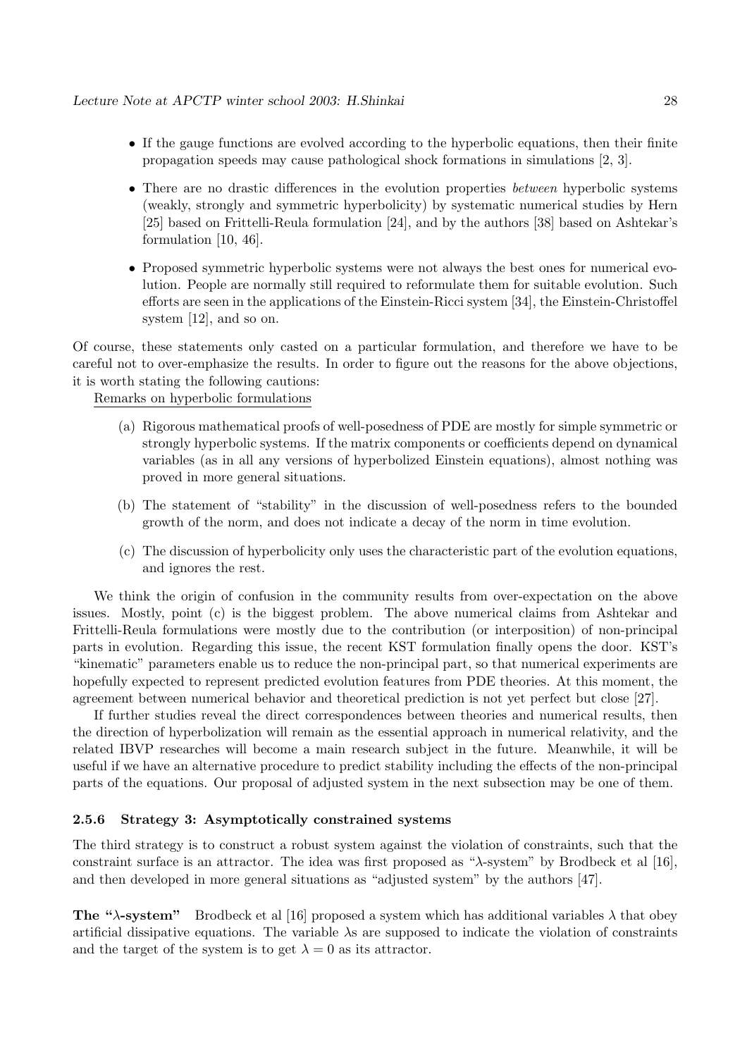- If the gauge functions are evolved according to the hyperbolic equations, then their finite propagation speeds may cause pathological shock formations in simulations [2, 3].
- There are no drastic differences in the evolution properties *between* hyperbolic systems (weakly, strongly and symmetric hyperbolicity) by systematic numerical studies by Hern [25] based on Frittelli-Reula formulation [24], and by the authors [38] based on Ashtekar's formulation [10, 46].
- Proposed symmetric hyperbolic systems were not always the best ones for numerical evolution. People are normally still required to reformulate them for suitable evolution. Such efforts are seen in the applications of the Einstein-Ricci system [34], the Einstein-Christoffel system [12], and so on.

Of course, these statements only casted on a particular formulation, and therefore we have to be careful not to over-emphasize the results. In order to figure out the reasons for the above objections, it is worth stating the following cautions:

Remarks on hyperbolic formulations

(a) Rigorous mathematical proofs of well-posedness of PDE are mostly for simple symmetric or strongly hyperbolic systems. If the matrix components or coefficients depend on dynamical variables (as in all any versions of hyperbolized Einstein equations), almost nothing was proved in more general situations.

(b) The statement of "stability" in the discussion of well-posedness refers to the bounded growth of the norm, and does not indicate a decay of the norm in time evolution.

(c) The discussion of hyperbolicity only uses the characteristic part of the evolution equations, and ignores the rest.

We think the origin of confusion in the community results from over-expectation on the above issues. Mostly, point (c) is the biggest problem. The above numerical claims from Ashtekar and Frittelli-Reula formulations were mostly due to the contribution (or interposition) of non-principal parts in evolution. Regarding this issue, the recent KST formulation finally opens the door. KST's "kinematic" parameters enable us to reduce the non-principal part, so that numerical experiments are hopefully expected to represent predicted evolution features from PDE theories. At this moment, the agreement between numerical behavior and theoretical prediction is not yet perfect but close [27].

If further studies reveal the direct correspondences between theories and numerical results, then the direction of hyperbolization will remain as the essential approach in numerical relativity, and the related IBVP researches will become a main research subject in the future. Meanwhile, it will be useful if we have an alternative procedure to predict stability including the effects of the non-principal parts of the equations. Our proposal of adjusted system in the next subsection may be one of them.

#### 2.5.6 Strategy 3: Asymptotically constrained systems

The third strategy is to construct a robust system against the violation of constraints, such that the constraint surface is an attractor. The idea was first proposed as "$\lambda$-system" by Brodbeck et al [16], and then developed in more general situations as "adjusted system" by the authors [47].

**The "$\lambda$-system"** Brodbeck et al [16] proposed a system which has additional variables $\lambda$ that obey artificial dissipative equations. The variable $\lambda$s are supposed to indicate the violation of constraints and the target of the system is to get $\lambda = 0$ as its attractor.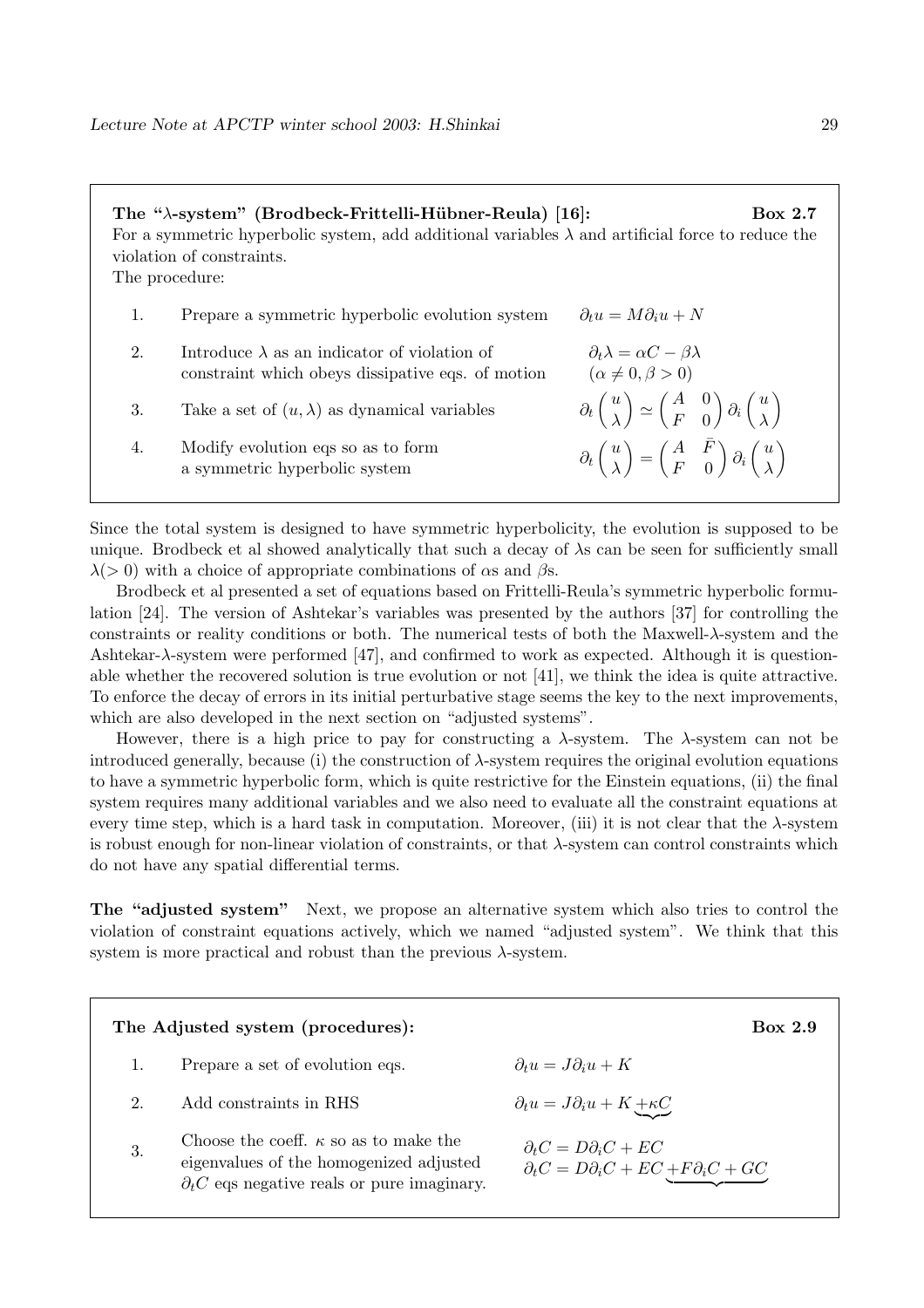**The "λ-system" (Brodbeck-Frittelli-Hübner-Reula) [16]:** **Box 2.7**

For a symmetric hyperbolic system, add additional variables $\lambda$ and artificial force to reduce the violation of constraints.

The procedure:

| | | |
|---|---|---|
| 1. | Prepare a symmetric hyperbolic evolution system | $\partial_t u = M \partial_i u + N$ |
| 2. | Introduce $\lambda$ as an indicator of violation of constraint which obeys dissipative eqs. of motion | $\partial_t \lambda = \alpha C - \beta \lambda$ $(\alpha \neq 0, \beta > 0)$ |
| 3. | Take a set of $(u, \lambda)$ as dynamical variables | $\partial_t \begin{pmatrix} u \\ \lambda \end{pmatrix} \simeq \begin{pmatrix} A & 0 \\ F & 0 \end{pmatrix} \partial_i \begin{pmatrix} u \\ \lambda \end{pmatrix}$ |
| 4. | Modify evolution eqs so as to form a symmetric hyperbolic system | $\partial_t \begin{pmatrix} u \\ \lambda \end{pmatrix} = \begin{pmatrix} A & \bar{F} \\ F & 0 \end{pmatrix} \partial_i \begin{pmatrix} u \\ \lambda \end{pmatrix}$ |

Since the total system is designed to have symmetric hyperbolicity, the evolution is supposed to be unique. Brodbeck et al showed analytically that such a decay of $\lambda$s can be seen for sufficiently small $\lambda (> 0)$ with a choice of appropriate combinations of $\alpha$s and $\beta$s.

Brodbeck et al presented a set of equations based on Frittelli-Reula's symmetric hyperbolic formulation [24]. The version of Ashtekar's variables was presented by the authors [37] for controlling the constraints or reality conditions or both. The numerical tests of both the Maxwell-$\lambda$-system and the Ashtekar-$\lambda$-system were performed [47], and confirmed to work as expected. Although it is questionable whether the recovered solution is true evolution or not [41], we think the idea is quite attractive. To enforce the decay of errors in its initial perturbative stage seems the key to the next improvements, which are also developed in the next section on "adjusted systems".

However, there is a high price to pay for constructing a $\lambda$-system. The $\lambda$-system can not be introduced generally, because (i) the construction of $\lambda$-system requires the original evolution equations to have a symmetric hyperbolic form, which is quite restrictive for the Einstein equations, (ii) the final system requires many additional variables and we also need to evaluate all the constraint equations at every time step, which is a hard task in computation. Moreover, (iii) it is not clear that the $\lambda$-system is robust enough for non-linear violation of constraints, or that $\lambda$-system can control constraints which do not have any spatial differential terms.

**The "adjusted system"** Next, we propose an alternative system which also tries to control the violation of constraint equations actively, which we named "adjusted system". We think that this system is more practical and robust than the previous $\lambda$-system.

**The Adjusted system (procedures):** **Box 2.9**

| | | |
|---|---|---|
| 1. | Prepare a set of evolution eqs. | $\partial_t u = J \partial_i u + K$ |
| 2. | Add constraints in RHS | $\partial_t u = J \partial_i u + K \underbrace{+ \kappa C}$ |
| 3. | Choose the coeff. $\kappa$ so as to make the eigenvalues of the homogenized adjusted $\partial_t C$ eqs negative reals or pure imaginary. | $\partial_t C = D \partial_i C + EC$ <br> $\partial_t C = D \partial_i C + EC \underbrace{+ F \partial_i C + GC}$ |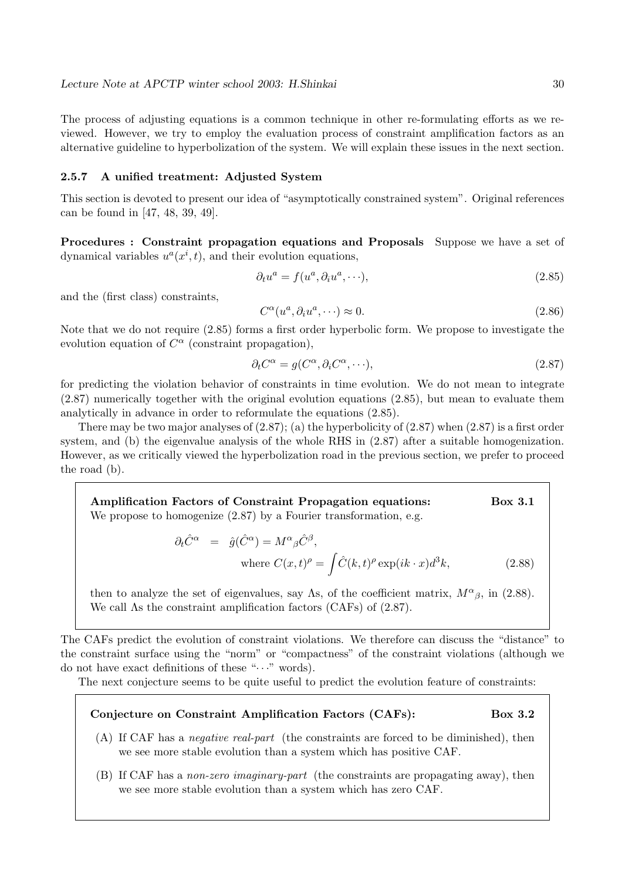The process of adjusting equations is a common technique in other re-formulating efforts as we reviewed. However, we try to employ the evaluation process of constraint amplification factors as an alternative guideline to hyperbolization of the system. We will explain these issues in the next section.

#### 2.5.7 A unified treatment: Adjusted System

This section is devoted to present our idea of "asymptotically constrained system". Original references can be found in [47, 48, 39, 49].

**Procedures : Constraint propagation equations and Proposals** Suppose we have a set of dynamical variables $u^a(x^i, t)$, and their evolution equations,

$$\partial_t u^a = f(u^a, \partial_i u^a, \cdots), \tag{2.85}$$

and the (first class) constraints,

$$C^\alpha(u^a, \partial_i u^a, \cdots) \approx 0. \tag{2.86}$$

Note that we do not require (2.85) forms a first order hyperbolic form. We propose to investigate the evolution equation of $C^\alpha$ (constraint propagation),

$$\partial_t C^\alpha = g(C^\alpha, \partial_i C^\alpha, \cdots), \tag{2.87}$$

for predicting the violation behavior of constraints in time evolution. We do not mean to integrate (2.87) numerically together with the original evolution equations (2.85), but mean to evaluate them analytically in advance in order to reformulate the equations (2.85).

There may be two major analyses of (2.87); (a) the hyperbolicity of (2.87) when (2.87) is a first order system, and (b) the eigenvalue analysis of the whole RHS in (2.87) after a suitable homogenization. However, as we critically viewed the hyperbolization road in the previous section, we prefer to proceed the road (b).

> **Amplification Factors of Constraint Propagation equations:** **Box 3.1**
>
> We propose to homogenize (2.87) by a Fourier transformation, e.g.
>
> $$\partial_t \hat{C}^\alpha = \hat{g}(\hat{C}^\alpha) = M^\alpha{}_\beta \hat{C}^\beta, \quad \text{where } C(x,t)^\rho = \int \hat{C}(k,t)^\rho \exp(ik \cdot x) d^3k, \tag{2.88}$$
>
> then to analyze the set of eigenvalues, say $\Lambda$s, of the coefficient matrix, $M^\alpha{}_\beta$, in (2.88). We call $\Lambda$s the constraint amplification factors (CAFs) of (2.87).

The CAFs predict the evolution of constraint violations. We therefore can discuss the "distance" to the constraint surface using the "norm" or "compactness" of the constraint violations (although we do not have exact definitions of these "$\cdots$" words).

The next conjecture seems to be quite useful to predict the evolution feature of constraints:

> **Conjecture on Constraint Amplification Factors (CAFs):** **Box 3.2**
>
> (A) If CAF has a *negative real-part* (the constraints are forced to be diminished), then we see more stable evolution than a system which has positive CAF.
>
> (B) If CAF has a *non-zero imaginary-part* (the constraints are propagating away), then we see more stable evolution than a system which has zero CAF.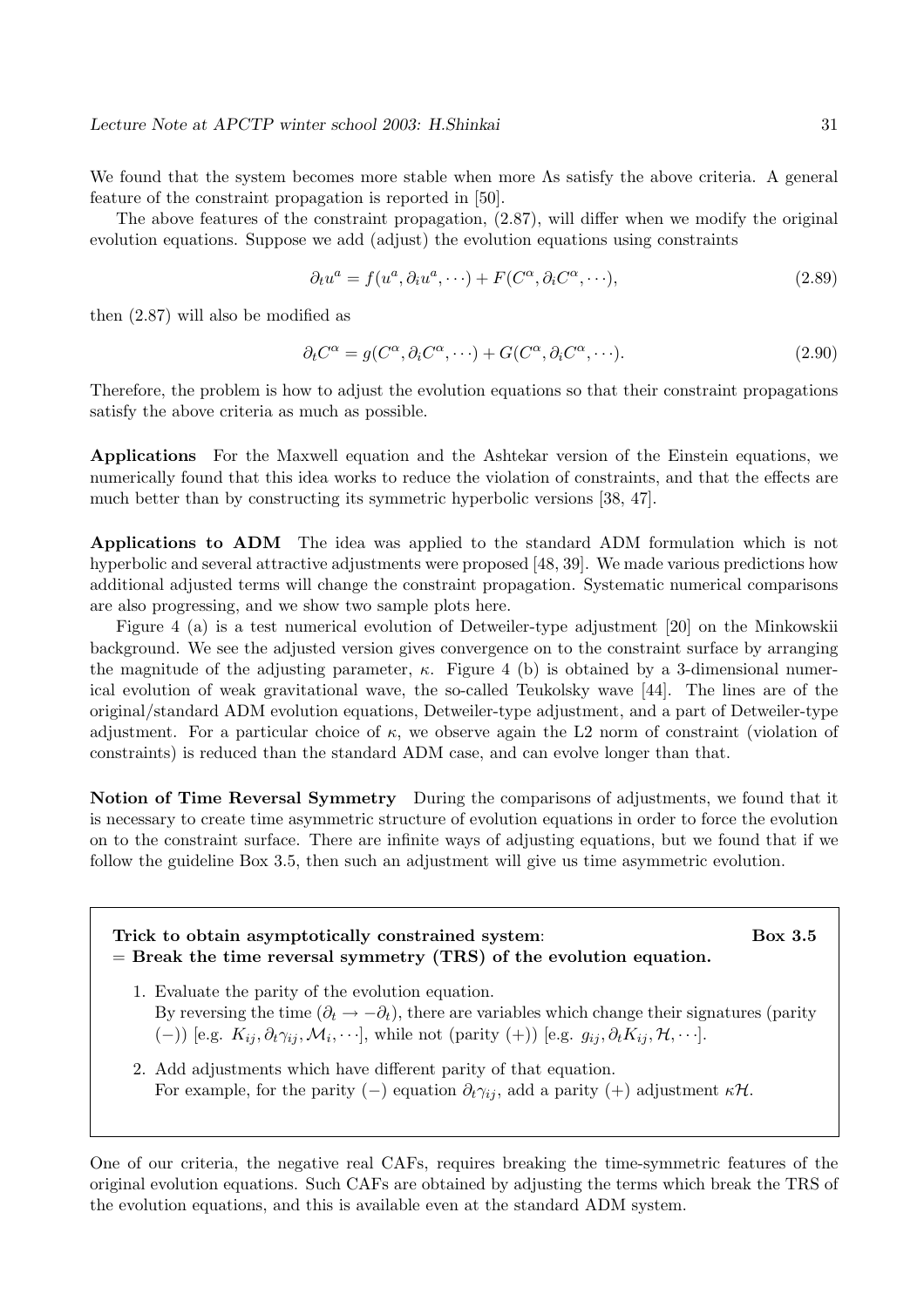We found that the system becomes more stable when more Λs satisfy the above criteria. A general feature of the constraint propagation is reported in [50].

The above features of the constraint propagation, (2.87), will differ when we modify the original evolution equations. Suppose we add (adjust) the evolution equations using constraints

$$\partial_t u^a = f(u^a, \partial_i u^a, \cdots) + F(C^\alpha, \partial_i C^\alpha, \cdots), \tag{2.89}$$

then (2.87) will also be modified as

$$\partial_t C^\alpha = g(C^\alpha, \partial_i C^\alpha, \cdots) + G(C^\alpha, \partial_i C^\alpha, \cdots). \tag{2.90}$$

Therefore, the problem is how to adjust the evolution equations so that their constraint propagations satisfy the above criteria as much as possible.

**Applications** For the Maxwell equation and the Ashtekar version of the Einstein equations, we numerically found that this idea works to reduce the violation of constraints, and that the effects are much better than by constructing its symmetric hyperbolic versions [38, 47].

**Applications to ADM** The idea was applied to the standard ADM formulation which is not hyperbolic and several attractive adjustments were proposed [48, 39]. We made various predictions how additional adjusted terms will change the constraint propagation. Systematic numerical comparisons are also progressing, and we show two sample plots here.

Figure 4 (a) is a test numerical evolution of Detweiler-type adjustment [20] on the Minkowskii background. We see the adjusted version gives convergence on to the constraint surface by arranging the magnitude of the adjusting parameter, $\kappa$. Figure 4 (b) is obtained by a 3-dimensional numerical evolution of weak gravitational wave, the so-called Teukolsky wave [44]. The lines are of the original/standard ADM evolution equations, Detweiler-type adjustment, and a part of Detweiler-type adjustment. For a particular choice of $\kappa$, we observe again the L2 norm of constraint (violation of constraints) is reduced than the standard ADM case, and can evolve longer than that.

**Notion of Time Reversal Symmetry** During the comparisons of adjustments, we found that it is necessary to create time asymmetric structure of evolution equations in order to force the evolution on to the constraint surface. There are infinite ways of adjusting equations, but we found that if we follow the guideline Box 3.5, then such an adjustment will give us time asymmetric evolution.

**Trick to obtain asymptotically constrained system: Box 3.5**
**= Break the time reversal symmetry (TRS) of the evolution equation.**

1. Evaluate the parity of the evolution equation.
   By reversing the time ($\partial_t \to -\partial_t$), there are variables which change their signatures (parity $(-)$) [e.g. $K_{ij}, \partial_t \gamma_{ij}, \mathcal{M}_i, \cdots$], while not (parity $(+)$) [e.g. $g_{ij}, \partial_t K_{ij}, \mathcal{H}, \cdots$].
2. Add adjustments which have different parity of that equation.
   For example, for the parity $(-)$ equation $\partial_t \gamma_{ij}$, add a parity $(+)$ adjustment $\kappa\mathcal{H}$.

One of our criteria, the negative real CAFs, requires breaking the time-symmetric features of the original evolution equations. Such CAFs are obtained by adjusting the terms which break the TRS of the evolution equations, and this is available even at the standard ADM system.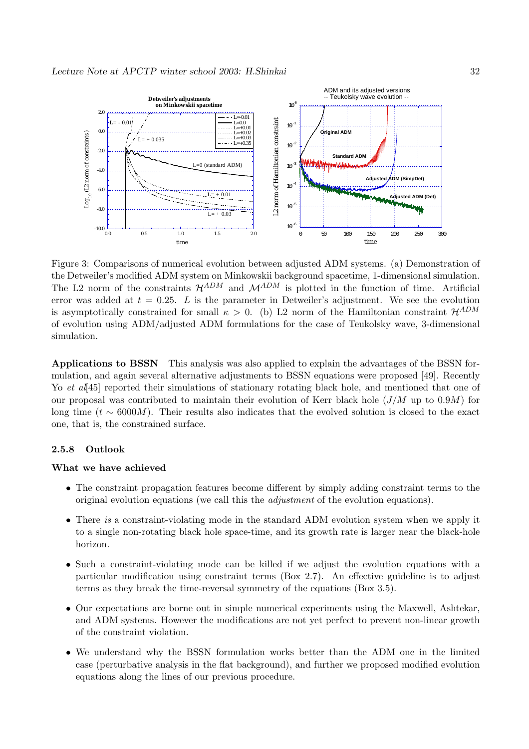Figure 3: Comparisons of numerical evolution between adjusted ADM systems. (a) Demonstration of the Detweiler's modified ADM system on Minkowskii background spacetime, 1-dimensional simulation. The L2 norm of the constraints $\mathcal{H}^{ADM}$ and $\mathcal{M}^{ADM}$ is plotted in the function of time. Artificial error was added at $t = 0.25$. $L$ is the parameter in Detweiler's adjustment. We see the evolution is asymptotically constrained for small $\kappa > 0$. (b) L2 norm of the Hamiltonian constraint $\mathcal{H}^{ADM}$ of evolution using ADM/adjusted ADM formulations for the case of Teukolsky wave, 3-dimensional simulation.

**Applications to BSSN** This analysis was also applied to explain the advantages of the BSSN formulation, and again several alternative adjustments to BSSN equations were proposed [49]. Recently Yo *et al*[45] reported their simulations of stationary rotating black hole, and mentioned that one of our proposal was contributed to maintain their evolution of Kerr black hole ($J/M$ up to $0.9M$) for long time ($t \sim 6000M$). Their results also indicates that the evolved solution is closed to the exact one, that is, the constrained surface.

#### 2.5.8 Outlook

**What we have achieved**

- The constraint propagation features become different by simply adding constraint terms to the original evolution equations (we call this the *adjustment* of the evolution equations).
- There *is* a constraint-violating mode in the standard ADM evolution system when we apply it to a single non-rotating black hole space-time, and its growth rate is larger near the black-hole horizon.
- Such a constraint-violating mode can be killed if we adjust the evolution equations with a particular modification using constraint terms (Box 2.7). An effective guideline is to adjust terms as they break the time-reversal symmetry of the equations (Box 3.5).
- Our expectations are borne out in simple numerical experiments using the Maxwell, Ashtekar, and ADM systems. However the modifications are not yet perfect to prevent non-linear growth of the constraint violation.
- We understand why the BSSN formulation works better than the ADM one in the limited case (perturbative analysis in the flat background), and further we proposed modified evolution equations along the lines of our previous procedure.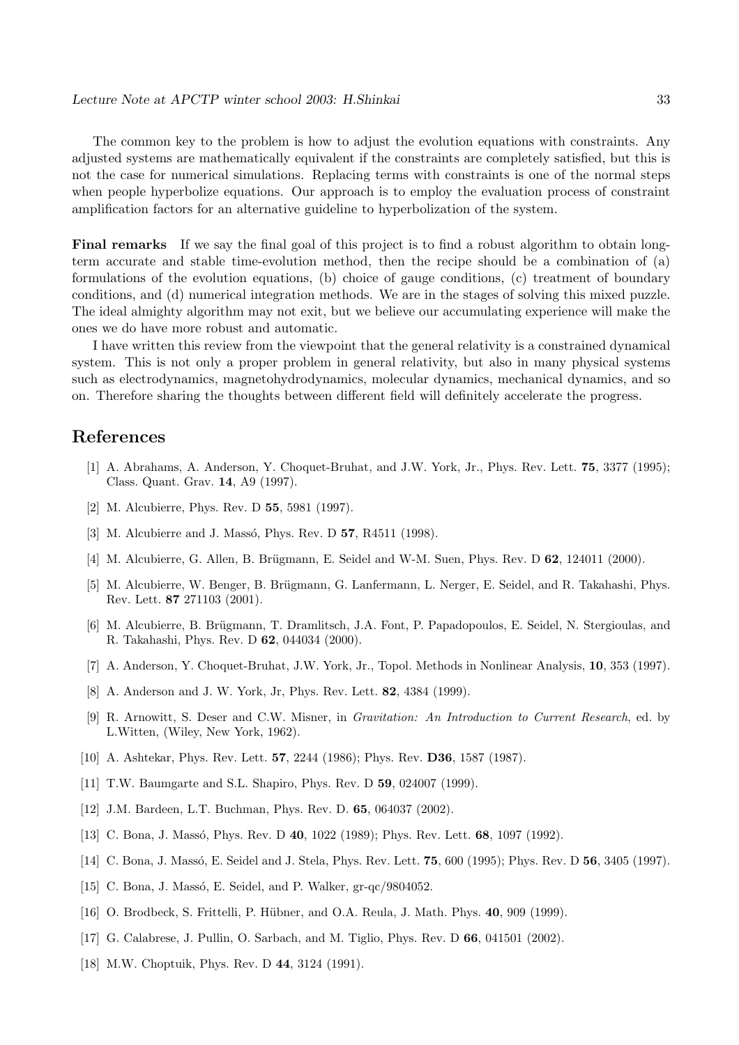The common key to the problem is how to adjust the evolution equations with constraints. Any adjusted systems are mathematically equivalent if the constraints are completely satisfied, but this is not the case for numerical simulations. Replacing terms with constraints is one of the normal steps when people hyperbolize equations. Our approach is to employ the evaluation process of constraint amplification factors for an alternative guideline to hyperbolization of the system.

**Final remarks** If we say the final goal of this project is to find a robust algorithm to obtain long-term accurate and stable time-evolution method, then the recipe should be a combination of (a) formulations of the evolution equations, (b) choice of gauge conditions, (c) treatment of boundary conditions, and (d) numerical integration methods. We are in the stages of solving this mixed puzzle. The ideal almighty algorithm may not exit, but we believe our accumulating experience will make the ones we do have more robust and automatic.

I have written this review from the viewpoint that the general relativity is a constrained dynamical system. This is not only a proper problem in general relativity, but also in many physical systems such as electrodynamics, magnetohydrodynamics, molecular dynamics, mechanical dynamics, and so on. Therefore sharing the thoughts between different field will definitely accelerate the progress.

# References

[1] A. Abrahams, A. Anderson, Y. Choquet-Bruhat, and J.W. York, Jr., Phys. Rev. Lett. **75**, 3377 (1995); Class. Quant. Grav. **14**, A9 (1997).

[2] M. Alcubierre, Phys. Rev. D **55**, 5981 (1997).

[3] M. Alcubierre and J. Massó, Phys. Rev. D **57**, R4511 (1998).

[4] M. Alcubierre, G. Allen, B. Brügmann, E. Seidel and W-M. Suen, Phys. Rev. D **62**, 124011 (2000).

[5] M. Alcubierre, W. Benger, B. Brügmann, G. Lanfermann, L. Nerger, E. Seidel, and R. Takahashi, Phys. Rev. Lett. **87** 271103 (2001).

[6] M. Alcubierre, B. Brügmann, T. Dramlitsch, J.A. Font, P. Papadopoulos, E. Seidel, N. Stergioulas, and R. Takahashi, Phys. Rev. D **62**, 044034 (2000).

[7] A. Anderson, Y. Choquet-Bruhat, J.W. York, Jr., Topol. Methods in Nonlinear Analysis, **10**, 353 (1997).

[8] A. Anderson and J. W. York, Jr, Phys. Rev. Lett. **82**, 4384 (1999).

[9] R. Arnowitt, S. Deser and C.W. Misner, in *Gravitation: An Introduction to Current Research*, ed. by L.Witten, (Wiley, New York, 1962).

[10] A. Ashtekar, Phys. Rev. Lett. **57**, 2244 (1986); Phys. Rev. **D36**, 1587 (1987).

[11] T.W. Baumgarte and S.L. Shapiro, Phys. Rev. D **59**, 024007 (1999).

[12] J.M. Bardeen, L.T. Buchman, Phys. Rev. D. **65**, 064037 (2002).

[13] C. Bona, J. Massó, Phys. Rev. D **40**, 1022 (1989); Phys. Rev. Lett. **68**, 1097 (1992).

[14] C. Bona, J. Massó, E. Seidel and J. Stela, Phys. Rev. Lett. **75**, 600 (1995); Phys. Rev. D **56**, 3405 (1997).

[15] C. Bona, J. Massó, E. Seidel, and P. Walker, gr-qc/9804052.

[16] O. Brodbeck, S. Frittelli, P. Hübner, and O.A. Reula, J. Math. Phys. **40**, 909 (1999).

[17] G. Calabrese, J. Pullin, O. Sarbach, and M. Tiglio, Phys. Rev. D **66**, 041501 (2002).

[18] M.W. Choptuik, Phys. Rev. D **44**, 3124 (1991).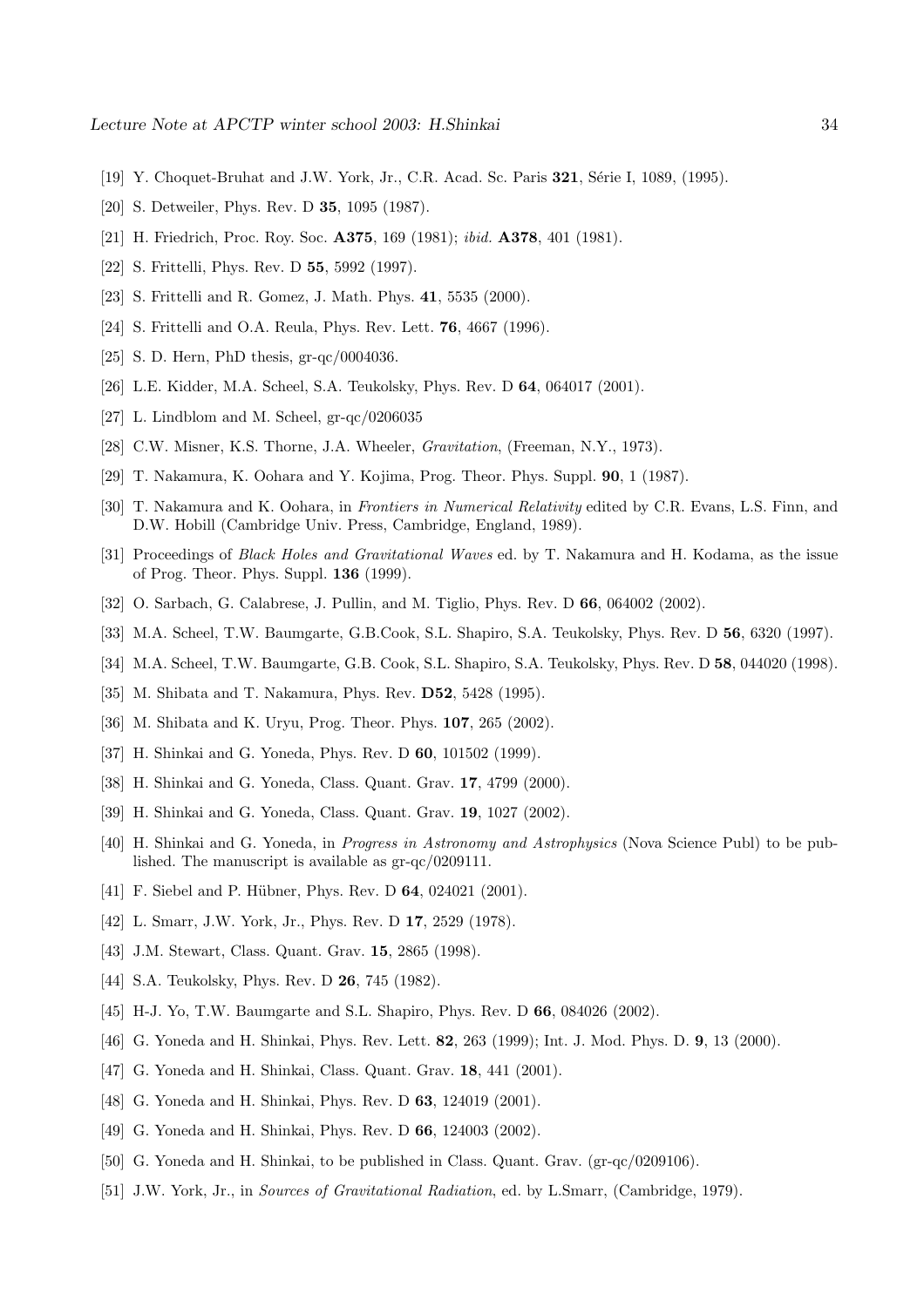[19] Y. Choquet-Bruhat and J.W. York, Jr., C.R. Acad. Sc. Paris **321**, Série I, 1089, (1995).

[20] S. Detweiler, Phys. Rev. D **35**, 1095 (1987).

[21] H. Friedrich, Proc. Roy. Soc. **A375**, 169 (1981); *ibid.* **A378**, 401 (1981).

[22] S. Frittelli, Phys. Rev. D **55**, 5992 (1997).

[23] S. Frittelli and R. Gomez, J. Math. Phys. **41**, 5535 (2000).

[24] S. Frittelli and O.A. Reula, Phys. Rev. Lett. **76**, 4667 (1996).

[25] S. D. Hern, PhD thesis, gr-qc/0004036.

[26] L.E. Kidder, M.A. Scheel, S.A. Teukolsky, Phys. Rev. D **64**, 064017 (2001).

[27] L. Lindblom and M. Scheel, gr-qc/0206035

[28] C.W. Misner, K.S. Thorne, J.A. Wheeler, *Gravitation*, (Freeman, N.Y., 1973).

[29] T. Nakamura, K. Oohara and Y. Kojima, Prog. Theor. Phys. Suppl. **90**, 1 (1987).

[30] T. Nakamura and K. Oohara, in *Frontiers in Numerical Relativity* edited by C.R. Evans, L.S. Finn, and D.W. Hobill (Cambridge Univ. Press, Cambridge, England, 1989).

[31] Proceedings of *Black Holes and Gravitational Waves* ed. by T. Nakamura and H. Kodama, as the issue of Prog. Theor. Phys. Suppl. **136** (1999).

[32] O. Sarbach, G. Calabrese, J. Pullin, and M. Tiglio, Phys. Rev. D **66**, 064002 (2002).

[33] M.A. Scheel, T.W. Baumgarte, G.B.Cook, S.L. Shapiro, S.A. Teukolsky, Phys. Rev. D **56**, 6320 (1997).

[34] M.A. Scheel, T.W. Baumgarte, G.B. Cook, S.L. Shapiro, S.A. Teukolsky, Phys. Rev. D **58**, 044020 (1998).

[35] M. Shibata and T. Nakamura, Phys. Rev. **D52**, 5428 (1995).

[36] M. Shibata and K. Uryu, Prog. Theor. Phys. **107**, 265 (2002).

[37] H. Shinkai and G. Yoneda, Phys. Rev. D **60**, 101502 (1999).

[38] H. Shinkai and G. Yoneda, Class. Quant. Grav. **17**, 4799 (2000).

[39] H. Shinkai and G. Yoneda, Class. Quant. Grav. **19**, 1027 (2002).

[40] H. Shinkai and G. Yoneda, in *Progress in Astronomy and Astrophysics* (Nova Science Publ) to be published. The manuscript is available as gr-qc/0209111.

[41] F. Siebel and P. Hübner, Phys. Rev. D **64**, 024021 (2001).

[42] L. Smarr, J.W. York, Jr., Phys. Rev. D **17**, 2529 (1978).

[43] J.M. Stewart, Class. Quant. Grav. **15**, 2865 (1998).

[44] S.A. Teukolsky, Phys. Rev. D **26**, 745 (1982).

[45] H-J. Yo, T.W. Baumgarte and S.L. Shapiro, Phys. Rev. D **66**, 084026 (2002).

[46] G. Yoneda and H. Shinkai, Phys. Rev. Lett. **82**, 263 (1999); Int. J. Mod. Phys. D. **9**, 13 (2000).

[47] G. Yoneda and H. Shinkai, Class. Quant. Grav. **18**, 441 (2001).

[48] G. Yoneda and H. Shinkai, Phys. Rev. D **63**, 124019 (2001).

[49] G. Yoneda and H. Shinkai, Phys. Rev. D **66**, 124003 (2002).

[50] G. Yoneda and H. Shinkai, to be published in Class. Quant. Grav. (gr-qc/0209106).

[51] J.W. York, Jr., in *Sources of Gravitational Radiation*, ed. by L.Smarr, (Cambridge, 1979).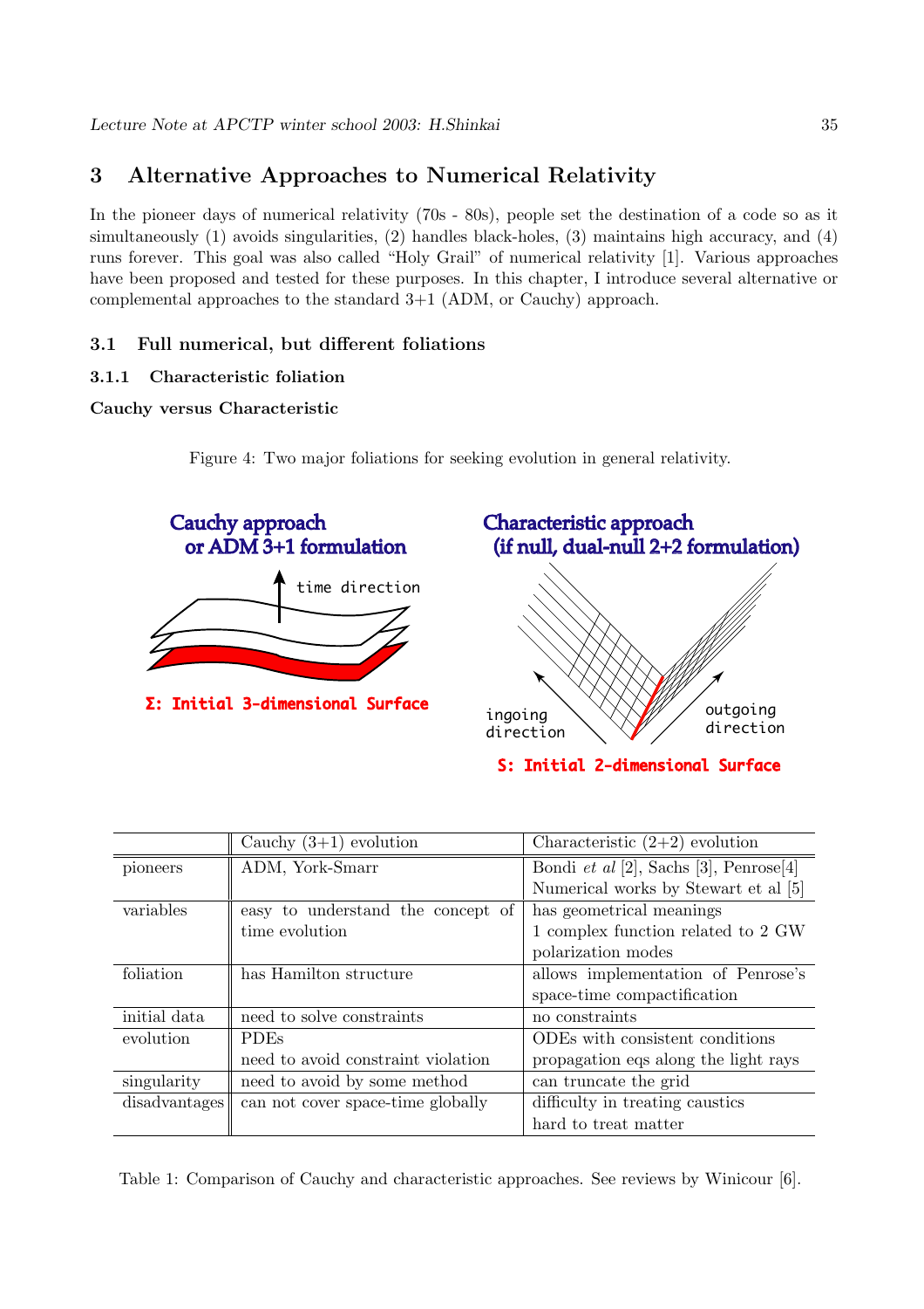# 3 Alternative Approaches to Numerical Relativity

In the pioneer days of numerical relativity (70s - 80s), people set the destination of a code so as it simultaneously (1) avoids singularities, (2) handles black-holes, (3) maintains high accuracy, and (4) runs forever. This goal was also called "Holy Grail" of numerical relativity [1]. Various approaches have been proposed and tested for these purposes. In this chapter, I introduce several alternative or complemental approaches to the standard 3+1 (ADM, or Cauchy) approach.

## 3.1 Full numerical, but different foliations

### 3.1.1 Characteristic foliation

**Cauchy versus Characteristic**

Figure 4: Two major foliations for seeking evolution in general relativity.

Cauchy approach or ADM 3+1 formulation

time direction

Σ: Initial 3-dimensional Surface

Characteristic approach (if null, dual-null 2+2 formulation)

ingoing direction

outgoing direction

S: Initial 2-dimensional Surface

| | Cauchy (3+1) evolution | Characteristic (2+2) evolution |
|---|---|---|
| pioneers | ADM, York-Smarr | Bondi *et al* [2], Sachs [3], Penrose[4] Numerical works by Stewart et al [5] |
| variables | easy to understand the concept of time evolution | has geometrical meanings 1 complex function related to 2 GW polarization modes |
| foliation | has Hamilton structure | allows implementation of Penrose's space-time compactification |
| initial data | need to solve constraints | no constraints |
| evolution | PDEs need to avoid constraint violation | ODEs with consistent conditions propagation eqs along the light rays |
| singularity | need to avoid by some method | can truncate the grid |
| disadvantages | can not cover space-time globally | difficulty in treating caustics hard to treat matter |

Table 1: Comparison of Cauchy and characteristic approaches. See reviews by Winicour [6].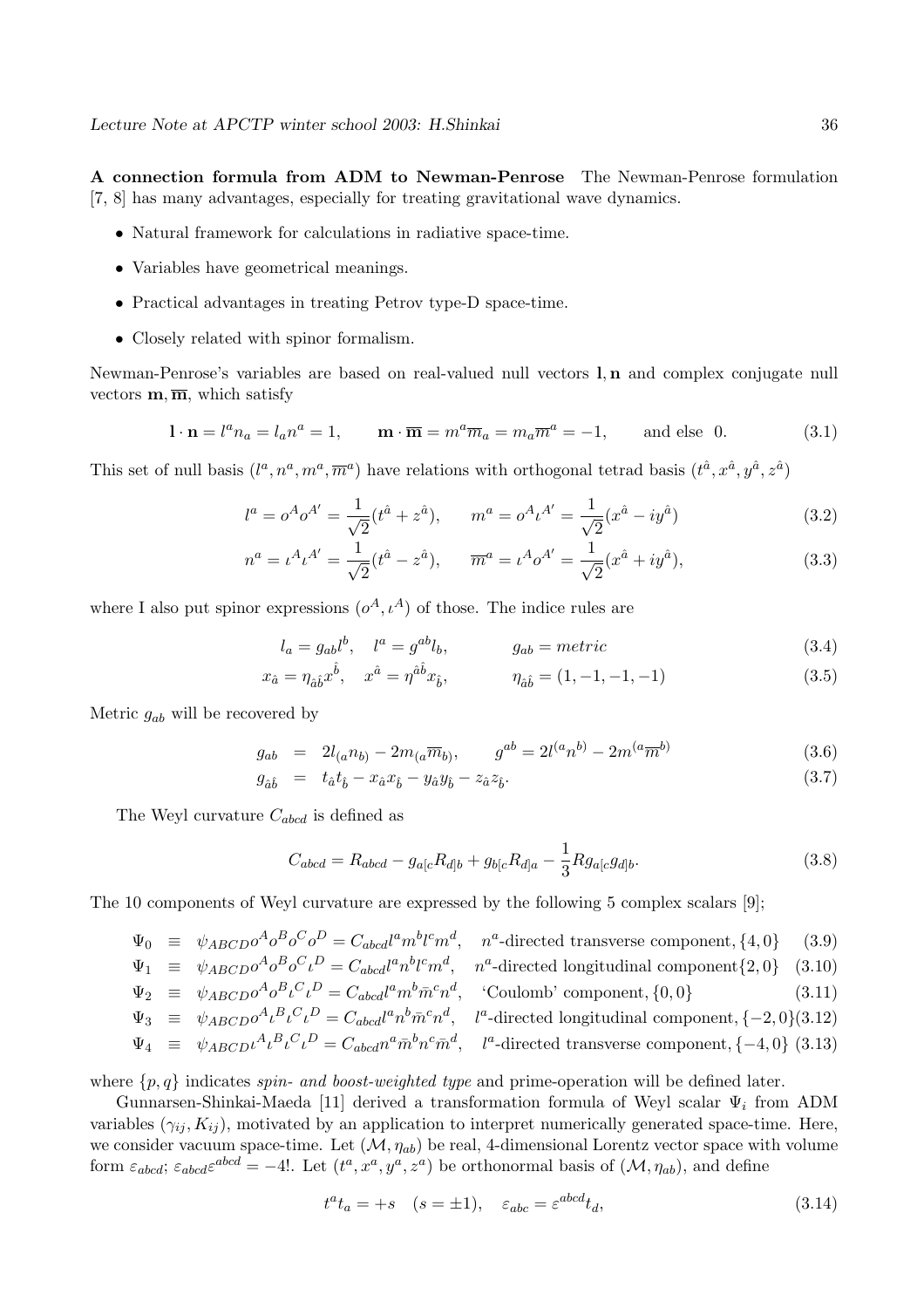**A connection formula from ADM to Newman-Penrose** The Newman-Penrose formulation [7, 8] has many advantages, especially for treating gravitational wave dynamics.

- Natural framework for calculations in radiative space-time.
- Variables have geometrical meanings.
- Practical advantages in treating Petrov type-D space-time.
- Closely related with spinor formalism.

Newman-Penrose's variables are based on real-valued null vectors $\mathbf{l}, \mathbf{n}$ and complex conjugate null vectors $\mathbf{m}, \overline{\mathbf{m}}$, which satisfy

$$\mathbf{l} \cdot \mathbf{n} = l^a n_a = l_a n^a = 1, \qquad \mathbf{m} \cdot \overline{\mathbf{m}} = m^a \overline{m}_a = m_a \overline{m}^a = -1, \qquad \text{and else } 0. \tag{3.1}$$

This set of null basis $(l^a, n^a, m^a, \overline{m}^a)$ have relations with orthogonal tetrad basis $(t^{\hat{a}}, x^{\hat{a}}, y^{\hat{a}}, z^{\hat{a}})$

$$l^a = o^A o^{A'} = \frac{1}{\sqrt{2}}(t^{\hat{a}} + z^{\hat{a}}), \qquad m^a = o^A \iota^{A'} = \frac{1}{\sqrt{2}}(x^{\hat{a}} - i y^{\hat{a}}) \tag{3.2}$$

$$n^a = \iota^A \iota^{A'} = \frac{1}{\sqrt{2}}(t^{\hat{a}} - z^{\hat{a}}), \qquad \overline{m}^a = \iota^A o^{A'} = \frac{1}{\sqrt{2}}(x^{\hat{a}} + i y^{\hat{a}}), \tag{3.3}$$

where I also put spinor expressions $(o^A, \iota^A)$ of those. The indice rules are

$$l_a = g_{ab} l^b, \quad l^a = g^{ab} l_b, \qquad g_{ab} = metric \tag{3.4}$$

$$x_{\hat{a}} = \eta_{\hat{a}\hat{b}} x^{\hat{b}}, \quad x^{\hat{a}} = \eta^{\hat{a}\hat{b}} x_{\hat{b}}, \qquad \eta_{\hat{a}\hat{b}} = (1, -1, -1, -1) \tag{3.5}$$

Metric $g_{ab}$ will be recovered by

$$g_{ab} = 2 l_{(a} n_{b)} - 2 m_{(a} \overline{m}_{b)}, \qquad g^{ab} = 2 l^{(a} n^{b)} - 2 m^{(a} \overline{m}^{b)} \tag{3.6}$$

$$g_{\hat{a}\hat{b}} = t_{\hat{a}} t_{\hat{b}} - x_{\hat{a}} x_{\hat{b}} - y_{\hat{a}} y_{\hat{b}} - z_{\hat{a}} z_{\hat{b}}. \tag{3.7}$$

The Weyl curvature $C_{abcd}$ is defined as

$$C_{abcd} = R_{abcd} - g_{a[c} R_{d]b} + g_{b[c} R_{d]a} - \frac{1}{3} R g_{a[c} g_{d]b}. \tag{3.8}$$

The 10 components of Weyl curvature are expressed by the following 5 complex scalars [9];

$$\Psi_0 \equiv \psi_{ABCD} o^A o^B o^C o^D = C_{abcd} l^a m^b l^c m^d, \quad n^a\text{-directed transverse component}, \{4, 0\} \tag{3.9}$$

$$\Psi_1 \equiv \psi_{ABCD} o^A o^B o^C \iota^D = C_{abcd} l^a n^b l^c m^d, \quad n^a\text{-directed longitudinal component} \{2, 0\} \tag{3.10}$$

$$\Psi_2 \equiv \psi_{ABCD} o^A o^B \iota^C \iota^D = C_{abcd} l^a m^b \bar{m}^c n^d, \quad \text{`Coulomb' component}, \{0, 0\} \tag{3.11}$$

$$\Psi_3 \equiv \psi_{ABCD} o^A \iota^B \iota^C \iota^D = C_{abcd} l^a n^b \bar{m}^c n^d, \quad l^a\text{-directed longitudinal component}, \{-2, 0\} \tag{3.12}$$

$$\Psi_4 \equiv \psi_{ABCD} \iota^A \iota^B \iota^C \iota^D = C_{abcd} n^a \bar{m}^b n^c \bar{m}^d, \quad l^a\text{-directed transverse component}, \{-4, 0\} \tag{3.13}$$

where $\{p, q\}$ indicates *spin- and boost-weighted type* and prime-operation will be defined later.

Gunnarsen-Shinkai-Maeda [11] derived a transformation formula of Weyl scalar $\Psi_i$ from ADM variables $(\gamma_{ij}, K_{ij})$, motivated by an application to interpret numerically generated space-time. Here, we consider vacuum space-time. Let $(\mathcal{M}, \eta_{ab})$ be real, 4-dimensional Lorentz vector space with volume form $\varepsilon_{abcd}$; $\varepsilon_{abcd}\varepsilon^{abcd} = -4!$. Let $(t^a, x^a, y^a, z^a)$ be orthonormal basis of $(\mathcal{M}, \eta_{ab})$, and define

$$t^a t_a = +s \quad (s = \pm 1), \quad \varepsilon_{abc} = \varepsilon^{abcd} t_d, \tag{3.14}$$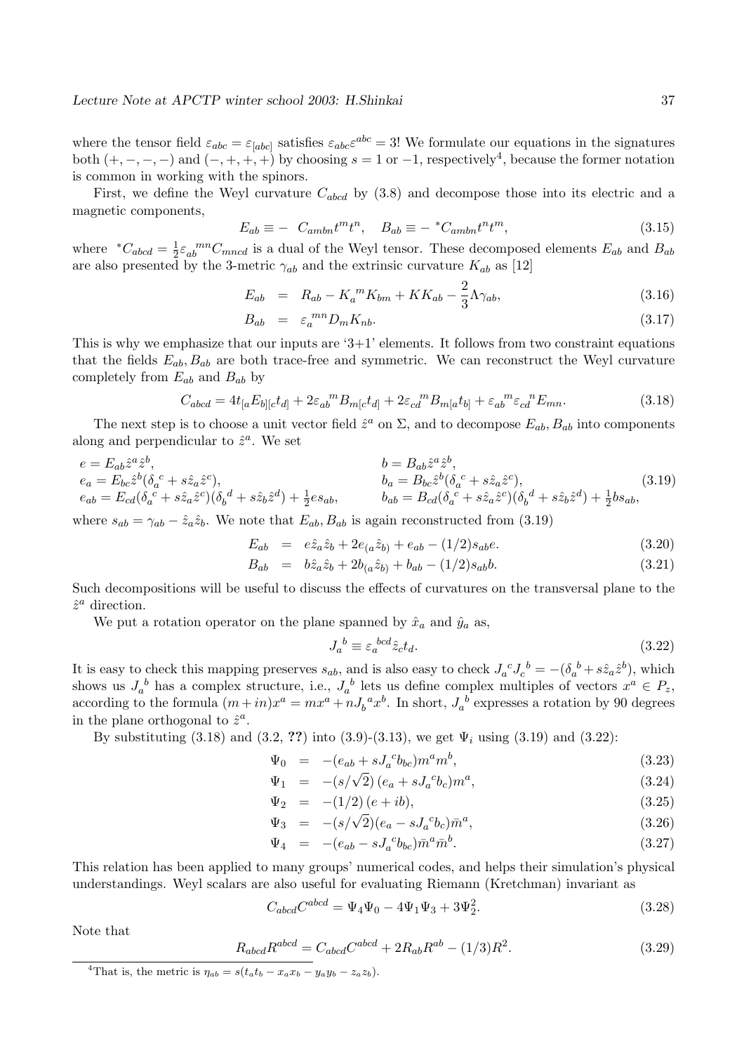where the tensor field $\varepsilon_{abc} = \varepsilon_{[abc]}$ satisfies $\varepsilon_{abc}\varepsilon^{abc} = 3!$ We formulate our equations in the signatures both $(+,-,-,-)$ and $(-,+,+,+)$ by choosing $s = 1$ or $-1$, respectively[4], because the former notation is common in working with the spinors.

First, we define the Weyl curvature $C_{abcd}$ by (3.8) and decompose those into its electric and a magnetic components,

$$E_{ab} \equiv - \ C_{ambn}t^m t^n, \quad B_{ab} \equiv - \ {}^*C_{ambn}t^n t^m, \tag{3.15}$$

where ${}^*C_{abcd} = \frac{1}{2}\varepsilon_{ab}{}^{mn}C_{mncd}$ is a dual of the Weyl tensor. These decomposed elements $E_{ab}$ and $B_{ab}$ are also presented by the 3-metric $\gamma_{ab}$ and the extrinsic curvature $K_{ab}$ as [12]

$$E_{ab} = R_{ab} - K_a{}^m K_{bm} + KK_{ab} - \frac{2}{3}\Lambda\gamma_{ab}, \tag{3.16}$$

$$B_{ab} = \varepsilon_a{}^{mn} D_m K_{nb}. \tag{3.17}$$

This is why we emphasize that our inputs are '3+1' elements. It follows from two constraint equations that the fields $E_{ab}, B_{ab}$ are both trace-free and symmetric. We can reconstruct the Weyl curvature completely from $E_{ab}$ and $B_{ab}$ by

$$C_{abcd} = 4t_{[a}E_{b][c}t_{d]} + 2\varepsilon_{ab}{}^m B_{m[c}t_{d]} + 2\varepsilon_{cd}{}^m B_{m[a}t_{b]} + \varepsilon_{ab}{}^m \varepsilon_{cd}{}^n E_{mn}. \tag{3.18}$$

The next step is to choose a unit vector field $\hat{z}^a$ on $\Sigma$, and to decompose $E_{ab}, B_{ab}$ into components along and perpendicular to $\hat{z}^a$. We set

$$\begin{array}{ll} e = E_{ab}\hat{z}^a\hat{z}^b, & b = B_{ab}\hat{z}^a\hat{z}^b, \\ e_a = E_{bc}\hat{z}^b(\delta_a{}^c + s\hat{z}_a\hat{z}^c), & b_a = B_{bc}\hat{z}^b(\delta_a{}^c + s\hat{z}_a\hat{z}^c), \\ e_{ab} = E_{cd}(\delta_a{}^c + s\hat{z}_a\hat{z}^c)(\delta_b{}^d + s\hat{z}_b\hat{z}^d) + \frac{1}{2}es_{ab}, & b_{ab} = B_{cd}(\delta_a{}^c + s\hat{z}_a\hat{z}^c)(\delta_b{}^d + s\hat{z}_b\hat{z}^d) + \frac{1}{2}bs_{ab}, \end{array} \tag{3.19}$$

where $s_{ab} = \gamma_{ab} - \hat{z}_a\hat{z}_b$. We note that $E_{ab}, B_{ab}$ is again reconstructed from (3.19)

$$E_{ab} = e\hat{z}_a\hat{z}_b + 2e_{(a}\hat{z}_{b)} + e_{ab} - (1/2)s_{ab}e. \tag{3.20}$$

$$B_{ab} = b\hat{z}_a\hat{z}_b + 2b_{(a}\hat{z}_{b)} + b_{ab} - (1/2)s_{ab}b. \tag{3.21}$$

Such decompositions will be useful to discuss the effects of curvatures on the transversal plane to the $\hat{z}^a$ direction.

We put a rotation operator on the plane spanned by $\hat{x}_a$ and $\hat{y}_a$ as,

$$J_a{}^b \equiv \varepsilon_a{}^{bcd}\hat{z}_c t_d. \tag{3.22}$$

It is easy to check this mapping preserves $s_{ab}$, and is also easy to check $J_a{}^c J_c{}^b = -(\delta_a{}^b + s\hat{z}_a\hat{z}^b)$, which shows us $J_a{}^b$ has a complex structure, i.e., $J_a{}^b$ lets us define complex multiples of vectors $x^a \in P_z$, according to the formula $(m+in)x^a = mx^a + nJ_b{}^a x^b$. In short, $J_a{}^b$ expresses a rotation by 90 degrees in the plane orthogonal to $\hat{z}^a$.

By substituting (3.18) and (3.2, ??) into (3.9)-(3.13), we get $\Psi_i$ using (3.19) and (3.22):

$$\Psi_0 = -(e_{ab} + sJ_a{}^c b_{bc})m^a m^b, \tag{3.23}$$

$$\Psi_1 = -(s/\sqrt{2})\,(e_a + sJ_a{}^c b_c)m^a, \tag{3.24}$$

$$\Psi_2 = -(1/2)\,(e + ib), \tag{3.25}$$

$$\Psi_3 = -(s/\sqrt{2})(e_a - sJ_a{}^c b_c)\bar{m}^a, \tag{3.26}$$

$$\Psi_4 = -(e_{ab} - sJ_a{}^c b_{bc})\bar{m}^a\bar{m}^b. \tag{3.27}$$

This relation has been applied to many groups' numerical codes, and helps their simulation's physical understandings. Weyl scalars are also useful for evaluating Riemann (Kretchman) invariant as

$$C_{abcd}C^{abcd} = \Psi_4\Psi_0 - 4\Psi_1\Psi_3 + 3\Psi_2^2. \tag{3.28}$$

Note that

$$R_{abcd}R^{abcd} = C_{abcd}C^{abcd} + 2R_{ab}R^{ab} - (1/3)R^2. \tag{3.29}$$

[4] That is, the metric is $\eta_{ab} = s(t_a t_b - x_a x_b - y_a y_b - z_a z_b)$.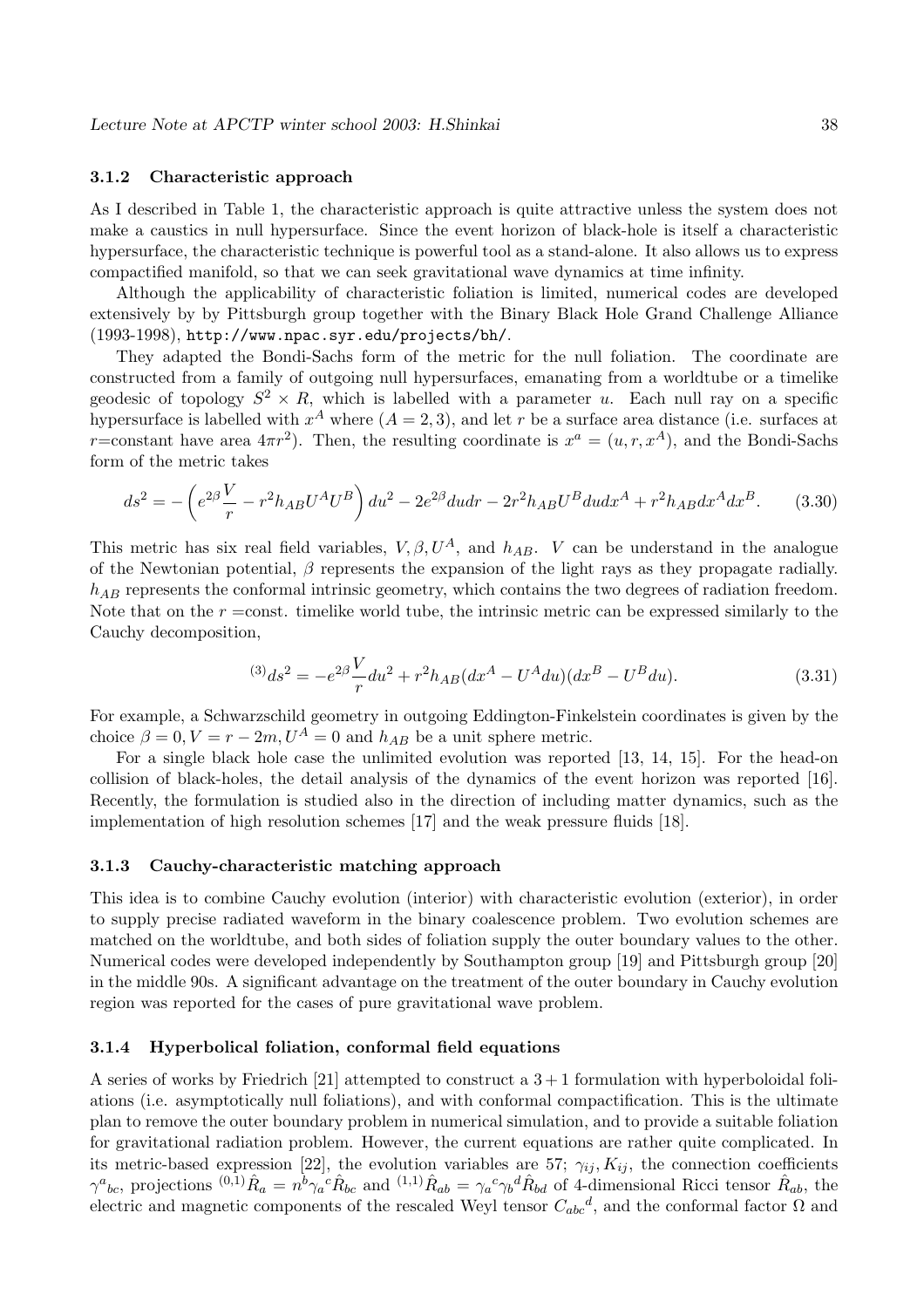### 3.1.2 Characteristic approach

As I described in Table 1, the characteristic approach is quite attractive unless the system does not make a caustics in null hypersurface. Since the event horizon of black-hole is itself a characteristic hypersurface, the characteristic technique is powerful tool as a stand-alone. It also allows us to express compactified manifold, so that we can seek gravitational wave dynamics at time infinity.

Although the applicability of characteristic foliation is limited, numerical codes are developed extensively by by Pittsburgh group together with the Binary Black Hole Grand Challenge Alliance (1993-1998), `http://www.npac.syr.edu/projects/bh/`.

They adapted the Bondi-Sachs form of the metric for the null foliation. The coordinate are constructed from a family of outgoing null hypersurfaces, emanating from a worldtube or a timelike geodesic of topology $S^2 \times R$, which is labelled with a parameter $u$. Each null ray on a specific hypersurface is labelled with $x^A$ where $(A = 2, 3)$, and let $r$ be a surface area distance (i.e. surfaces at $r$=constant have area $4\pi r^2$). Then, the resulting coordinate is $x^a = (u, r, x^A)$, and the Bondi-Sachs form of the metric takes

$$ds^2 = -\left(e^{2\beta}\frac{V}{r} - r^2 h_{AB}U^A U^B\right) du^2 - 2e^{2\beta} du dr - 2r^2 h_{AB} U^B du dx^A + r^2 h_{AB} dx^A dx^B. \tag{3.30}$$

This metric has six real field variables, $V, \beta, U^A$, and $h_{AB}$. $V$ can be understand in the analogue of the Newtonian potential, $\beta$ represents the expansion of the light rays as they propagate radially. $h_{AB}$ represents the conformal intrinsic geometry, which contains the two degrees of radiation freedom. Note that on the $r$ =const. timelike world tube, the intrinsic metric can be expressed similarly to the Cauchy decomposition,

$${}^{(3)}ds^2 = -e^{2\beta}\frac{V}{r} du^2 + r^2 h_{AB}(dx^A - U^A du)(dx^B - U^B du). \tag{3.31}$$

For example, a Schwarzschild geometry in outgoing Eddington-Finkelstein coordinates is given by the choice $\beta = 0, V = r - 2m, U^A = 0$ and $h_{AB}$ be a unit sphere metric.

For a single black hole case the unlimited evolution was reported [13, 14, 15]. For the head-on collision of black-holes, the detail analysis of the dynamics of the event horizon was reported [16]. Recently, the formulation is studied also in the direction of including matter dynamics, such as the implementation of high resolution schemes [17] and the weak pressure fluids [18].

### 3.1.3 Cauchy-characteristic matching approach

This idea is to combine Cauchy evolution (interior) with characteristic evolution (exterior), in order to supply precise radiated waveform in the binary coalescence problem. Two evolution schemes are matched on the worldtube, and both sides of foliation supply the outer boundary values to the other. Numerical codes were developed independently by Southampton group [19] and Pittsburgh group [20] in the middle 90s. A significant advantage on the treatment of the outer boundary in Cauchy evolution region was reported for the cases of pure gravitational wave problem.

### 3.1.4 Hyperbolical foliation, conformal field equations

A series of works by Friedrich [21] attempted to construct a $3+1$ formulation with hyperboloidal foliations (i.e. asymptotically null foliations), and with conformal compactification. This is the ultimate plan to remove the outer boundary problem in numerical simulation, and to provide a suitable foliation for gravitational radiation problem. However, the current equations are rather quite complicated. In its metric-based expression [22], the evolution variables are 57; $\gamma_{ij}, K_{ij}$, the connection coefficients $\gamma^a{}_{bc}$, projections ${}^{(0,1)}\hat{R}_a = n^b \gamma_a{}^c \hat{R}_{bc}$ and ${}^{(1,1)}\hat{R}_{ab} = \gamma_a{}^c \gamma_b{}^d \hat{R}_{bd}$ of 4-dimensional Ricci tensor $\hat{R}_{ab}$, the electric and magnetic components of the rescaled Weyl tensor $C_{abc}{}^d$, and the conformal factor $\Omega$ and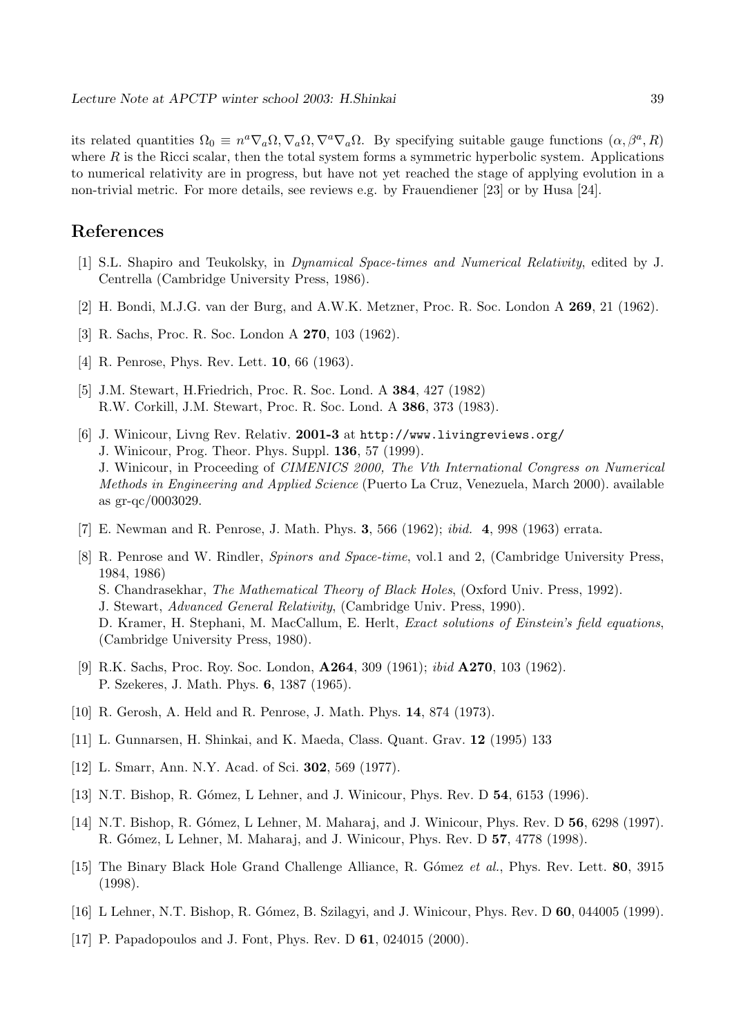its related quantities $\Omega_0 \equiv n^a \nabla_a \Omega, \nabla_a \Omega, \nabla^a \nabla_a \Omega$. By specifying suitable gauge functions $(\alpha, \beta^a, R)$ where $R$ is the Ricci scalar, then the total system forms a symmetric hyperbolic system. Applications to numerical relativity are in progress, but have not yet reached the stage of applying evolution in a non-trivial metric. For more details, see reviews e.g. by Frauendiener [23] or by Husa [24].

# References

[1] S.L. Shapiro and Teukolsky, in *Dynamical Space-times and Numerical Relativity*, edited by J. Centrella (Cambridge University Press, 1986).

[2] H. Bondi, M.J.G. van der Burg, and A.W.K. Metzner, Proc. R. Soc. London A **269**, 21 (1962).

[3] R. Sachs, Proc. R. Soc. London A **270**, 103 (1962).

[4] R. Penrose, Phys. Rev. Lett. **10**, 66 (1963).

[5] J.M. Stewart, H.Friedrich, Proc. R. Soc. Lond. A **384**, 427 (1982)
R.W. Corkill, J.M. Stewart, Proc. R. Soc. Lond. A **386**, 373 (1983).

[6] J. Winicour, Livng Rev. Relativ. **2001-3** at `http://www.livingreviews.org/`
J. Winicour, Prog. Theor. Phys. Suppl. **136**, 57 (1999).
J. Winicour, in Proceeding of *CIMENICS 2000, The Vth International Congress on Numerical Methods in Engineering and Applied Science* (Puerto La Cruz, Venezuela, March 2000). available as gr-qc/0003029.

[7] E. Newman and R. Penrose, J. Math. Phys. **3**, 566 (1962); *ibid.* **4**, 998 (1963) errata.

[8] R. Penrose and W. Rindler, *Spinors and Space-time*, vol.1 and 2, (Cambridge University Press, 1984, 1986)
S. Chandrasekhar, *The Mathematical Theory of Black Holes*, (Oxford Univ. Press, 1992).
J. Stewart, *Advanced General Relativity*, (Cambridge Univ. Press, 1990).
D. Kramer, H. Stephani, M. MacCallum, E. Herlt, *Exact solutions of Einstein's field equations*, (Cambridge University Press, 1980).

[9] R.K. Sachs, Proc. Roy. Soc. London, **A264**, 309 (1961); *ibid* **A270**, 103 (1962).
P. Szekeres, J. Math. Phys. **6**, 1387 (1965).

[10] R. Gerosh, A. Held and R. Penrose, J. Math. Phys. **14**, 874 (1973).

[11] L. Gunnarsen, H. Shinkai, and K. Maeda, Class. Quant. Grav. **12** (1995) 133

[12] L. Smarr, Ann. N.Y. Acad. of Sci. **302**, 569 (1977).

[13] N.T. Bishop, R. Gómez, L Lehner, and J. Winicour, Phys. Rev. D **54**, 6153 (1996).

[14] N.T. Bishop, R. Gómez, L Lehner, M. Maharaj, and J. Winicour, Phys. Rev. D **56**, 6298 (1997).
R. Gómez, L Lehner, M. Maharaj, and J. Winicour, Phys. Rev. D **57**, 4778 (1998).

[15] The Binary Black Hole Grand Challenge Alliance, R. Gómez *et al.*, Phys. Rev. Lett. **80**, 3915 (1998).

[16] L Lehner, N.T. Bishop, R. Gómez, B. Szilagyi, and J. Winicour, Phys. Rev. D **60**, 044005 (1999).

[17] P. Papadopoulos and J. Font, Phys. Rev. D **61**, 024015 (2000).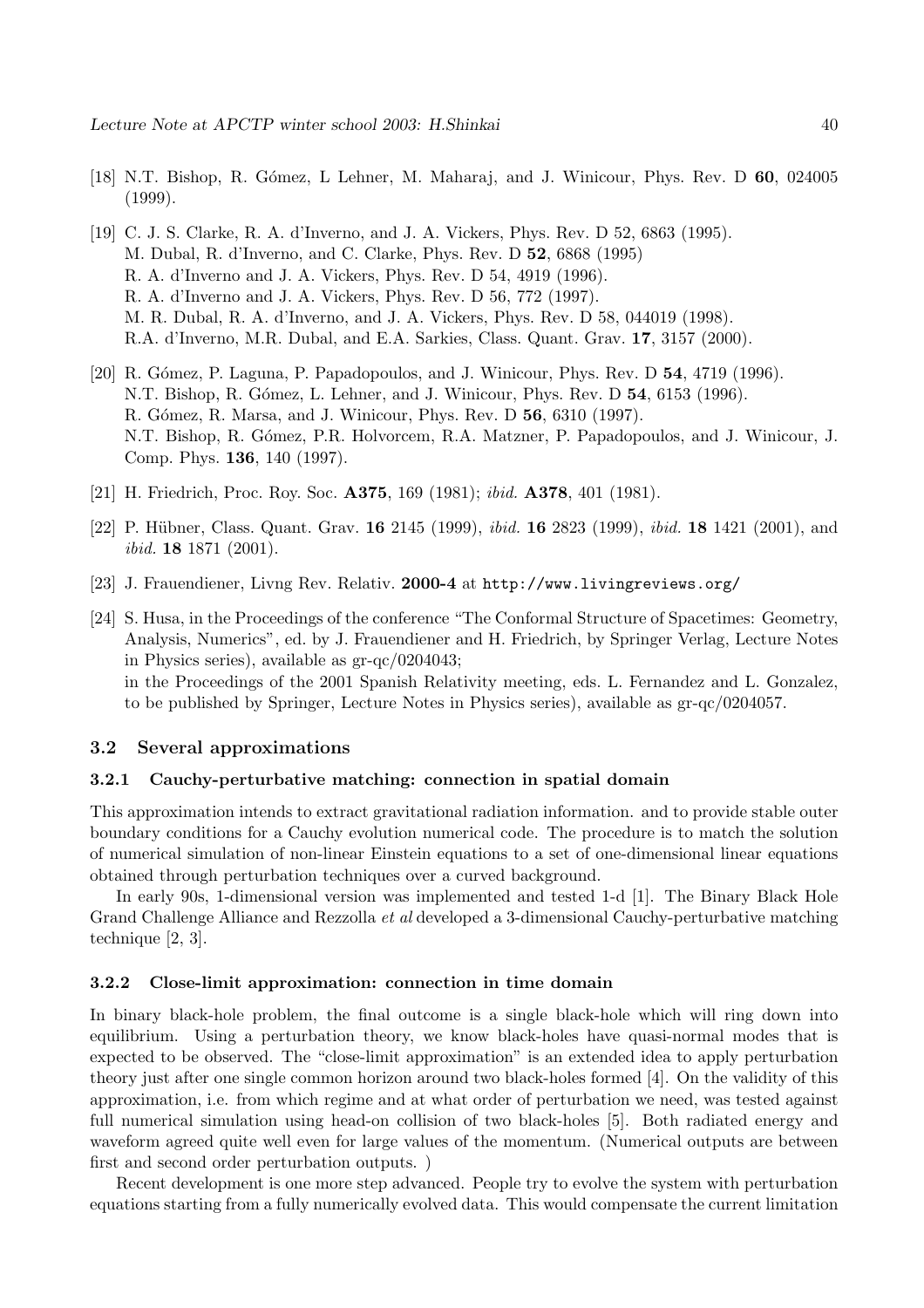[18] N.T. Bishop, R. Gómez, L Lehner, M. Maharaj, and J. Winicour, Phys. Rev. D **60**, 024005 (1999).

[19] C. J. S. Clarke, R. A. d'Inverno, and J. A. Vickers, Phys. Rev. D 52, 6863 (1995).
M. Dubal, R. d'Inverno, and C. Clarke, Phys. Rev. D **52**, 6868 (1995)
R. A. d'Inverno and J. A. Vickers, Phys. Rev. D 54, 4919 (1996).
R. A. d'Inverno and J. A. Vickers, Phys. Rev. D 56, 772 (1997).
M. R. Dubal, R. A. d'Inverno, and J. A. Vickers, Phys. Rev. D 58, 044019 (1998).
R.A. d'Inverno, M.R. Dubal, and E.A. Sarkies, Class. Quant. Grav. **17**, 3157 (2000).

[20] R. Gómez, P. Laguna, P. Papadopoulos, and J. Winicour, Phys. Rev. D **54**, 4719 (1996).
N.T. Bishop, R. Gómez, L. Lehner, and J. Winicour, Phys. Rev. D **54**, 6153 (1996).
R. Gómez, R. Marsa, and J. Winicour, Phys. Rev. D **56**, 6310 (1997).
N.T. Bishop, R. Gómez, P.R. Holvorcem, R.A. Matzner, P. Papadopoulos, and J. Winicour, J. Comp. Phys. **136**, 140 (1997).

[21] H. Friedrich, Proc. Roy. Soc. **A375**, 169 (1981); *ibid.* **A378**, 401 (1981).

[22] P. Hübner, Class. Quant. Grav. **16** 2145 (1999), *ibid.* **16** 2823 (1999), *ibid.* **18** 1421 (2001), and *ibid.* **18** 1871 (2001).

[23] J. Frauendiener, Livng Rev. Relativ. **2000-4** at `http://www.livingreviews.org/`

[24] S. Husa, in the Proceedings of the conference "The Conformal Structure of Spacetimes: Geometry, Analysis, Numerics", ed. by J. Frauendiener and H. Friedrich, by Springer Verlag, Lecture Notes in Physics series), available as gr-qc/0204043;
in the Proceedings of the 2001 Spanish Relativity meeting, eds. L. Fernandez and L. Gonzalez, to be published by Springer, Lecture Notes in Physics series), available as gr-qc/0204057.

## 3.2 Several approximations

### 3.2.1 Cauchy-perturbative matching: connection in spatial domain

This approximation intends to extract gravitational radiation information. and to provide stable outer boundary conditions for a Cauchy evolution numerical code. The procedure is to match the solution of numerical simulation of non-linear Einstein equations to a set of one-dimensional linear equations obtained through perturbation techniques over a curved background.

In early 90s, 1-dimensional version was implemented and tested 1-d [1]. The Binary Black Hole Grand Challenge Alliance and Rezzolla *et al* developed a 3-dimensional Cauchy-perturbative matching technique [2, 3].

### 3.2.2 Close-limit approximation: connection in time domain

In binary black-hole problem, the final outcome is a single black-hole which will ring down into equilibrium. Using a perturbation theory, we know black-holes have quasi-normal modes that is expected to be observed. The "close-limit approximation" is an extended idea to apply perturbation theory just after one single common horizon around two black-holes formed [4]. On the validity of this approximation, i.e. from which regime and at what order of perturbation we need, was tested against full numerical simulation using head-on collision of two black-holes [5]. Both radiated energy and waveform agreed quite well even for large values of the momentum. (Numerical outputs are between first and second order perturbation outputs. )

Recent development is one more step advanced. People try to evolve the system with perturbation equations starting from a fully numerically evolved data. This would compensate the current limitation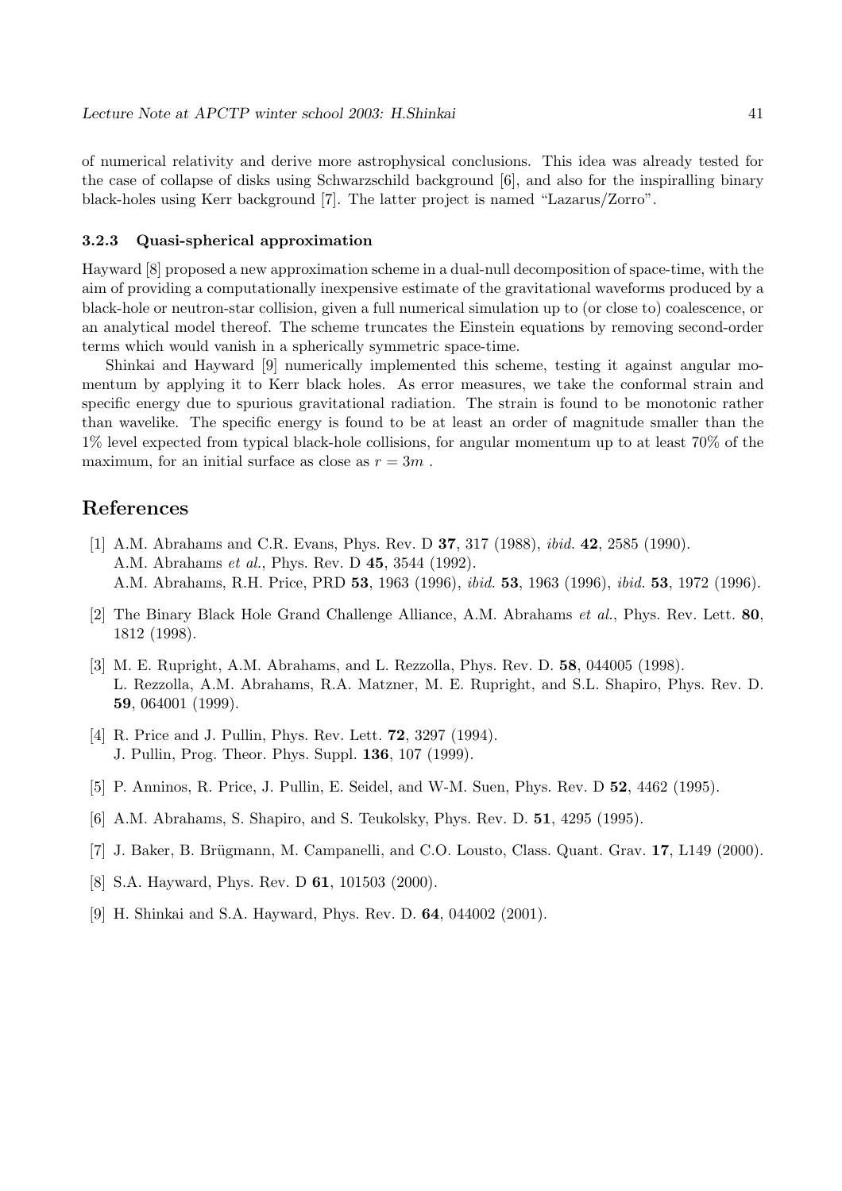of numerical relativity and derive more astrophysical conclusions. This idea was already tested for the case of collapse of disks using Schwarzschild background [6], and also for the inspiralling binary black-holes using Kerr background [7]. The latter project is named "Lazarus/Zorro".

#### 3.2.3 Quasi-spherical approximation

Hayward [8] proposed a new approximation scheme in a dual-null decomposition of space-time, with the aim of providing a computationally inexpensive estimate of the gravitational waveforms produced by a black-hole or neutron-star collision, given a full numerical simulation up to (or close to) coalescence, or an analytical model thereof. The scheme truncates the Einstein equations by removing second-order terms which would vanish in a spherically symmetric space-time.

Shinkai and Hayward [9] numerically implemented this scheme, testing it against angular momentum by applying it to Kerr black holes. As error measures, we take the conformal strain and specific energy due to spurious gravitational radiation. The strain is found to be monotonic rather than wavelike. The specific energy is found to be at least an order of magnitude smaller than the 1% level expected from typical black-hole collisions, for angular momentum up to at least 70% of the maximum, for an initial surface as close as $r = 3m$ .

## References

[1] A.M. Abrahams and C.R. Evans, Phys. Rev. D **37**, 317 (1988), *ibid.* **42**, 2585 (1990).
A.M. Abrahams *et al.*, Phys. Rev. D **45**, 3544 (1992).
A.M. Abrahams, R.H. Price, PRD **53**, 1963 (1996), *ibid.* **53**, 1963 (1996), *ibid.* **53**, 1972 (1996).

[2] The Binary Black Hole Grand Challenge Alliance, A.M. Abrahams *et al.*, Phys. Rev. Lett. **80**, 1812 (1998).

[3] M. E. Rupright, A.M. Abrahams, and L. Rezzolla, Phys. Rev. D. **58**, 044005 (1998).
L. Rezzolla, A.M. Abrahams, R.A. Matzner, M. E. Rupright, and S.L. Shapiro, Phys. Rev. D. **59**, 064001 (1999).

[4] R. Price and J. Pullin, Phys. Rev. Lett. **72**, 3297 (1994).
J. Pullin, Prog. Theor. Phys. Suppl. **136**, 107 (1999).

[5] P. Anninos, R. Price, J. Pullin, E. Seidel, and W-M. Suen, Phys. Rev. D **52**, 4462 (1995).

[6] A.M. Abrahams, S. Shapiro, and S. Teukolsky, Phys. Rev. D. **51**, 4295 (1995).

[7] J. Baker, B. Brügmann, M. Campanelli, and C.O. Lousto, Class. Quant. Grav. **17**, L149 (2000).

[8] S.A. Hayward, Phys. Rev. D **61**, 101503 (2000).

[9] H. Shinkai and S.A. Hayward, Phys. Rev. D. **64**, 044002 (2001).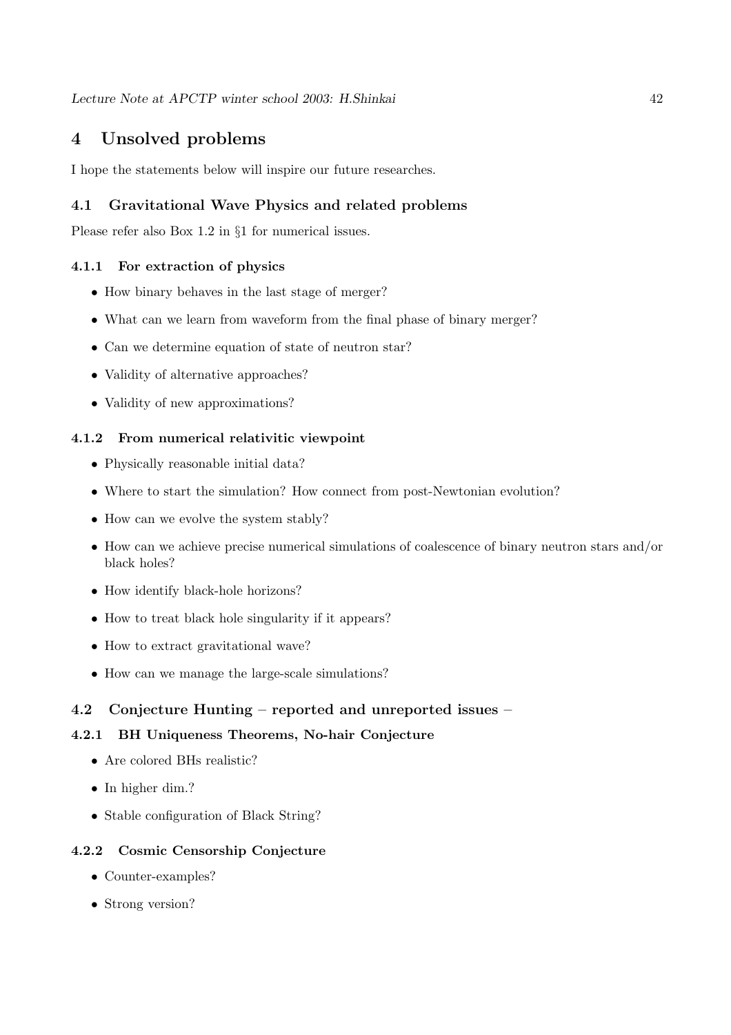# 4 Unsolved problems

I hope the statements below will inspire our future researches.

## 4.1 Gravitational Wave Physics and related problems

Please refer also Box 1.2 in §1 for numerical issues.

### 4.1.1 For extraction of physics

- How binary behaves in the last stage of merger?
- What can we learn from waveform from the final phase of binary merger?
- Can we determine equation of state of neutron star?
- Validity of alternative approaches?
- Validity of new approximations?

### 4.1.2 From numerical relativitic viewpoint

- Physically reasonable initial data?
- Where to start the simulation? How connect from post-Newtonian evolution?
- How can we evolve the system stably?
- How can we achieve precise numerical simulations of coalescence of binary neutron stars and/or black holes?
- How identify black-hole horizons?
- How to treat black hole singularity if it appears?
- How to extract gravitational wave?
- How can we manage the large-scale simulations?

## 4.2 Conjecture Hunting – reported and unreported issues –

### 4.2.1 BH Uniqueness Theorems, No-hair Conjecture

- Are colored BHs realistic?
- In higher dim.?
- Stable configuration of Black String?

### 4.2.2 Cosmic Censorship Conjecture

- Counter-examples?
- Strong version?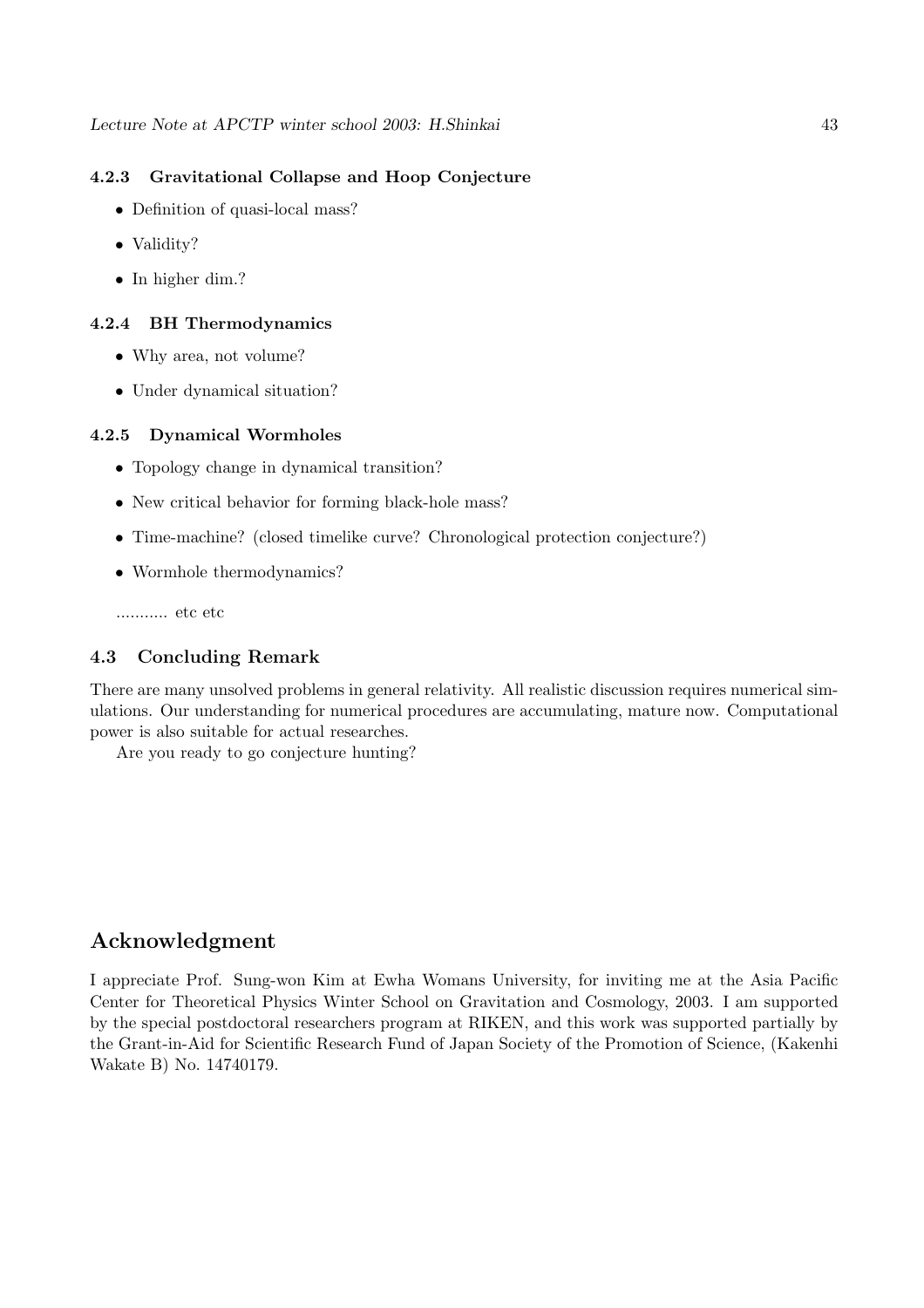#### 4.2.3 Gravitational Collapse and Hoop Conjecture

- Definition of quasi-local mass?
- Validity?
- In higher dim.?

#### 4.2.4 BH Thermodynamics

- Why area, not volume?
- Under dynamical situation?

#### 4.2.5 Dynamical Wormholes

- Topology change in dynamical transition?
- New critical behavior for forming black-hole mass?
- Time-machine? (closed timelike curve? Chronological protection conjecture?)
- Wormhole thermodynamics?

........... etc etc

### 4.3 Concluding Remark

There are many unsolved problems in general relativity. All realistic discussion requires numerical simulations. Our understanding for numerical procedures are accumulating, mature now. Computational power is also suitable for actual researches.

Are you ready to go conjecture hunting?

## Acknowledgment

I appreciate Prof. Sung-won Kim at Ewha Womans University, for inviting me at the Asia Pacific Center for Theoretical Physics Winter School on Gravitation and Cosmology, 2003. I am supported by the special postdoctoral researchers program at RIKEN, and this work was supported partially by the Grant-in-Aid for Scientific Research Fund of Japan Society of the Promotion of Science, (Kakenhi Wakate B) No. 14740179.